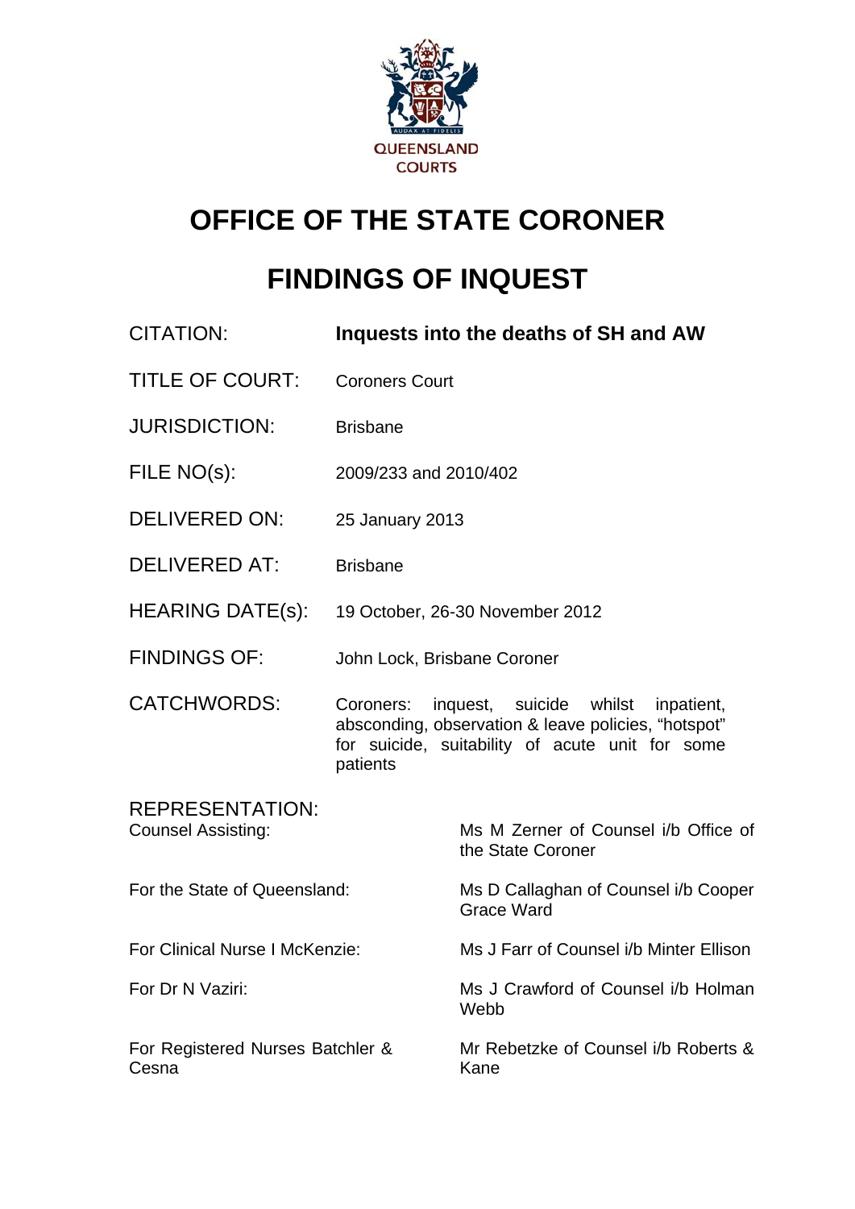QUEENSLAND COURTS

# OFFICE OF THE STATE CORONER

# FINDINGS OF INQUEST

| | |
|---|---|
| CITATION: | **Inquests into the deaths of SH and AW** |
| TITLE OF COURT: | Coroners Court |
| JURISDICTION: | Brisbane |
| FILE NO(s): | 2009/233 and 2010/402 |
| DELIVERED ON: | 25 January 2013 |
| DELIVERED AT: | Brisbane |
| HEARING DATE(s): | 19 October, 26-30 November 2012 |
| FINDINGS OF: | John Lock, Brisbane Coroner |
| CATCHWORDS: | Coroners: inquest, suicide whilst inpatient, absconding, observation & leave policies, "hotspot" for suicide, suitability of acute unit for some patients |

REPRESENTATION:

| | |
|---|---|
| Counsel Assisting: | Ms M Zerner of Counsel i/b Office of the State Coroner |
| For the State of Queensland: | Ms D Callaghan of Counsel i/b Cooper Grace Ward |
| For Clinical Nurse I McKenzie: | Ms J Farr of Counsel i/b Minter Ellison |
| For Dr N Vaziri: | Ms J Crawford of Counsel i/b Holman Webb |
| For Registered Nurses Batchler & Cesna | Mr Rebetzke of Counsel i/b Roberts & Kane |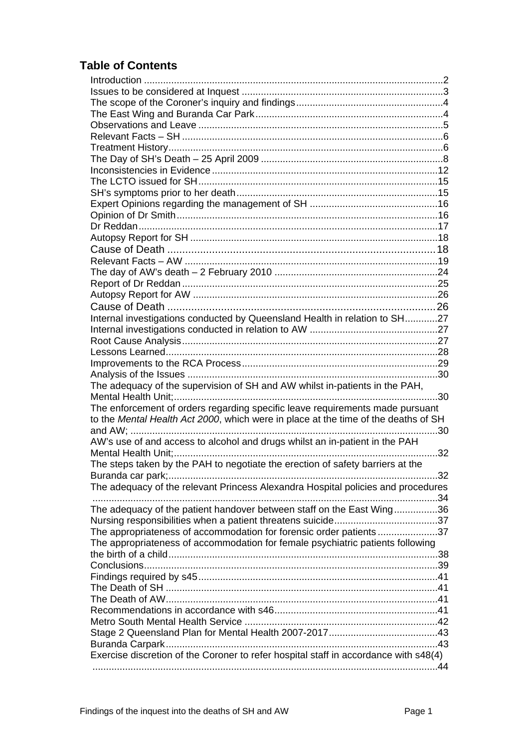## Table of Contents

Introduction ..........2
Issues to be considered at Inquest ..........3
The scope of the Coroner's inquiry and findings ..........4
The East Wing and Buranda Car Park ..........4
Observations and Leave ..........5
Relevant Facts – SH ..........6
Treatment History ..........6
The Day of SH's Death – 25 April 2009 ..........8
Inconsistencies in Evidence ..........12
The LCTO issued for SH ..........15
SH's symptoms prior to her death ..........15
Expert Opinions regarding the management of SH ..........16
Opinion of Dr Smith ..........16
Dr Reddan ..........17
Autopsy Report for SH ..........18
Cause of Death ..........18
Relevant Facts – AW ..........19
The day of AW's death – 2 February 2010 ..........24
Report of Dr Reddan ..........25
Autopsy Report for AW ..........26
Cause of Death ..........26
Internal investigations conducted by Queensland Health in relation to SH ..........27
Internal investigations conducted in relation to AW ..........27
Root Cause Analysis ..........27
Lessons Learned ..........28
Improvements to the RCA Process ..........29
Analysis of the Issues ..........30
The adequacy of the supervision of SH and AW whilst in-patients in the PAH, Mental Health Unit; ..........30
The enforcement of orders regarding specific leave requirements made pursuant to the *Mental Health Act 2000*, which were in place at the time of the deaths of SH and AW; ..........30
AW's use of and access to alcohol and drugs whilst an in-patient in the PAH Mental Health Unit; ..........32
The steps taken by the PAH to negotiate the erection of safety barriers at the Buranda car park; ..........32
The adequacy of the relevant Princess Alexandra Hospital policies and procedures ..........34
The adequacy of the patient handover between staff on the East Wing ..........36
Nursing responsibilities when a patient threatens suicide ..........37
The appropriateness of accommodation for forensic order patients ..........37
The appropriateness of accommodation for female psychiatric patients following the birth of a child ..........38
Conclusions ..........39
Findings required by s45 ..........41
The Death of SH ..........41
The Death of AW ..........41
Recommendations in accordance with s46 ..........41
Metro South Mental Health Service ..........42
Stage 2 Queensland Plan for Mental Health 2007-2017 ..........43
Buranda Carpark ..........43
Exercise discretion of the Coroner to refer hospital staff in accordance with s48(4) ..........44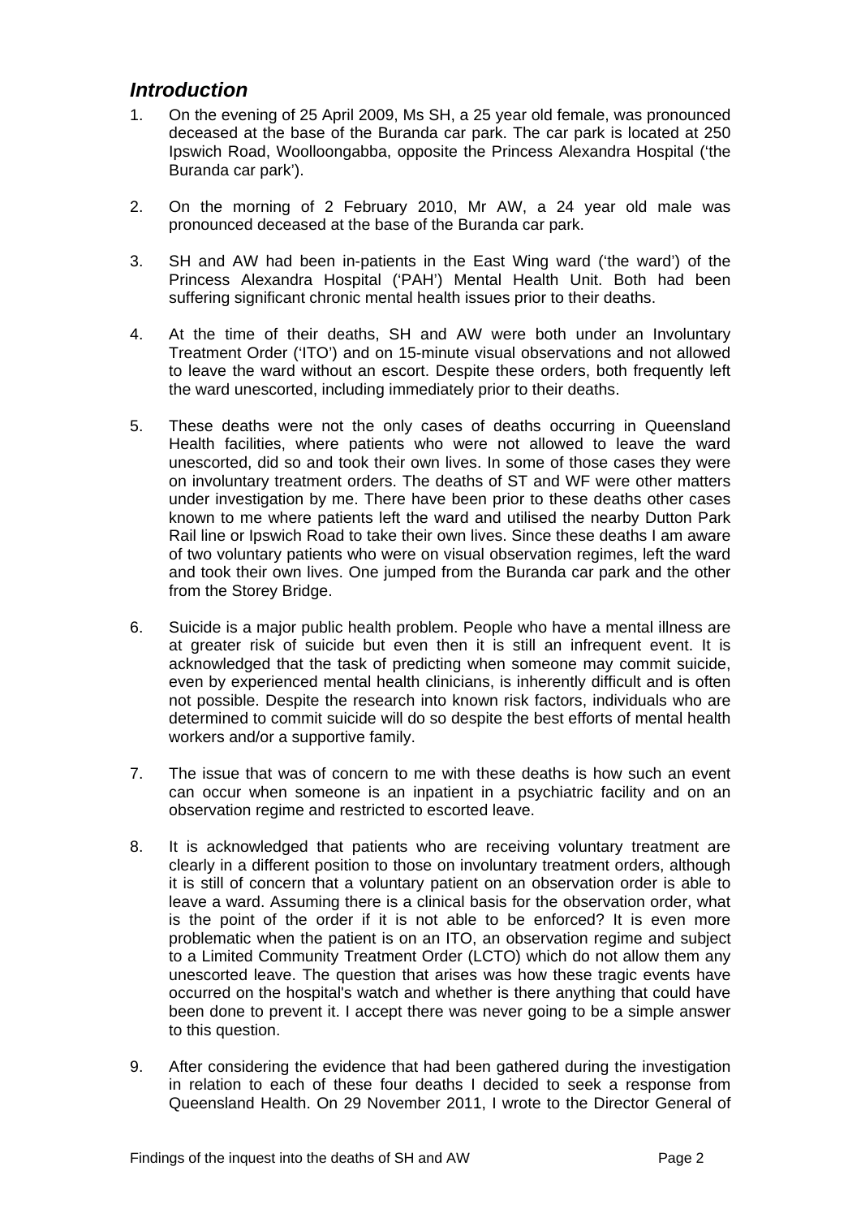## *Introduction*

1. On the evening of 25 April 2009, Ms SH, a 25 year old female, was pronounced deceased at the base of the Buranda car park. The car park is located at 250 Ipswich Road, Woolloongabba, opposite the Princess Alexandra Hospital ('the Buranda car park').

2. On the morning of 2 February 2010, Mr AW, a 24 year old male was pronounced deceased at the base of the Buranda car park.

3. SH and AW had been in-patients in the East Wing ward ('the ward') of the Princess Alexandra Hospital ('PAH') Mental Health Unit. Both had been suffering significant chronic mental health issues prior to their deaths.

4. At the time of their deaths, SH and AW were both under an Involuntary Treatment Order ('ITO') and on 15-minute visual observations and not allowed to leave the ward without an escort. Despite these orders, both frequently left the ward unescorted, including immediately prior to their deaths.

5. These deaths were not the only cases of deaths occurring in Queensland Health facilities, where patients who were not allowed to leave the ward unescorted, did so and took their own lives. In some of those cases they were on involuntary treatment orders. The deaths of ST and WF were other matters under investigation by me. There have been prior to these deaths other cases known to me where patients left the ward and utilised the nearby Dutton Park Rail line or Ipswich Road to take their own lives. Since these deaths I am aware of two voluntary patients who were on visual observation regimes, left the ward and took their own lives. One jumped from the Buranda car park and the other from the Storey Bridge.

6. Suicide is a major public health problem. People who have a mental illness are at greater risk of suicide but even then it is still an infrequent event. It is acknowledged that the task of predicting when someone may commit suicide, even by experienced mental health clinicians, is inherently difficult and is often not possible. Despite the research into known risk factors, individuals who are determined to commit suicide will do so despite the best efforts of mental health workers and/or a supportive family.

7. The issue that was of concern to me with these deaths is how such an event can occur when someone is an inpatient in a psychiatric facility and on an observation regime and restricted to escorted leave.

8. It is acknowledged that patients who are receiving voluntary treatment are clearly in a different position to those on involuntary treatment orders, although it is still of concern that a voluntary patient on an observation order is able to leave a ward. Assuming there is a clinical basis for the observation order, what is the point of the order if it is not able to be enforced? It is even more problematic when the patient is on an ITO, an observation regime and subject to a Limited Community Treatment Order (LCTO) which do not allow them any unescorted leave. The question that arises was how these tragic events have occurred on the hospital's watch and whether is there anything that could have been done to prevent it. I accept there was never going to be a simple answer to this question.

9. After considering the evidence that had been gathered during the investigation in relation to each of these four deaths I decided to seek a response from Queensland Health. On 29 November 2011, I wrote to the Director General of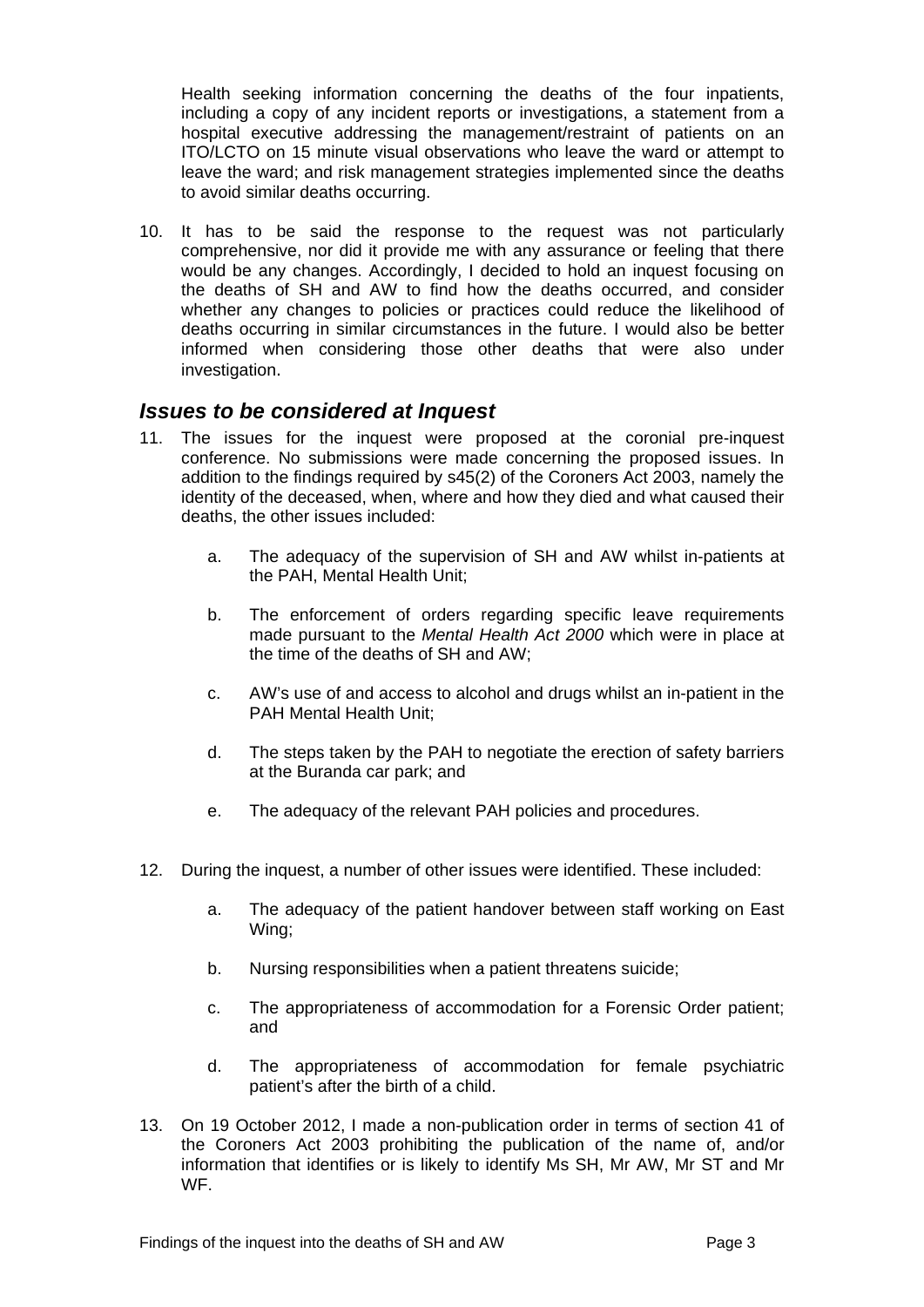Health seeking information concerning the deaths of the four inpatients, including a copy of any incident reports or investigations, a statement from a hospital executive addressing the management/restraint of patients on an ITO/LCTO on 15 minute visual observations who leave the ward or attempt to leave the ward; and risk management strategies implemented since the deaths to avoid similar deaths occurring.

10. It has to be said the response to the request was not particularly comprehensive, nor did it provide me with any assurance or feeling that there would be any changes. Accordingly, I decided to hold an inquest focusing on the deaths of SH and AW to find how the deaths occurred, and consider whether any changes to policies or practices could reduce the likelihood of deaths occurring in similar circumstances in the future. I would also be better informed when considering those other deaths that were also under investigation.

## *Issues to be considered at Inquest*

11. The issues for the inquest were proposed at the coronial pre-inquest conference. No submissions were made concerning the proposed issues. In addition to the findings required by s45(2) of the Coroners Act 2003, namely the identity of the deceased, when, where and how they died and what caused their deaths, the other issues included:

    a. The adequacy of the supervision of SH and AW whilst in-patients at the PAH, Mental Health Unit;

    b. The enforcement of orders regarding specific leave requirements made pursuant to the *Mental Health Act 2000* which were in place at the time of the deaths of SH and AW;

    c. AW's use of and access to alcohol and drugs whilst an in-patient in the PAH Mental Health Unit;

    d. The steps taken by the PAH to negotiate the erection of safety barriers at the Buranda car park; and

    e. The adequacy of the relevant PAH policies and procedures.

12. During the inquest, a number of other issues were identified. These included:

    a. The adequacy of the patient handover between staff working on East Wing;

    b. Nursing responsibilities when a patient threatens suicide;

    c. The appropriateness of accommodation for a Forensic Order patient; and

    d. The appropriateness of accommodation for female psychiatric patient's after the birth of a child.

13. On 19 October 2012, I made a non-publication order in terms of section 41 of the Coroners Act 2003 prohibiting the publication of the name of, and/or information that identifies or is likely to identify Ms SH, Mr AW, Mr ST and Mr WF.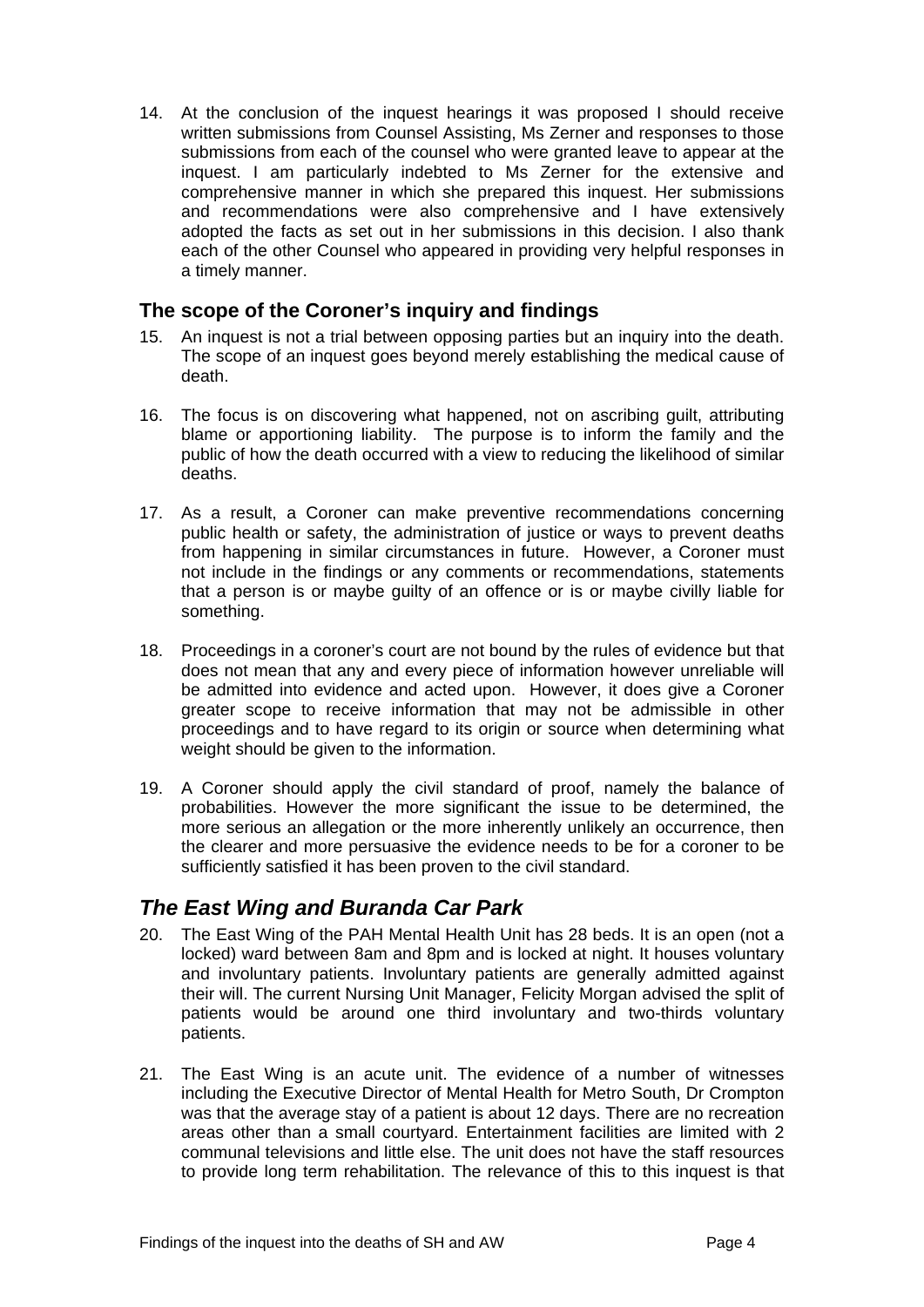14. At the conclusion of the inquest hearings it was proposed I should receive written submissions from Counsel Assisting, Ms Zerner and responses to those submissions from each of the counsel who were granted leave to appear at the inquest. I am particularly indebted to Ms Zerner for the extensive and comprehensive manner in which she prepared this inquest. Her submissions and recommendations were also comprehensive and I have extensively adopted the facts as set out in her submissions in this decision. I also thank each of the other Counsel who appeared in providing very helpful responses in a timely manner.

## The scope of the Coroner's inquiry and findings

15. An inquest is not a trial between opposing parties but an inquiry into the death. The scope of an inquest goes beyond merely establishing the medical cause of death.

16. The focus is on discovering what happened, not on ascribing guilt, attributing blame or apportioning liability. The purpose is to inform the family and the public of how the death occurred with a view to reducing the likelihood of similar deaths.

17. As a result, a Coroner can make preventive recommendations concerning public health or safety, the administration of justice or ways to prevent deaths from happening in similar circumstances in future. However, a Coroner must not include in the findings or any comments or recommendations, statements that a person is or maybe guilty of an offence or is or maybe civilly liable for something.

18. Proceedings in a coroner's court are not bound by the rules of evidence but that does not mean that any and every piece of information however unreliable will be admitted into evidence and acted upon. However, it does give a Coroner greater scope to receive information that may not be admissible in other proceedings and to have regard to its origin or source when determining what weight should be given to the information.

19. A Coroner should apply the civil standard of proof, namely the balance of probabilities. However the more significant the issue to be determined, the more serious an allegation or the more inherently unlikely an occurrence, then the clearer and more persuasive the evidence needs to be for a coroner to be sufficiently satisfied it has been proven to the civil standard.

## *The East Wing and Buranda Car Park*

20. The East Wing of the PAH Mental Health Unit has 28 beds. It is an open (not a locked) ward between 8am and 8pm and is locked at night. It houses voluntary and involuntary patients. Involuntary patients are generally admitted against their will. The current Nursing Unit Manager, Felicity Morgan advised the split of patients would be around one third involuntary and two-thirds voluntary patients.

21. The East Wing is an acute unit. The evidence of a number of witnesses including the Executive Director of Mental Health for Metro South, Dr Crompton was that the average stay of a patient is about 12 days. There are no recreation areas other than a small courtyard. Entertainment facilities are limited with 2 communal televisions and little else. The unit does not have the staff resources to provide long term rehabilitation. The relevance of this to this inquest is that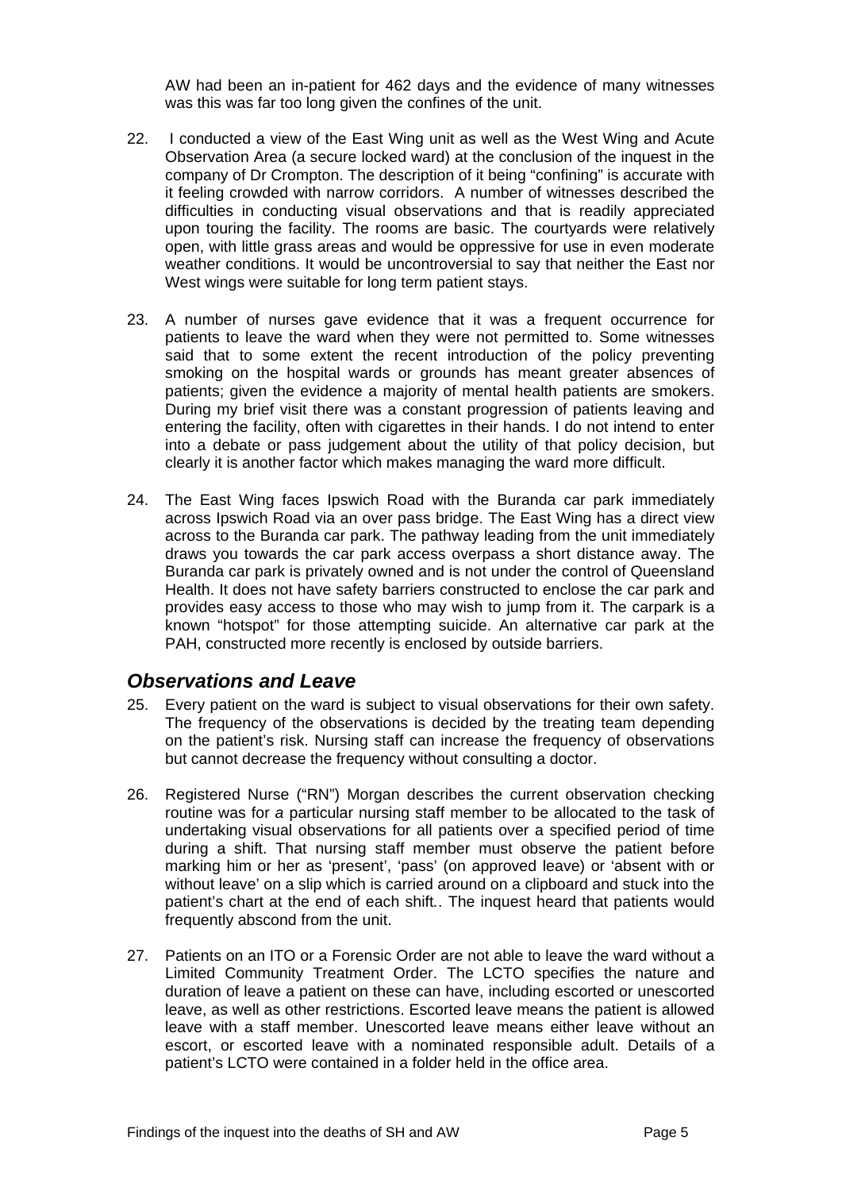AW had been an in-patient for 462 days and the evidence of many witnesses was this was far too long given the confines of the unit.

22. I conducted a view of the East Wing unit as well as the West Wing and Acute Observation Area (a secure locked ward) at the conclusion of the inquest in the company of Dr Crompton. The description of it being "confining" is accurate with it feeling crowded with narrow corridors. A number of witnesses described the difficulties in conducting visual observations and that is readily appreciated upon touring the facility. The rooms are basic. The courtyards were relatively open, with little grass areas and would be oppressive for use in even moderate weather conditions. It would be uncontroversial to say that neither the East nor West wings were suitable for long term patient stays.

23. A number of nurses gave evidence that it was a frequent occurrence for patients to leave the ward when they were not permitted to. Some witnesses said that to some extent the recent introduction of the policy preventing smoking on the hospital wards or grounds has meant greater absences of patients; given the evidence a majority of mental health patients are smokers. During my brief visit there was a constant progression of patients leaving and entering the facility, often with cigarettes in their hands. I do not intend to enter into a debate or pass judgement about the utility of that policy decision, but clearly it is another factor which makes managing the ward more difficult.

24. The East Wing faces Ipswich Road with the Buranda car park immediately across Ipswich Road via an over pass bridge. The East Wing has a direct view across to the Buranda car park. The pathway leading from the unit immediately draws you towards the car park access overpass a short distance away. The Buranda car park is privately owned and is not under the control of Queensland Health. It does not have safety barriers constructed to enclose the car park and provides easy access to those who may wish to jump from it. The carpark is a known "hotspot" for those attempting suicide. An alternative car park at the PAH, constructed more recently is enclosed by outside barriers.

## *Observations and Leave*

25. Every patient on the ward is subject to visual observations for their own safety. The frequency of the observations is decided by the treating team depending on the patient's risk. Nursing staff can increase the frequency of observations but cannot decrease the frequency without consulting a doctor.

26. Registered Nurse ("RN") Morgan describes the current observation checking routine was for *a* particular nursing staff member to be allocated to the task of undertaking visual observations for all patients over a specified period of time during a shift. That nursing staff member must observe the patient before marking him or her as 'present', 'pass' (on approved leave) or 'absent with or without leave' on a slip which is carried around on a clipboard and stuck into the patient's chart at the end of each shift.. The inquest heard that patients would frequently abscond from the unit.

27. Patients on an ITO or a Forensic Order are not able to leave the ward without a Limited Community Treatment Order. The LCTO specifies the nature and duration of leave a patient on these can have, including escorted or unescorted leave, as well as other restrictions. Escorted leave means the patient is allowed leave with a staff member. Unescorted leave means either leave without an escort, or escorted leave with a nominated responsible adult. Details of a patient's LCTO were contained in a folder held in the office area.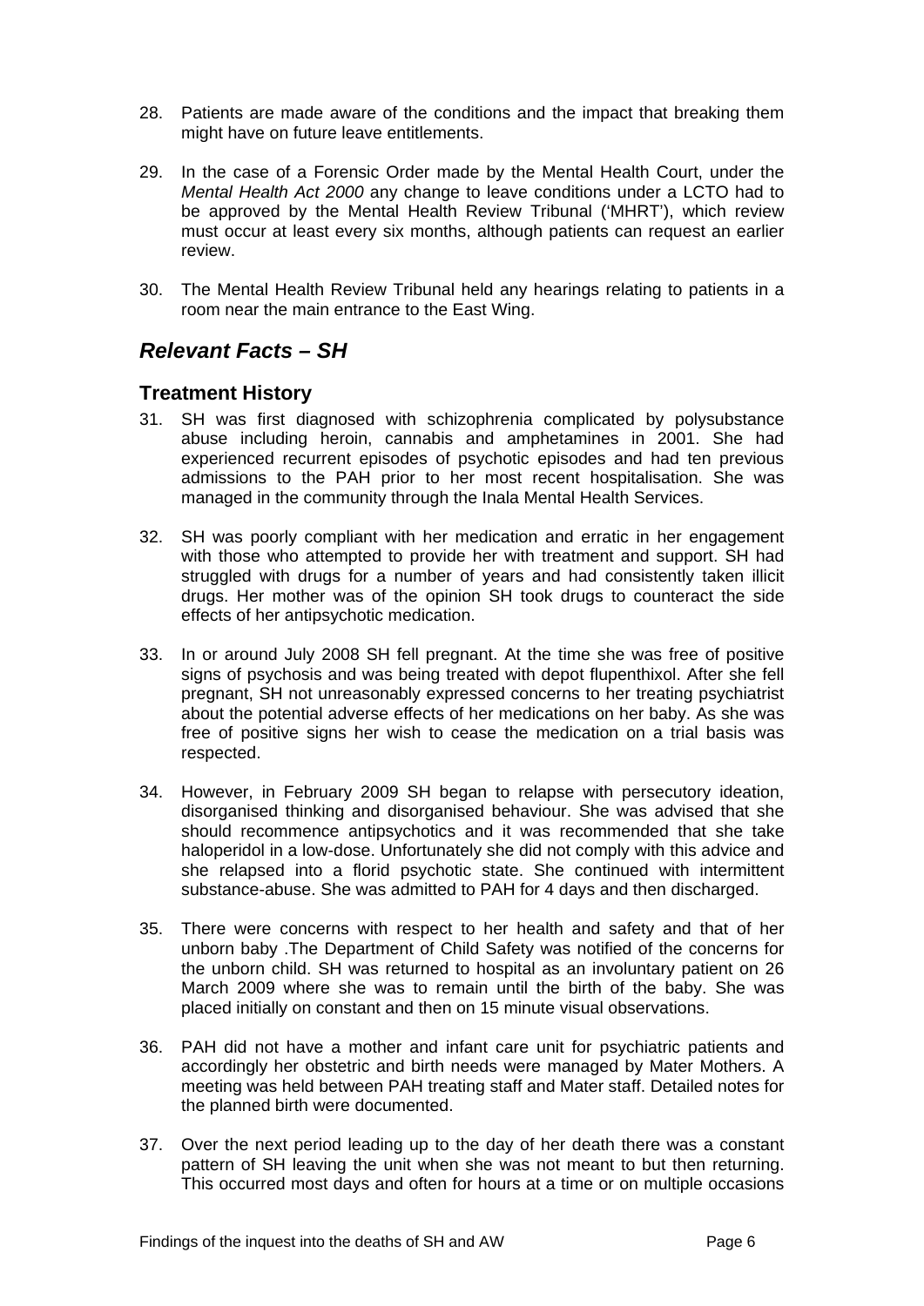28. Patients are made aware of the conditions and the impact that breaking them might have on future leave entitlements.

29. In the case of a Forensic Order made by the Mental Health Court, under the *Mental Health Act 2000* any change to leave conditions under a LCTO had to be approved by the Mental Health Review Tribunal ('MHRT'), which review must occur at least every six months, although patients can request an earlier review.

30. The Mental Health Review Tribunal held any hearings relating to patients in a room near the main entrance to the East Wing.

## *Relevant Facts – SH*

### Treatment History

31. SH was first diagnosed with schizophrenia complicated by polysubstance abuse including heroin, cannabis and amphetamines in 2001. She had experienced recurrent episodes of psychotic episodes and had ten previous admissions to the PAH prior to her most recent hospitalisation. She was managed in the community through the Inala Mental Health Services.

32. SH was poorly compliant with her medication and erratic in her engagement with those who attempted to provide her with treatment and support. SH had struggled with drugs for a number of years and had consistently taken illicit drugs. Her mother was of the opinion SH took drugs to counteract the side effects of her antipsychotic medication.

33. In or around July 2008 SH fell pregnant. At the time she was free of positive signs of psychosis and was being treated with depot flupenthixol. After she fell pregnant, SH not unreasonably expressed concerns to her treating psychiatrist about the potential adverse effects of her medications on her baby. As she was free of positive signs her wish to cease the medication on a trial basis was respected.

34. However, in February 2009 SH began to relapse with persecutory ideation, disorganised thinking and disorganised behaviour. She was advised that she should recommence antipsychotics and it was recommended that she take haloperidol in a low-dose. Unfortunately she did not comply with this advice and she relapsed into a florid psychotic state. She continued with intermittent substance-abuse. She was admitted to PAH for 4 days and then discharged.

35. There were concerns with respect to her health and safety and that of her unborn baby .The Department of Child Safety was notified of the concerns for the unborn child. SH was returned to hospital as an involuntary patient on 26 March 2009 where she was to remain until the birth of the baby. She was placed initially on constant and then on 15 minute visual observations.

36. PAH did not have a mother and infant care unit for psychiatric patients and accordingly her obstetric and birth needs were managed by Mater Mothers. A meeting was held between PAH treating staff and Mater staff. Detailed notes for the planned birth were documented.

37. Over the next period leading up to the day of her death there was a constant pattern of SH leaving the unit when she was not meant to but then returning. This occurred most days and often for hours at a time or on multiple occasions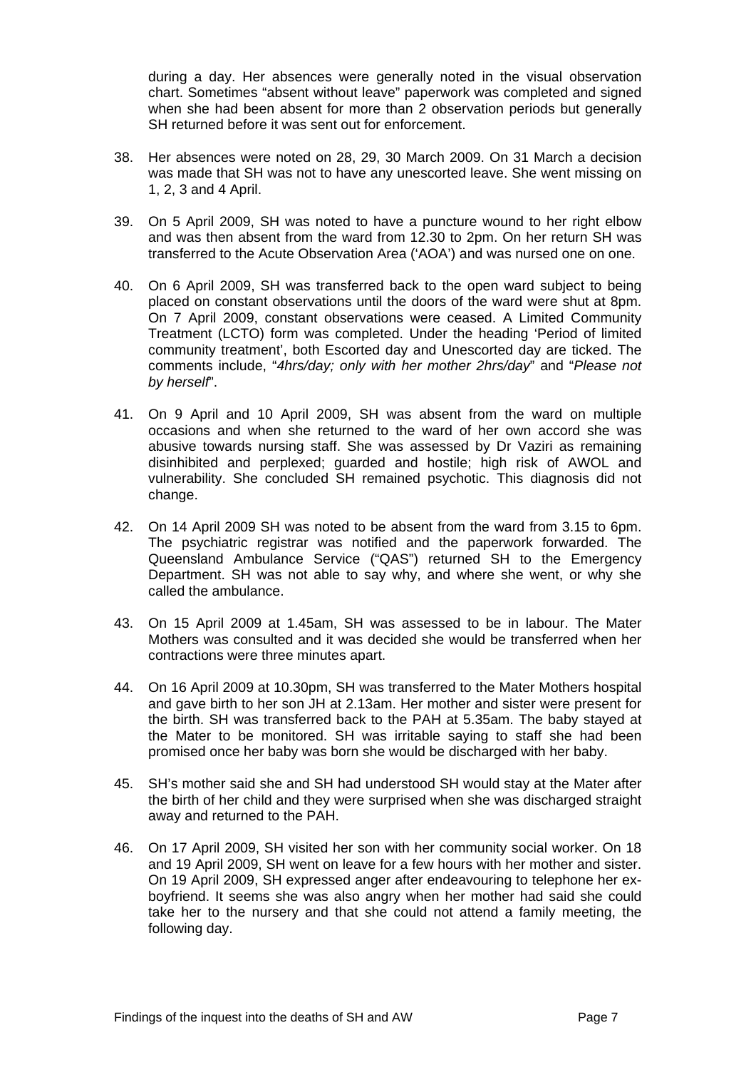during a day. Her absences were generally noted in the visual observation chart. Sometimes "absent without leave" paperwork was completed and signed when she had been absent for more than 2 observation periods but generally SH returned before it was sent out for enforcement.

38. Her absences were noted on 28, 29, 30 March 2009. On 31 March a decision was made that SH was not to have any unescorted leave. She went missing on 1, 2, 3 and 4 April.

39. On 5 April 2009, SH was noted to have a puncture wound to her right elbow and was then absent from the ward from 12.30 to 2pm. On her return SH was transferred to the Acute Observation Area ('AOA') and was nursed one on one.

40. On 6 April 2009, SH was transferred back to the open ward subject to being placed on constant observations until the doors of the ward were shut at 8pm. On 7 April 2009, constant observations were ceased. A Limited Community Treatment (LCTO) form was completed. Under the heading 'Period of limited community treatment', both Escorted day and Unescorted day are ticked. The comments include, "*4hrs/day; only with her mother 2hrs/day*" and "*Please not by herself*".

41. On 9 April and 10 April 2009, SH was absent from the ward on multiple occasions and when she returned to the ward of her own accord she was abusive towards nursing staff. She was assessed by Dr Vaziri as remaining disinhibited and perplexed; guarded and hostile; high risk of AWOL and vulnerability. She concluded SH remained psychotic. This diagnosis did not change.

42. On 14 April 2009 SH was noted to be absent from the ward from 3.15 to 6pm. The psychiatric registrar was notified and the paperwork forwarded. The Queensland Ambulance Service ("QAS") returned SH to the Emergency Department. SH was not able to say why, and where she went, or why she called the ambulance.

43. On 15 April 2009 at 1.45am, SH was assessed to be in labour. The Mater Mothers was consulted and it was decided she would be transferred when her contractions were three minutes apart.

44. On 16 April 2009 at 10.30pm, SH was transferred to the Mater Mothers hospital and gave birth to her son JH at 2.13am. Her mother and sister were present for the birth. SH was transferred back to the PAH at 5.35am. The baby stayed at the Mater to be monitored. SH was irritable saying to staff she had been promised once her baby was born she would be discharged with her baby.

45. SH's mother said she and SH had understood SH would stay at the Mater after the birth of her child and they were surprised when she was discharged straight away and returned to the PAH.

46. On 17 April 2009, SH visited her son with her community social worker. On 18 and 19 April 2009, SH went on leave for a few hours with her mother and sister. On 19 April 2009, SH expressed anger after endeavouring to telephone her ex-boyfriend. It seems she was also angry when her mother had said she could take her to the nursery and that she could not attend a family meeting, the following day.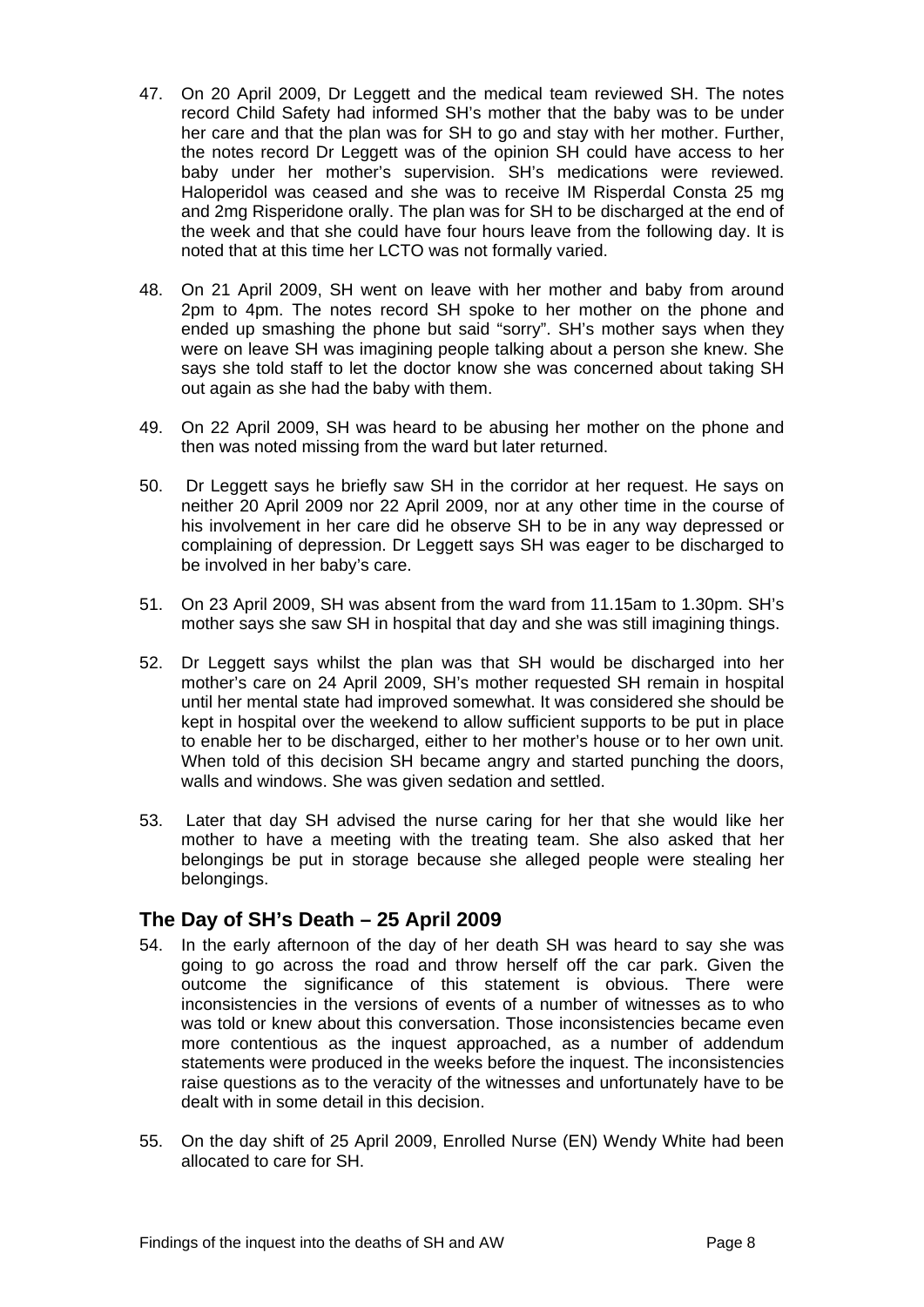47. On 20 April 2009, Dr Leggett and the medical team reviewed SH. The notes record Child Safety had informed SH's mother that the baby was to be under her care and that the plan was for SH to go and stay with her mother. Further, the notes record Dr Leggett was of the opinion SH could have access to her baby under her mother's supervision. SH's medications were reviewed. Haloperidol was ceased and she was to receive IM Risperdal Consta 25 mg and 2mg Risperidone orally. The plan was for SH to be discharged at the end of the week and that she could have four hours leave from the following day. It is noted that at this time her LCTO was not formally varied.

48. On 21 April 2009, SH went on leave with her mother and baby from around 2pm to 4pm. The notes record SH spoke to her mother on the phone and ended up smashing the phone but said "sorry". SH's mother says when they were on leave SH was imagining people talking about a person she knew. She says she told staff to let the doctor know she was concerned about taking SH out again as she had the baby with them.

49. On 22 April 2009, SH was heard to be abusing her mother on the phone and then was noted missing from the ward but later returned.

50. Dr Leggett says he briefly saw SH in the corridor at her request. He says on neither 20 April 2009 nor 22 April 2009, nor at any other time in the course of his involvement in her care did he observe SH to be in any way depressed or complaining of depression. Dr Leggett says SH was eager to be discharged to be involved in her baby's care.

51. On 23 April 2009, SH was absent from the ward from 11.15am to 1.30pm. SH's mother says she saw SH in hospital that day and she was still imagining things.

52. Dr Leggett says whilst the plan was that SH would be discharged into her mother's care on 24 April 2009, SH's mother requested SH remain in hospital until her mental state had improved somewhat. It was considered she should be kept in hospital over the weekend to allow sufficient supports to be put in place to enable her to be discharged, either to her mother's house or to her own unit. When told of this decision SH became angry and started punching the doors, walls and windows. She was given sedation and settled.

53. Later that day SH advised the nurse caring for her that she would like her mother to have a meeting with the treating team. She also asked that her belongings be put in storage because she alleged people were stealing her belongings.

## The Day of SH's Death – 25 April 2009

54. In the early afternoon of the day of her death SH was heard to say she was going to go across the road and throw herself off the car park. Given the outcome the significance of this statement is obvious. There were inconsistencies in the versions of events of a number of witnesses as to who was told or knew about this conversation. Those inconsistencies became even more contentious as the inquest approached, as a number of addendum statements were produced in the weeks before the inquest. The inconsistencies raise questions as to the veracity of the witnesses and unfortunately have to be dealt with in some detail in this decision.

55. On the day shift of 25 April 2009, Enrolled Nurse (EN) Wendy White had been allocated to care for SH.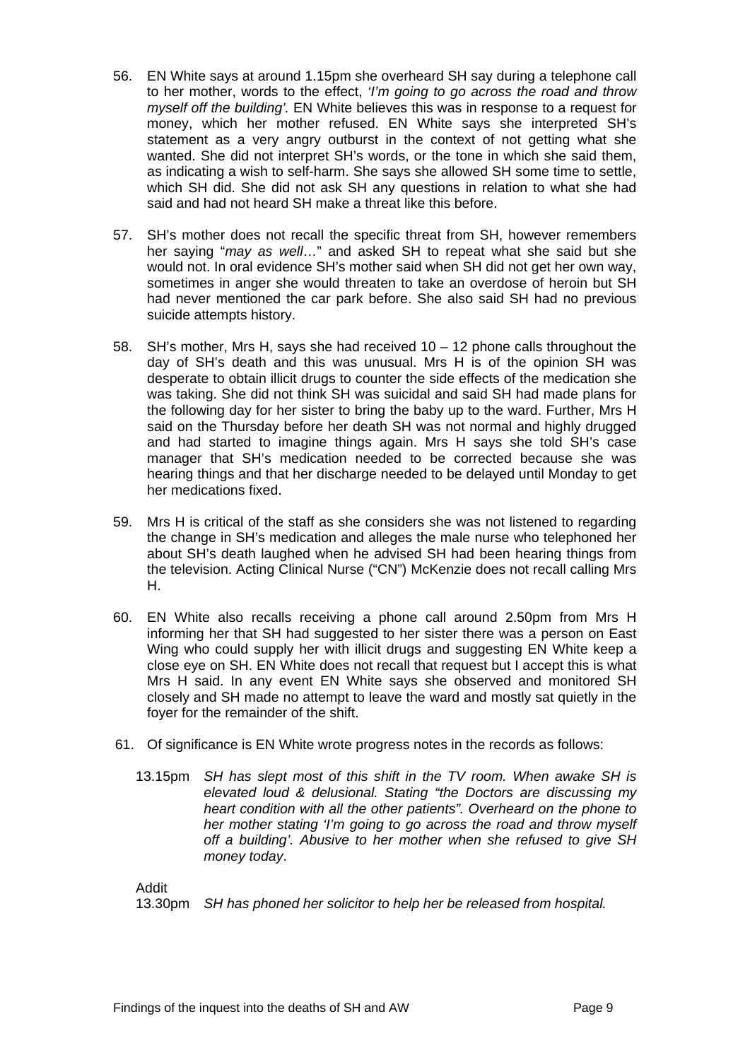56. EN White says at around 1.15pm she overheard SH say during a telephone call to her mother, words to the effect, *'I'm going to go across the road and throw myself off the building'.* EN White believes this was in response to a request for money, which her mother refused. EN White says she interpreted SH's statement as a very angry outburst in the context of not getting what she wanted. She did not interpret SH's words, or the tone in which she said them, as indicating a wish to self-harm. She says she allowed SH some time to settle, which SH did. She did not ask SH any questions in relation to what she had said and had not heard SH make a threat like this before.

57. SH's mother does not recall the specific threat from SH, however remembers her saying "*may as well*…" and asked SH to repeat what she said but she would not. In oral evidence SH's mother said when SH did not get her own way, sometimes in anger she would threaten to take an overdose of heroin but SH had never mentioned the car park before. She also said SH had no previous suicide attempts history.

58. SH's mother, Mrs H, says she had received 10 – 12 phone calls throughout the day of SH's death and this was unusual. Mrs H is of the opinion SH was desperate to obtain illicit drugs to counter the side effects of the medication she was taking. She did not think SH was suicidal and said SH had made plans for the following day for her sister to bring the baby up to the ward. Further, Mrs H said on the Thursday before her death SH was not normal and highly drugged and had started to imagine things again. Mrs H says she told SH's case manager that SH's medication needed to be corrected because she was hearing things and that her discharge needed to be delayed until Monday to get her medications fixed.

59. Mrs H is critical of the staff as she considers she was not listened to regarding the change in SH's medication and alleges the male nurse who telephoned her about SH's death laughed when he advised SH had been hearing things from the television. Acting Clinical Nurse ("CN") McKenzie does not recall calling Mrs H.

60. EN White also recalls receiving a phone call around 2.50pm from Mrs H informing her that SH had suggested to her sister there was a person on East Wing who could supply her with illicit drugs and suggesting EN White keep a close eye on SH. EN White does not recall that request but I accept this is what Mrs H said. In any event EN White says she observed and monitored SH closely and SH made no attempt to leave the ward and mostly sat quietly in the foyer for the remainder of the shift.

61. Of significance is EN White wrote progress notes in the records as follows:

    13.15pm *SH has slept most of this shift in the TV room. When awake SH is elevated loud & delusional. Stating "the Doctors are discussing my heart condition with all the other patients". Overheard on the phone to her mother stating 'I'm going to go across the road and throw myself off a building'. Abusive to her mother when she refused to give SH money today*.

    Addit
    13.30pm *SH has phoned her solicitor to help her be released from hospital.*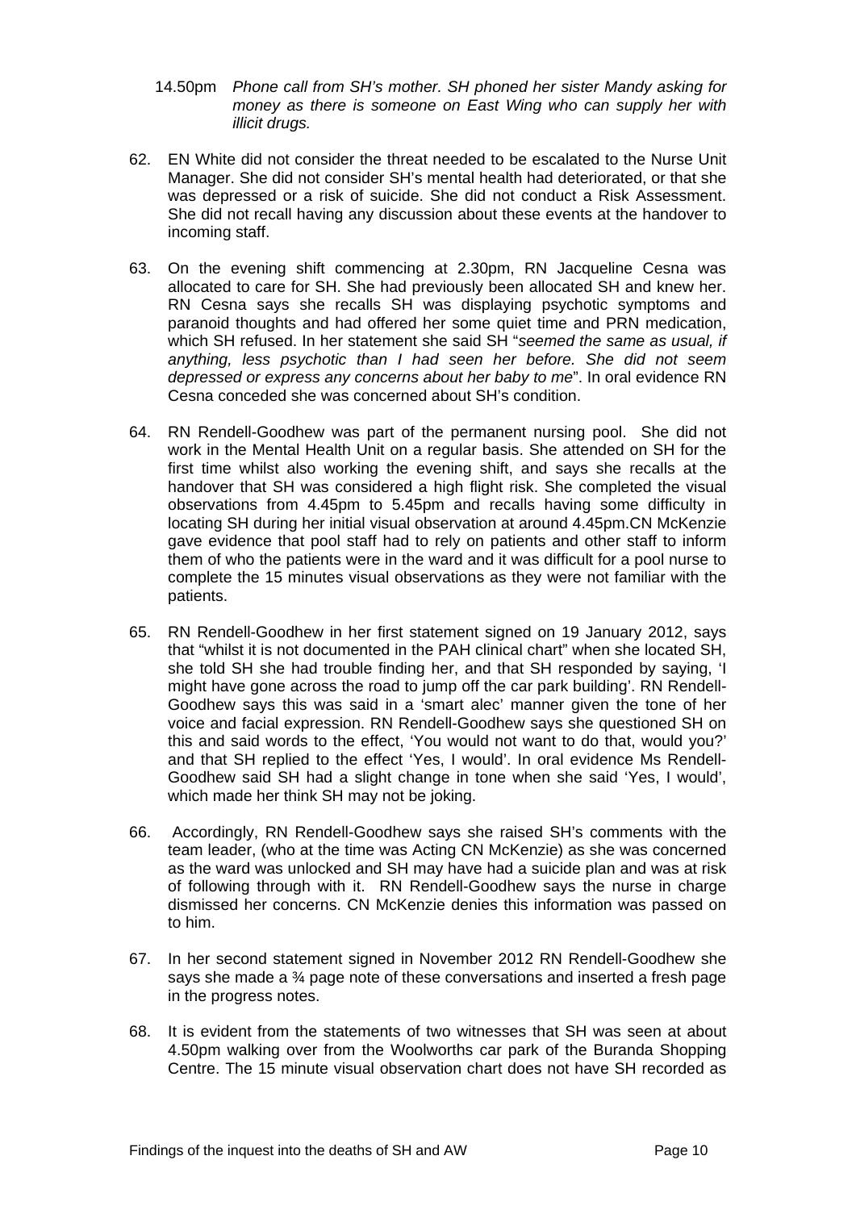14.50pm *Phone call from SH's mother. SH phoned her sister Mandy asking for money as there is someone on East Wing who can supply her with illicit drugs.*

62. EN White did not consider the threat needed to be escalated to the Nurse Unit Manager. She did not consider SH's mental health had deteriorated, or that she was depressed or a risk of suicide. She did not conduct a Risk Assessment. She did not recall having any discussion about these events at the handover to incoming staff.

63. On the evening shift commencing at 2.30pm, RN Jacqueline Cesna was allocated to care for SH. She had previously been allocated SH and knew her. RN Cesna says she recalls SH was displaying psychotic symptoms and paranoid thoughts and had offered her some quiet time and PRN medication, which SH refused. In her statement she said SH "*seemed the same as usual, if anything, less psychotic than I had seen her before. She did not seem depressed or express any concerns about her baby to me*". In oral evidence RN Cesna conceded she was concerned about SH's condition.

64. RN Rendell-Goodhew was part of the permanent nursing pool. She did not work in the Mental Health Unit on a regular basis. She attended on SH for the first time whilst also working the evening shift, and says she recalls at the handover that SH was considered a high flight risk. She completed the visual observations from 4.45pm to 5.45pm and recalls having some difficulty in locating SH during her initial visual observation at around 4.45pm.CN McKenzie gave evidence that pool staff had to rely on patients and other staff to inform them of who the patients were in the ward and it was difficult for a pool nurse to complete the 15 minutes visual observations as they were not familiar with the patients.

65. RN Rendell-Goodhew in her first statement signed on 19 January 2012, says that "whilst it is not documented in the PAH clinical chart" when she located SH, she told SH she had trouble finding her, and that SH responded by saying, 'I might have gone across the road to jump off the car park building'. RN Rendell-Goodhew says this was said in a 'smart alec' manner given the tone of her voice and facial expression. RN Rendell-Goodhew says she questioned SH on this and said words to the effect, 'You would not want to do that, would you?' and that SH replied to the effect 'Yes, I would'. In oral evidence Ms Rendell-Goodhew said SH had a slight change in tone when she said 'Yes, I would', which made her think SH may not be joking.

66. Accordingly, RN Rendell-Goodhew says she raised SH's comments with the team leader, (who at the time was Acting CN McKenzie) as she was concerned as the ward was unlocked and SH may have had a suicide plan and was at risk of following through with it. RN Rendell-Goodhew says the nurse in charge dismissed her concerns. CN McKenzie denies this information was passed on to him.

67. In her second statement signed in November 2012 RN Rendell-Goodhew she says she made a ¾ page note of these conversations and inserted a fresh page in the progress notes.

68. It is evident from the statements of two witnesses that SH was seen at about 4.50pm walking over from the Woolworths car park of the Buranda Shopping Centre. The 15 minute visual observation chart does not have SH recorded as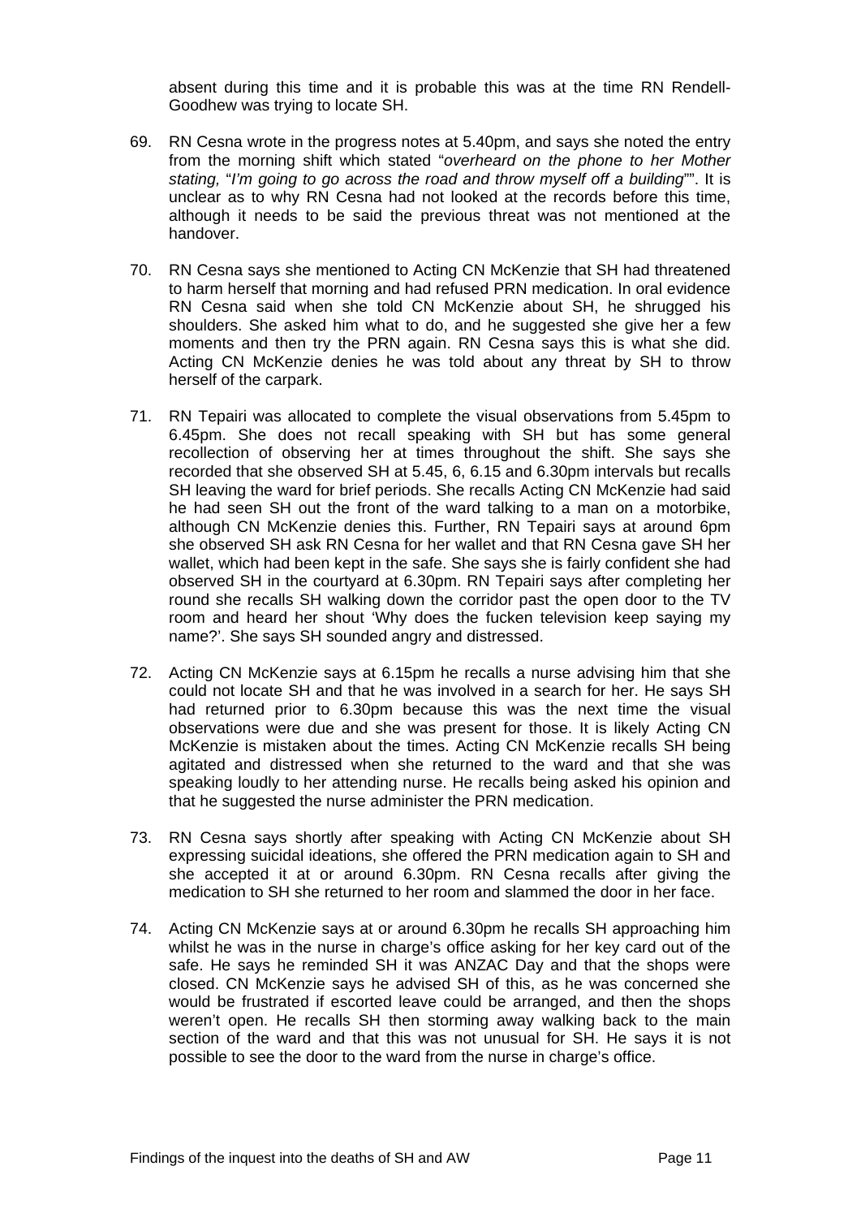absent during this time and it is probable this was at the time RN Rendell-Goodhew was trying to locate SH.

69. RN Cesna wrote in the progress notes at 5.40pm, and says she noted the entry from the morning shift which stated "*overheard on the phone to her Mother stating,* "*I'm going to go across the road and throw myself off a building*"". It is unclear as to why RN Cesna had not looked at the records before this time, although it needs to be said the previous threat was not mentioned at the handover.

70. RN Cesna says she mentioned to Acting CN McKenzie that SH had threatened to harm herself that morning and had refused PRN medication. In oral evidence RN Cesna said when she told CN McKenzie about SH, he shrugged his shoulders. She asked him what to do, and he suggested she give her a few moments and then try the PRN again. RN Cesna says this is what she did. Acting CN McKenzie denies he was told about any threat by SH to throw herself of the carpark.

71. RN Tepairi was allocated to complete the visual observations from 5.45pm to 6.45pm. She does not recall speaking with SH but has some general recollection of observing her at times throughout the shift. She says she recorded that she observed SH at 5.45, 6, 6.15 and 6.30pm intervals but recalls SH leaving the ward for brief periods. She recalls Acting CN McKenzie had said he had seen SH out the front of the ward talking to a man on a motorbike, although CN McKenzie denies this. Further, RN Tepairi says at around 6pm she observed SH ask RN Cesna for her wallet and that RN Cesna gave SH her wallet, which had been kept in the safe. She says she is fairly confident she had observed SH in the courtyard at 6.30pm. RN Tepairi says after completing her round she recalls SH walking down the corridor past the open door to the TV room and heard her shout 'Why does the fucken television keep saying my name?'. She says SH sounded angry and distressed.

72. Acting CN McKenzie says at 6.15pm he recalls a nurse advising him that she could not locate SH and that he was involved in a search for her. He says SH had returned prior to 6.30pm because this was the next time the visual observations were due and she was present for those. It is likely Acting CN McKenzie is mistaken about the times. Acting CN McKenzie recalls SH being agitated and distressed when she returned to the ward and that she was speaking loudly to her attending nurse. He recalls being asked his opinion and that he suggested the nurse administer the PRN medication.

73. RN Cesna says shortly after speaking with Acting CN McKenzie about SH expressing suicidal ideations, she offered the PRN medication again to SH and she accepted it at or around 6.30pm. RN Cesna recalls after giving the medication to SH she returned to her room and slammed the door in her face.

74. Acting CN McKenzie says at or around 6.30pm he recalls SH approaching him whilst he was in the nurse in charge's office asking for her key card out of the safe. He says he reminded SH it was ANZAC Day and that the shops were closed. CN McKenzie says he advised SH of this, as he was concerned she would be frustrated if escorted leave could be arranged, and then the shops weren't open. He recalls SH then storming away walking back to the main section of the ward and that this was not unusual for SH. He says it is not possible to see the door to the ward from the nurse in charge's office.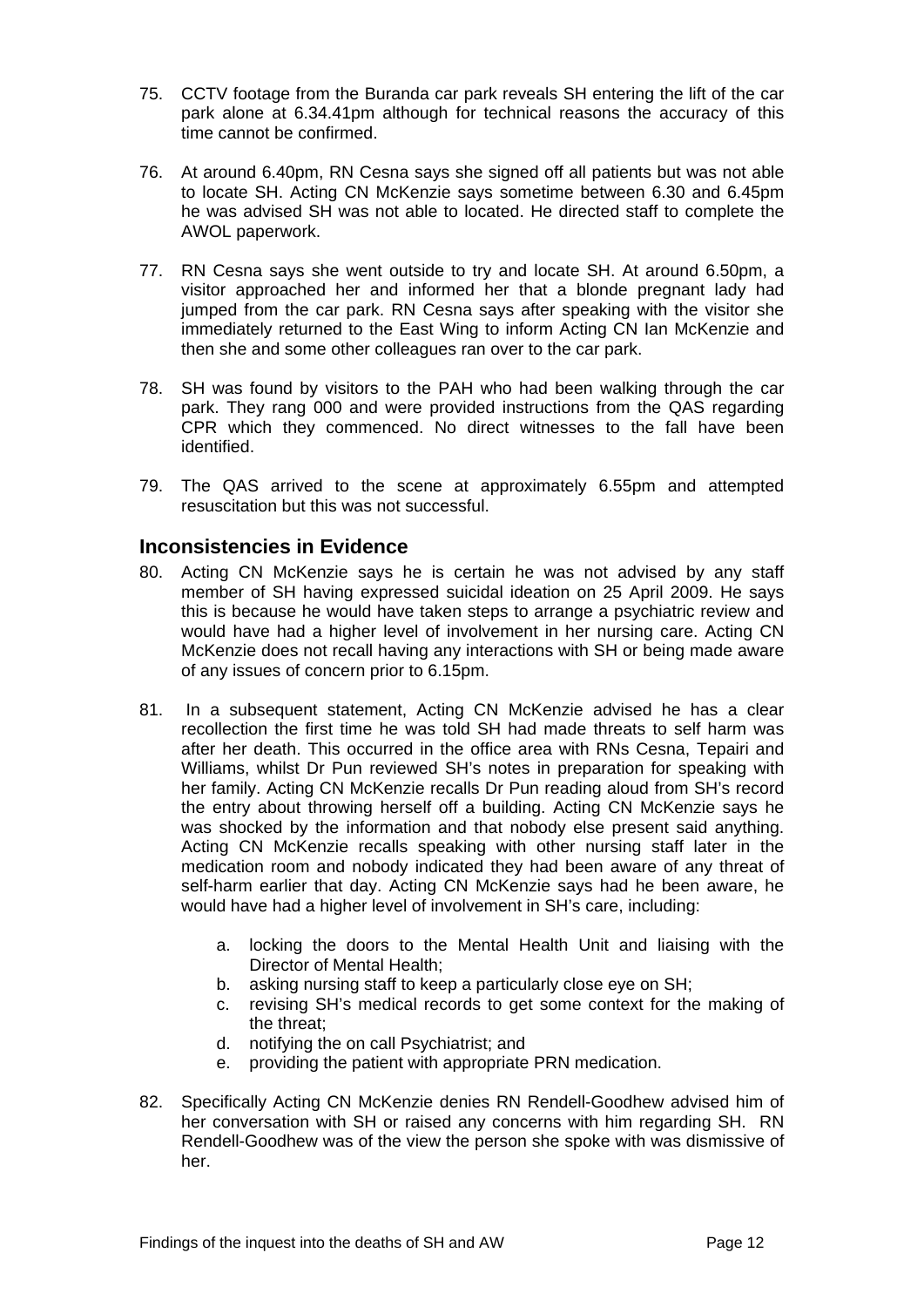75. CCTV footage from the Buranda car park reveals SH entering the lift of the car park alone at 6.34.41pm although for technical reasons the accuracy of this time cannot be confirmed.

76. At around 6.40pm, RN Cesna says she signed off all patients but was not able to locate SH. Acting CN McKenzie says sometime between 6.30 and 6.45pm he was advised SH was not able to located. He directed staff to complete the AWOL paperwork.

77. RN Cesna says she went outside to try and locate SH. At around 6.50pm, a visitor approached her and informed her that a blonde pregnant lady had jumped from the car park. RN Cesna says after speaking with the visitor she immediately returned to the East Wing to inform Acting CN Ian McKenzie and then she and some other colleagues ran over to the car park.

78. SH was found by visitors to the PAH who had been walking through the car park. They rang 000 and were provided instructions from the QAS regarding CPR which they commenced. No direct witnesses to the fall have been identified.

79. The QAS arrived to the scene at approximately 6.55pm and attempted resuscitation but this was not successful.

## Inconsistencies in Evidence

80. Acting CN McKenzie says he is certain he was not advised by any staff member of SH having expressed suicidal ideation on 25 April 2009. He says this is because he would have taken steps to arrange a psychiatric review and would have had a higher level of involvement in her nursing care. Acting CN McKenzie does not recall having any interactions with SH or being made aware of any issues of concern prior to 6.15pm.

81. In a subsequent statement, Acting CN McKenzie advised he has a clear recollection the first time he was told SH had made threats to self harm was after her death. This occurred in the office area with RNs Cesna, Tepairi and Williams, whilst Dr Pun reviewed SH's notes in preparation for speaking with her family. Acting CN McKenzie recalls Dr Pun reading aloud from SH's record the entry about throwing herself off a building. Acting CN McKenzie says he was shocked by the information and that nobody else present said anything. Acting CN McKenzie recalls speaking with other nursing staff later in the medication room and nobody indicated they had been aware of any threat of self-harm earlier that day. Acting CN McKenzie says had he been aware, he would have had a higher level of involvement in SH's care, including:

    a. locking the doors to the Mental Health Unit and liaising with the Director of Mental Health;
    b. asking nursing staff to keep a particularly close eye on SH;
    c. revising SH's medical records to get some context for the making of the threat;
    d. notifying the on call Psychiatrist; and
    e. providing the patient with appropriate PRN medication.

82. Specifically Acting CN McKenzie denies RN Rendell-Goodhew advised him of her conversation with SH or raised any concerns with him regarding SH. RN Rendell-Goodhew was of the view the person she spoke with was dismissive of her.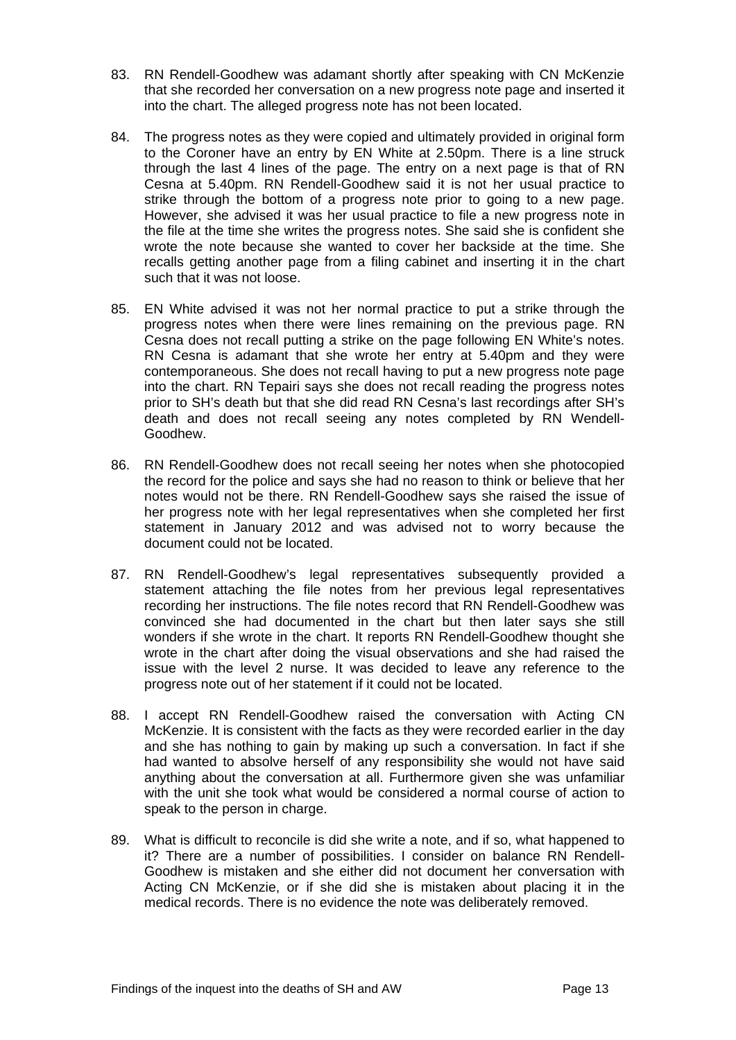83. RN Rendell-Goodhew was adamant shortly after speaking with CN McKenzie that she recorded her conversation on a new progress note page and inserted it into the chart. The alleged progress note has not been located.

84. The progress notes as they were copied and ultimately provided in original form to the Coroner have an entry by EN White at 2.50pm. There is a line struck through the last 4 lines of the page. The entry on a next page is that of RN Cesna at 5.40pm. RN Rendell-Goodhew said it is not her usual practice to strike through the bottom of a progress note prior to going to a new page. However, she advised it was her usual practice to file a new progress note in the file at the time she writes the progress notes. She said she is confident she wrote the note because she wanted to cover her backside at the time. She recalls getting another page from a filing cabinet and inserting it in the chart such that it was not loose.

85. EN White advised it was not her normal practice to put a strike through the progress notes when there were lines remaining on the previous page. RN Cesna does not recall putting a strike on the page following EN White's notes. RN Cesna is adamant that she wrote her entry at 5.40pm and they were contemporaneous. She does not recall having to put a new progress note page into the chart. RN Tepairi says she does not recall reading the progress notes prior to SH's death but that she did read RN Cesna's last recordings after SH's death and does not recall seeing any notes completed by RN Wendell-Goodhew.

86. RN Rendell-Goodhew does not recall seeing her notes when she photocopied the record for the police and says she had no reason to think or believe that her notes would not be there. RN Rendell-Goodhew says she raised the issue of her progress note with her legal representatives when she completed her first statement in January 2012 and was advised not to worry because the document could not be located.

87. RN Rendell-Goodhew's legal representatives subsequently provided a statement attaching the file notes from her previous legal representatives recording her instructions. The file notes record that RN Rendell-Goodhew was convinced she had documented in the chart but then later says she still wonders if she wrote in the chart. It reports RN Rendell-Goodhew thought she wrote in the chart after doing the visual observations and she had raised the issue with the level 2 nurse. It was decided to leave any reference to the progress note out of her statement if it could not be located.

88. I accept RN Rendell-Goodhew raised the conversation with Acting CN McKenzie. It is consistent with the facts as they were recorded earlier in the day and she has nothing to gain by making up such a conversation. In fact if she had wanted to absolve herself of any responsibility she would not have said anything about the conversation at all. Furthermore given she was unfamiliar with the unit she took what would be considered a normal course of action to speak to the person in charge.

89. What is difficult to reconcile is did she write a note, and if so, what happened to it? There are a number of possibilities. I consider on balance RN Rendell-Goodhew is mistaken and she either did not document her conversation with Acting CN McKenzie, or if she did she is mistaken about placing it in the medical records. There is no evidence the note was deliberately removed.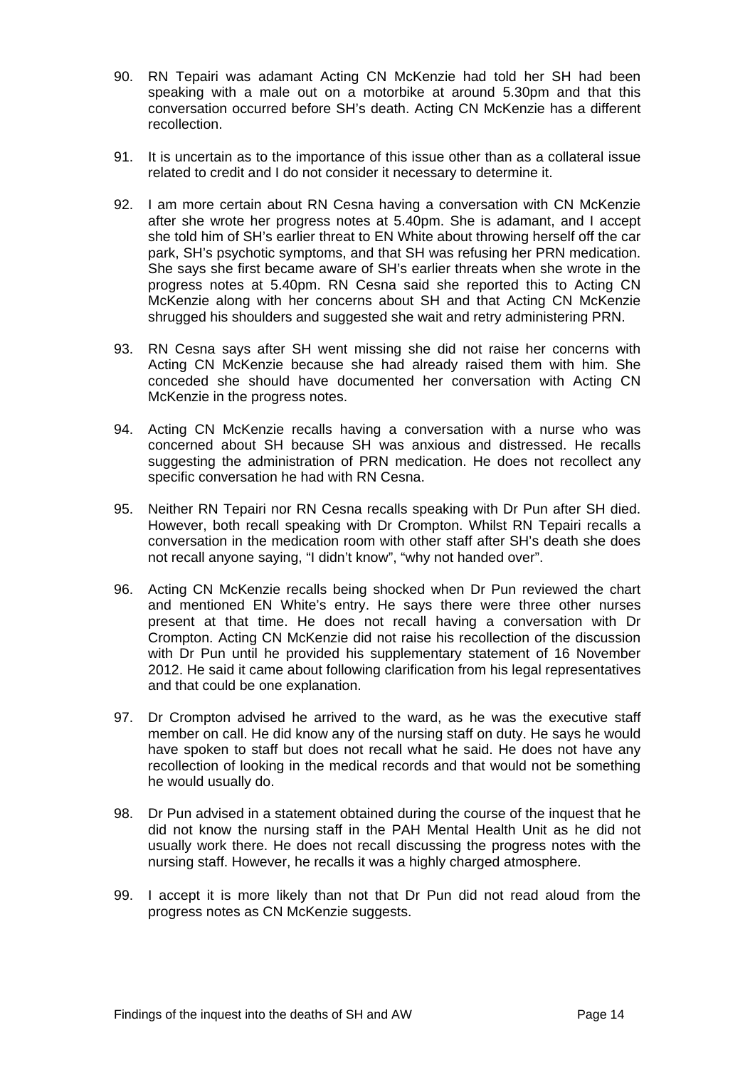90. RN Tepairi was adamant Acting CN McKenzie had told her SH had been speaking with a male out on a motorbike at around 5.30pm and that this conversation occurred before SH's death. Acting CN McKenzie has a different recollection.

91. It is uncertain as to the importance of this issue other than as a collateral issue related to credit and I do not consider it necessary to determine it.

92. I am more certain about RN Cesna having a conversation with CN McKenzie after she wrote her progress notes at 5.40pm. She is adamant, and I accept she told him of SH's earlier threat to EN White about throwing herself off the car park, SH's psychotic symptoms, and that SH was refusing her PRN medication. She says she first became aware of SH's earlier threats when she wrote in the progress notes at 5.40pm. RN Cesna said she reported this to Acting CN McKenzie along with her concerns about SH and that Acting CN McKenzie shrugged his shoulders and suggested she wait and retry administering PRN.

93. RN Cesna says after SH went missing she did not raise her concerns with Acting CN McKenzie because she had already raised them with him. She conceded she should have documented her conversation with Acting CN McKenzie in the progress notes.

94. Acting CN McKenzie recalls having a conversation with a nurse who was concerned about SH because SH was anxious and distressed. He recalls suggesting the administration of PRN medication. He does not recollect any specific conversation he had with RN Cesna.

95. Neither RN Tepairi nor RN Cesna recalls speaking with Dr Pun after SH died. However, both recall speaking with Dr Crompton. Whilst RN Tepairi recalls a conversation in the medication room with other staff after SH's death she does not recall anyone saying, "I didn't know", "why not handed over".

96. Acting CN McKenzie recalls being shocked when Dr Pun reviewed the chart and mentioned EN White's entry. He says there were three other nurses present at that time. He does not recall having a conversation with Dr Crompton. Acting CN McKenzie did not raise his recollection of the discussion with Dr Pun until he provided his supplementary statement of 16 November 2012. He said it came about following clarification from his legal representatives and that could be one explanation.

97. Dr Crompton advised he arrived to the ward, as he was the executive staff member on call. He did know any of the nursing staff on duty. He says he would have spoken to staff but does not recall what he said. He does not have any recollection of looking in the medical records and that would not be something he would usually do.

98. Dr Pun advised in a statement obtained during the course of the inquest that he did not know the nursing staff in the PAH Mental Health Unit as he did not usually work there. He does not recall discussing the progress notes with the nursing staff. However, he recalls it was a highly charged atmosphere.

99. I accept it is more likely than not that Dr Pun did not read aloud from the progress notes as CN McKenzie suggests.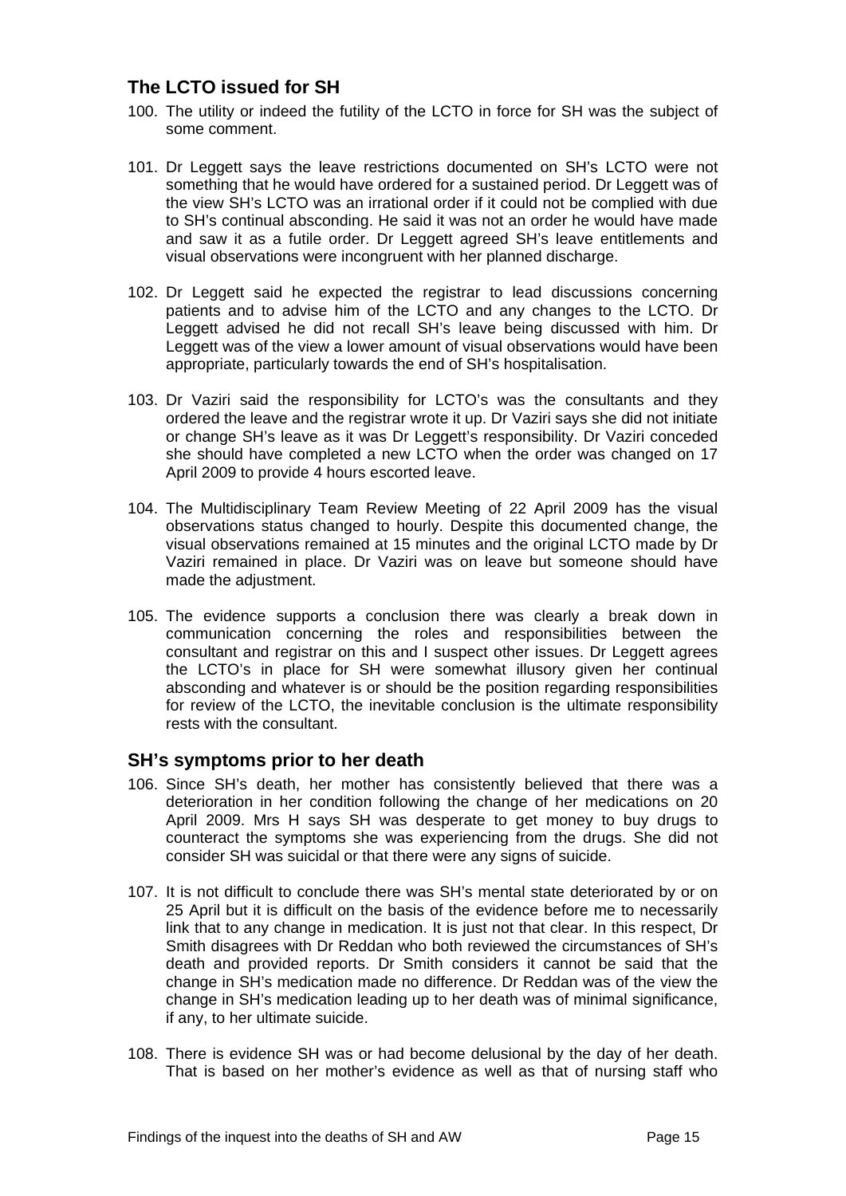## The LCTO issued for SH

100. The utility or indeed the futility of the LCTO in force for SH was the subject of some comment.

101. Dr Leggett says the leave restrictions documented on SH's LCTO were not something that he would have ordered for a sustained period. Dr Leggett was of the view SH's LCTO was an irrational order if it could not be complied with due to SH's continual absconding. He said it was not an order he would have made and saw it as a futile order. Dr Leggett agreed SH's leave entitlements and visual observations were incongruent with her planned discharge.

102. Dr Leggett said he expected the registrar to lead discussions concerning patients and to advise him of the LCTO and any changes to the LCTO. Dr Leggett advised he did not recall SH's leave being discussed with him. Dr Leggett was of the view a lower amount of visual observations would have been appropriate, particularly towards the end of SH's hospitalisation.

103. Dr Vaziri said the responsibility for LCTO's was the consultants and they ordered the leave and the registrar wrote it up. Dr Vaziri says she did not initiate or change SH's leave as it was Dr Leggett's responsibility. Dr Vaziri conceded she should have completed a new LCTO when the order was changed on 17 April 2009 to provide 4 hours escorted leave.

104. The Multidisciplinary Team Review Meeting of 22 April 2009 has the visual observations status changed to hourly. Despite this documented change, the visual observations remained at 15 minutes and the original LCTO made by Dr Vaziri remained in place. Dr Vaziri was on leave but someone should have made the adjustment.

105. The evidence supports a conclusion there was clearly a break down in communication concerning the roles and responsibilities between the consultant and registrar on this and I suspect other issues. Dr Leggett agrees the LCTO's in place for SH were somewhat illusory given her continual absconding and whatever is or should be the position regarding responsibilities for review of the LCTO, the inevitable conclusion is the ultimate responsibility rests with the consultant.

## SH's symptoms prior to her death

106. Since SH's death, her mother has consistently believed that there was a deterioration in her condition following the change of her medications on 20 April 2009. Mrs H says SH was desperate to get money to buy drugs to counteract the symptoms she was experiencing from the drugs. She did not consider SH was suicidal or that there were any signs of suicide.

107. It is not difficult to conclude there was SH's mental state deteriorated by or on 25 April but it is difficult on the basis of the evidence before me to necessarily link that to any change in medication. It is just not that clear. In this respect, Dr Smith disagrees with Dr Reddan who both reviewed the circumstances of SH's death and provided reports. Dr Smith considers it cannot be said that the change in SH's medication made no difference. Dr Reddan was of the view the change in SH's medication leading up to her death was of minimal significance, if any, to her ultimate suicide.

108. There is evidence SH was or had become delusional by the day of her death. That is based on her mother's evidence as well as that of nursing staff who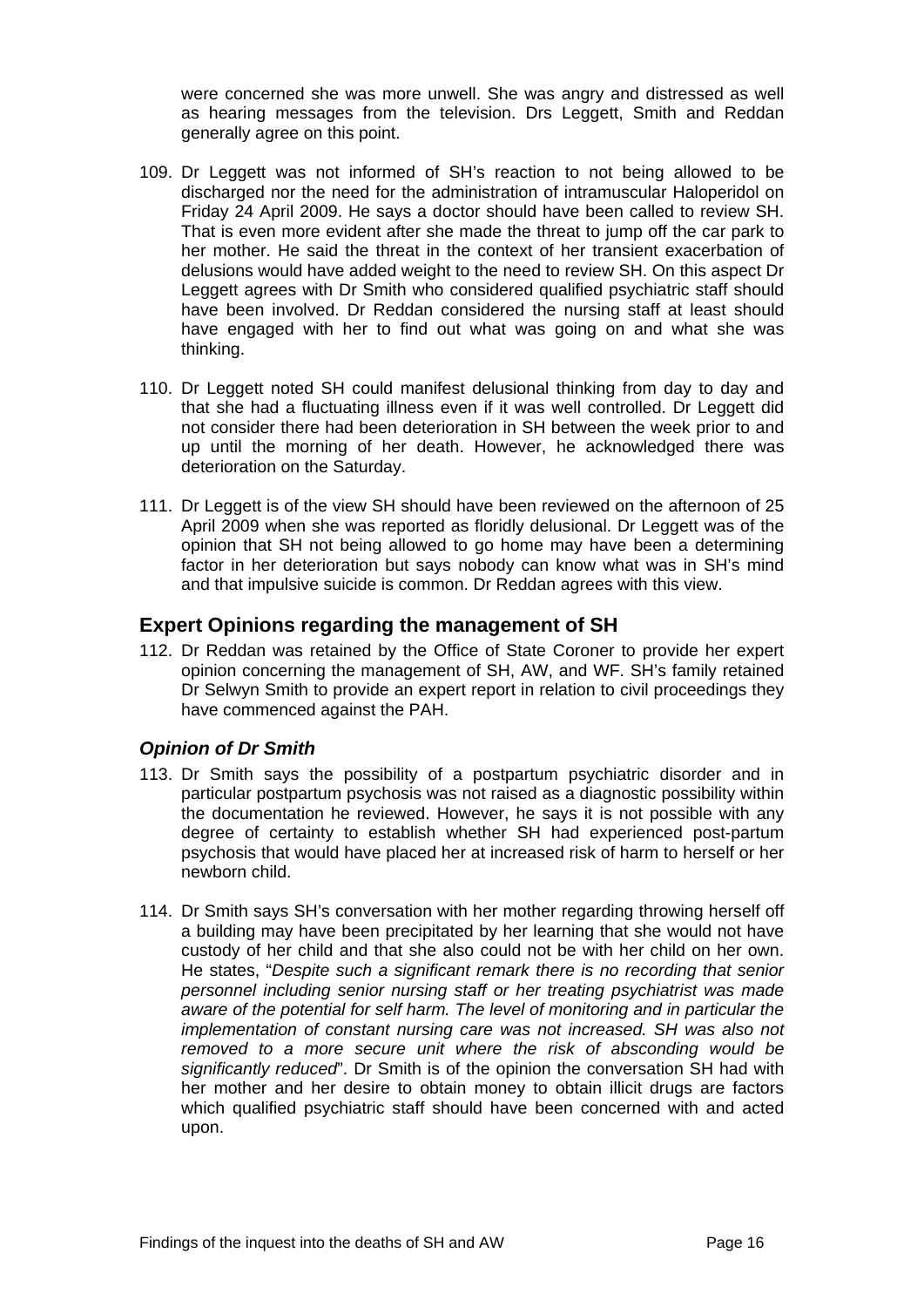were concerned she was more unwell. She was angry and distressed as well as hearing messages from the television. Drs Leggett, Smith and Reddan generally agree on this point.

109. Dr Leggett was not informed of SH's reaction to not being allowed to be discharged nor the need for the administration of intramuscular Haloperidol on Friday 24 April 2009. He says a doctor should have been called to review SH. That is even more evident after she made the threat to jump off the car park to her mother. He said the threat in the context of her transient exacerbation of delusions would have added weight to the need to review SH. On this aspect Dr Leggett agrees with Dr Smith who considered qualified psychiatric staff should have been involved. Dr Reddan considered the nursing staff at least should have engaged with her to find out what was going on and what she was thinking.

110. Dr Leggett noted SH could manifest delusional thinking from day to day and that she had a fluctuating illness even if it was well controlled. Dr Leggett did not consider there had been deterioration in SH between the week prior to and up until the morning of her death. However, he acknowledged there was deterioration on the Saturday.

111. Dr Leggett is of the view SH should have been reviewed on the afternoon of 25 April 2009 when she was reported as floridly delusional. Dr Leggett was of the opinion that SH not being allowed to go home may have been a determining factor in her deterioration but says nobody can know what was in SH's mind and that impulsive suicide is common. Dr Reddan agrees with this view.

## Expert Opinions regarding the management of SH

112. Dr Reddan was retained by the Office of State Coroner to provide her expert opinion concerning the management of SH, AW, and WF. SH's family retained Dr Selwyn Smith to provide an expert report in relation to civil proceedings they have commenced against the PAH.

### *Opinion of Dr Smith*

113. Dr Smith says the possibility of a postpartum psychiatric disorder and in particular postpartum psychosis was not raised as a diagnostic possibility within the documentation he reviewed. However, he says it is not possible with any degree of certainty to establish whether SH had experienced post-partum psychosis that would have placed her at increased risk of harm to herself or her newborn child.

114. Dr Smith says SH's conversation with her mother regarding throwing herself off a building may have been precipitated by her learning that she would not have custody of her child and that she also could not be with her child on her own. He states, "*Despite such a significant remark there is no recording that senior personnel including senior nursing staff or her treating psychiatrist was made aware of the potential for self harm. The level of monitoring and in particular the implementation of constant nursing care was not increased. SH was also not removed to a more secure unit where the risk of absconding would be significantly reduced*". Dr Smith is of the opinion the conversation SH had with her mother and her desire to obtain money to obtain illicit drugs are factors which qualified psychiatric staff should have been concerned with and acted upon.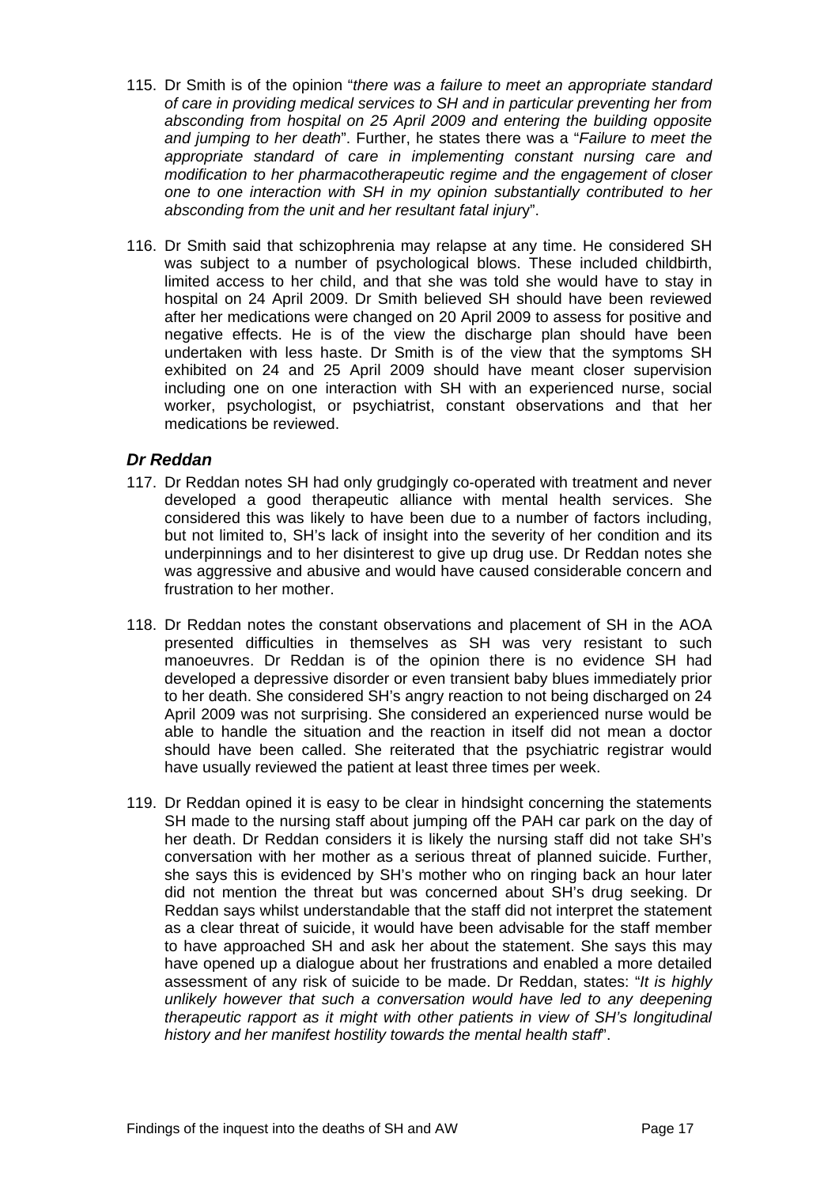115. Dr Smith is of the opinion "*there was a failure to meet an appropriate standard of care in providing medical services to SH and in particular preventing her from absconding from hospital on 25 April 2009 and entering the building opposite and jumping to her death*". Further, he states there was a "*Failure to meet the appropriate standard of care in implementing constant nursing care and modification to her pharmacotherapeutic regime and the engagement of closer one to one interaction with SH in my opinion substantially contributed to her absconding from the unit and her resultant fatal injury*".

116. Dr Smith said that schizophrenia may relapse at any time. He considered SH was subject to a number of psychological blows. These included childbirth, limited access to her child, and that she was told she would have to stay in hospital on 24 April 2009. Dr Smith believed SH should have been reviewed after her medications were changed on 20 April 2009 to assess for positive and negative effects. He is of the view the discharge plan should have been undertaken with less haste. Dr Smith is of the view that the symptoms SH exhibited on 24 and 25 April 2009 should have meant closer supervision including one on one interaction with SH with an experienced nurse, social worker, psychologist, or psychiatrist, constant observations and that her medications be reviewed.

### *Dr Reddan*

117. Dr Reddan notes SH had only grudgingly co-operated with treatment and never developed a good therapeutic alliance with mental health services. She considered this was likely to have been due to a number of factors including, but not limited to, SH's lack of insight into the severity of her condition and its underpinnings and to her disinterest to give up drug use. Dr Reddan notes she was aggressive and abusive and would have caused considerable concern and frustration to her mother.

118. Dr Reddan notes the constant observations and placement of SH in the AOA presented difficulties in themselves as SH was very resistant to such manoeuvres. Dr Reddan is of the opinion there is no evidence SH had developed a depressive disorder or even transient baby blues immediately prior to her death. She considered SH's angry reaction to not being discharged on 24 April 2009 was not surprising. She considered an experienced nurse would be able to handle the situation and the reaction in itself did not mean a doctor should have been called. She reiterated that the psychiatric registrar would have usually reviewed the patient at least three times per week.

119. Dr Reddan opined it is easy to be clear in hindsight concerning the statements SH made to the nursing staff about jumping off the PAH car park on the day of her death. Dr Reddan considers it is likely the nursing staff did not take SH's conversation with her mother as a serious threat of planned suicide. Further, she says this is evidenced by SH's mother who on ringing back an hour later did not mention the threat but was concerned about SH's drug seeking. Dr Reddan says whilst understandable that the staff did not interpret the statement as a clear threat of suicide, it would have been advisable for the staff member to have approached SH and ask her about the statement. She says this may have opened up a dialogue about her frustrations and enabled a more detailed assessment of any risk of suicide to be made. Dr Reddan, states: "*It is highly unlikely however that such a conversation would have led to any deepening therapeutic rapport as it might with other patients in view of SH's longitudinal history and her manifest hostility towards the mental health staff*".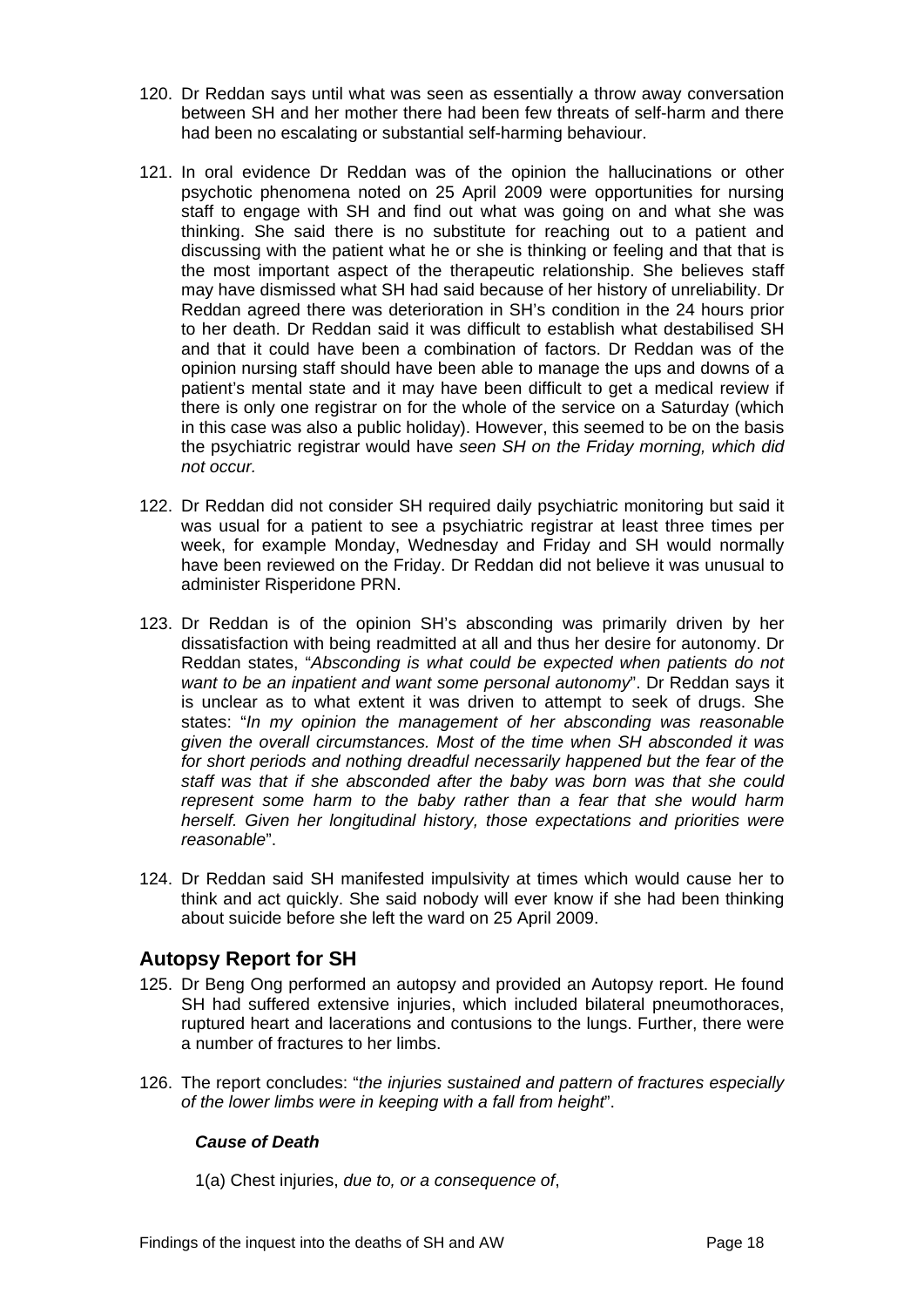120. Dr Reddan says until what was seen as essentially a throw away conversation between SH and her mother there had been few threats of self-harm and there had been no escalating or substantial self-harming behaviour.

121. In oral evidence Dr Reddan was of the opinion the hallucinations or other psychotic phenomena noted on 25 April 2009 were opportunities for nursing staff to engage with SH and find out what was going on and what she was thinking. She said there is no substitute for reaching out to a patient and discussing with the patient what he or she is thinking or feeling and that that is the most important aspect of the therapeutic relationship. She believes staff may have dismissed what SH had said because of her history of unreliability. Dr Reddan agreed there was deterioration in SH's condition in the 24 hours prior to her death. Dr Reddan said it was difficult to establish what destabilised SH and that it could have been a combination of factors. Dr Reddan was of the opinion nursing staff should have been able to manage the ups and downs of a patient's mental state and it may have been difficult to get a medical review if there is only one registrar on for the whole of the service on a Saturday (which in this case was also a public holiday). However, this seemed to be on the basis the psychiatric registrar would have *seen SH on the Friday morning, which did not occur.*

122. Dr Reddan did not consider SH required daily psychiatric monitoring but said it was usual for a patient to see a psychiatric registrar at least three times per week, for example Monday, Wednesday and Friday and SH would normally have been reviewed on the Friday. Dr Reddan did not believe it was unusual to administer Risperidone PRN.

123. Dr Reddan is of the opinion SH's absconding was primarily driven by her dissatisfaction with being readmitted at all and thus her desire for autonomy. Dr Reddan states, "*Absconding is what could be expected when patients do not want to be an inpatient and want some personal autonomy*". Dr Reddan says it is unclear as to what extent it was driven to attempt to seek of drugs. She states: "*In my opinion the management of her absconding was reasonable given the overall circumstances. Most of the time when SH absconded it was for short periods and nothing dreadful necessarily happened but the fear of the staff was that if she absconded after the baby was born was that she could represent some harm to the baby rather than a fear that she would harm herself. Given her longitudinal history, those expectations and priorities were reasonable*".

124. Dr Reddan said SH manifested impulsivity at times which would cause her to think and act quickly. She said nobody will ever know if she had been thinking about suicide before she left the ward on 25 April 2009.

## Autopsy Report for SH

125. Dr Beng Ong performed an autopsy and provided an Autopsy report. He found SH had suffered extensive injuries, which included bilateral pneumothoraces, ruptured heart and lacerations and contusions to the lungs. Further, there were a number of fractures to her limbs.

126. The report concludes: "*the injuries sustained and pattern of fractures especially of the lower limbs were in keeping with a fall from height*".

***Cause of Death***

1(a) Chest injuries, *due to, or a consequence of*,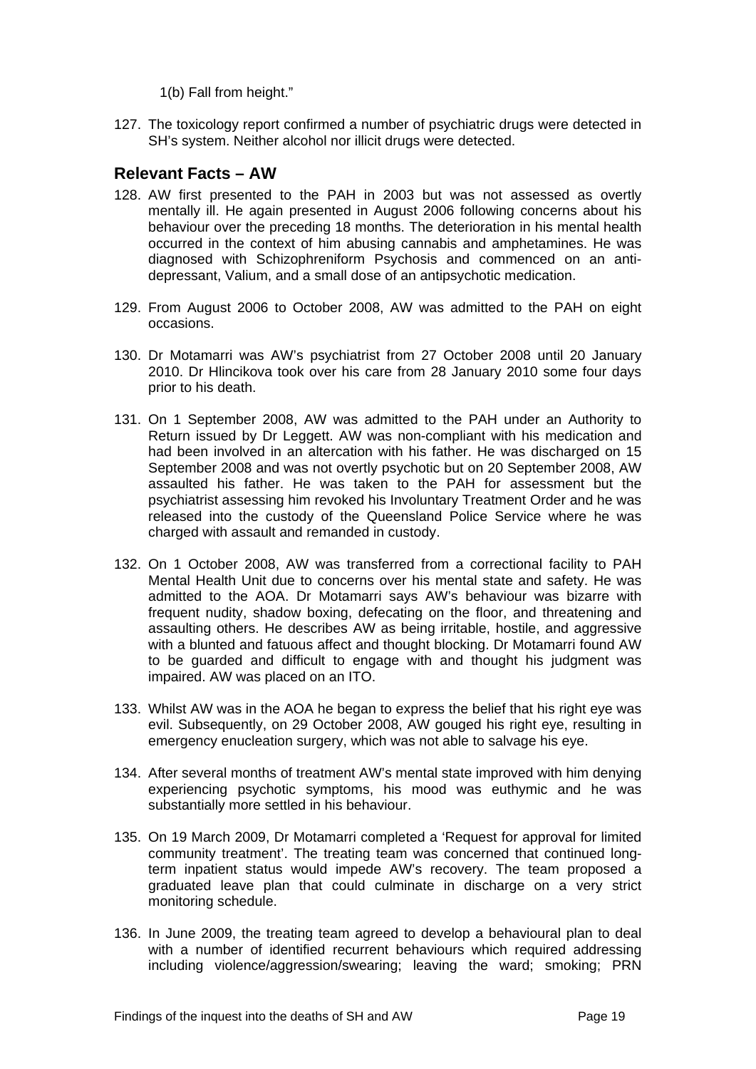1(b) Fall from height."

127. The toxicology report confirmed a number of psychiatric drugs were detected in SH's system. Neither alcohol nor illicit drugs were detected.

## Relevant Facts – AW

128. AW first presented to the PAH in 2003 but was not assessed as overtly mentally ill. He again presented in August 2006 following concerns about his behaviour over the preceding 18 months. The deterioration in his mental health occurred in the context of him abusing cannabis and amphetamines. He was diagnosed with Schizophreniform Psychosis and commenced on an anti-depressant, Valium, and a small dose of an antipsychotic medication.

129. From August 2006 to October 2008, AW was admitted to the PAH on eight occasions.

130. Dr Motamarri was AW's psychiatrist from 27 October 2008 until 20 January 2010. Dr Hlincikova took over his care from 28 January 2010 some four days prior to his death.

131. On 1 September 2008, AW was admitted to the PAH under an Authority to Return issued by Dr Leggett. AW was non-compliant with his medication and had been involved in an altercation with his father. He was discharged on 15 September 2008 and was not overtly psychotic but on 20 September 2008, AW assaulted his father. He was taken to the PAH for assessment but the psychiatrist assessing him revoked his Involuntary Treatment Order and he was released into the custody of the Queensland Police Service where he was charged with assault and remanded in custody.

132. On 1 October 2008, AW was transferred from a correctional facility to PAH Mental Health Unit due to concerns over his mental state and safety. He was admitted to the AOA. Dr Motamarri says AW's behaviour was bizarre with frequent nudity, shadow boxing, defecating on the floor, and threatening and assaulting others. He describes AW as being irritable, hostile, and aggressive with a blunted and fatuous affect and thought blocking. Dr Motamarri found AW to be guarded and difficult to engage with and thought his judgment was impaired. AW was placed on an ITO.

133. Whilst AW was in the AOA he began to express the belief that his right eye was evil. Subsequently, on 29 October 2008, AW gouged his right eye, resulting in emergency enucleation surgery, which was not able to salvage his eye.

134. After several months of treatment AW's mental state improved with him denying experiencing psychotic symptoms, his mood was euthymic and he was substantially more settled in his behaviour.

135. On 19 March 2009, Dr Motamarri completed a 'Request for approval for limited community treatment'. The treating team was concerned that continued long-term inpatient status would impede AW's recovery. The team proposed a graduated leave plan that could culminate in discharge on a very strict monitoring schedule.

136. In June 2009, the treating team agreed to develop a behavioural plan to deal with a number of identified recurrent behaviours which required addressing including violence/aggression/swearing; leaving the ward; smoking; PRN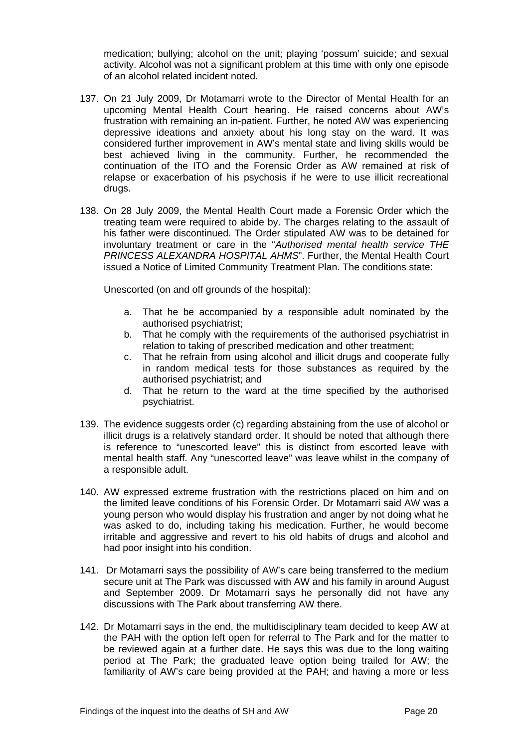medication; bullying; alcohol on the unit; playing 'possum' suicide; and sexual activity. Alcohol was not a significant problem at this time with only one episode of an alcohol related incident noted.

137. On 21 July 2009, Dr Motamarri wrote to the Director of Mental Health for an upcoming Mental Health Court hearing. He raised concerns about AW's frustration with remaining an in-patient. Further, he noted AW was experiencing depressive ideations and anxiety about his long stay on the ward. It was considered further improvement in AW's mental state and living skills would be best achieved living in the community. Further, he recommended the continuation of the ITO and the Forensic Order as AW remained at risk of relapse or exacerbation of his psychosis if he were to use illicit recreational drugs.

138. On 28 July 2009, the Mental Health Court made a Forensic Order which the treating team were required to abide by. The charges relating to the assault of his father were discontinued. The Order stipulated AW was to be detained for involuntary treatment or care in the "*Authorised mental health service THE PRINCESS ALEXANDRA HOSPITAL AHMS*". Further, the Mental Health Court issued a Notice of Limited Community Treatment Plan. The conditions state:

    Unescorted (on and off grounds of the hospital):

    a. That he be accompanied by a responsible adult nominated by the authorised psychiatrist;
    b. That he comply with the requirements of the authorised psychiatrist in relation to taking of prescribed medication and other treatment;
    c. That he refrain from using alcohol and illicit drugs and cooperate fully in random medical tests for those substances as required by the authorised psychiatrist; and
    d. That he return to the ward at the time specified by the authorised psychiatrist.

139. The evidence suggests order (c) regarding abstaining from the use of alcohol or illicit drugs is a relatively standard order. It should be noted that although there is reference to "unescorted leave" this is distinct from escorted leave with mental health staff. Any "unescorted leave" was leave whilst in the company of a responsible adult.

140. AW expressed extreme frustration with the restrictions placed on him and on the limited leave conditions of his Forensic Order. Dr Motamarri said AW was a young person who would display his frustration and anger by not doing what he was asked to do, including taking his medication. Further, he would become irritable and aggressive and revert to his old habits of drugs and alcohol and had poor insight into his condition.

141. Dr Motamarri says the possibility of AW's care being transferred to the medium secure unit at The Park was discussed with AW and his family in around August and September 2009. Dr Motamarri says he personally did not have any discussions with The Park about transferring AW there.

142. Dr Motamarri says in the end, the multidisciplinary team decided to keep AW at the PAH with the option left open for referral to The Park and for the matter to be reviewed again at a further date. He says this was due to the long waiting period at The Park; the graduated leave option being trailed for AW; the familiarity of AW's care being provided at the PAH; and having a more or less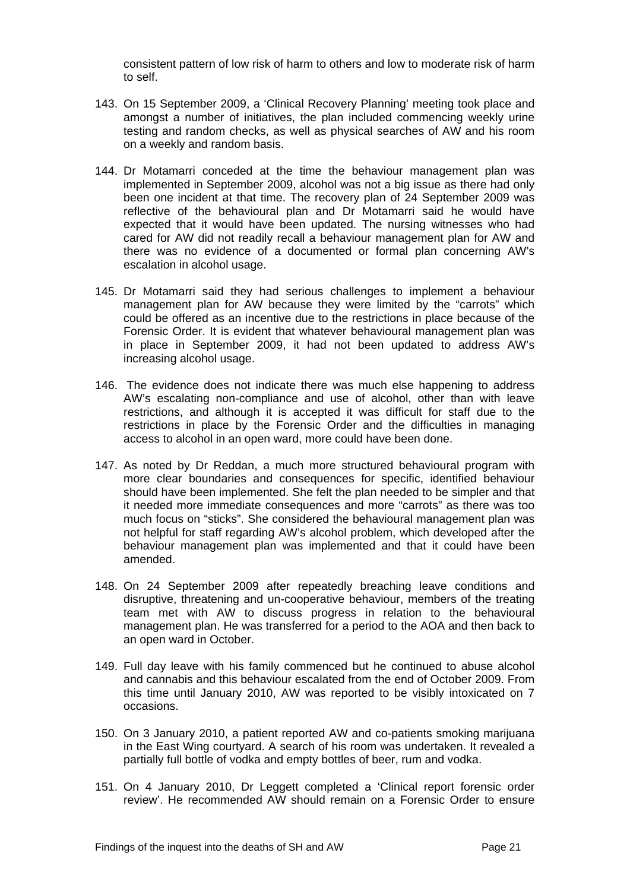consistent pattern of low risk of harm to others and low to moderate risk of harm to self.

143. On 15 September 2009, a 'Clinical Recovery Planning' meeting took place and amongst a number of initiatives, the plan included commencing weekly urine testing and random checks, as well as physical searches of AW and his room on a weekly and random basis.

144. Dr Motamarri conceded at the time the behaviour management plan was implemented in September 2009, alcohol was not a big issue as there had only been one incident at that time. The recovery plan of 24 September 2009 was reflective of the behavioural plan and Dr Motamarri said he would have expected that it would have been updated. The nursing witnesses who had cared for AW did not readily recall a behaviour management plan for AW and there was no evidence of a documented or formal plan concerning AW's escalation in alcohol usage.

145. Dr Motamarri said they had serious challenges to implement a behaviour management plan for AW because they were limited by the "carrots" which could be offered as an incentive due to the restrictions in place because of the Forensic Order. It is evident that whatever behavioural management plan was in place in September 2009, it had not been updated to address AW's increasing alcohol usage.

146. The evidence does not indicate there was much else happening to address AW's escalating non-compliance and use of alcohol, other than with leave restrictions, and although it is accepted it was difficult for staff due to the restrictions in place by the Forensic Order and the difficulties in managing access to alcohol in an open ward, more could have been done.

147. As noted by Dr Reddan, a much more structured behavioural program with more clear boundaries and consequences for specific, identified behaviour should have been implemented. She felt the plan needed to be simpler and that it needed more immediate consequences and more "carrots" as there was too much focus on "sticks". She considered the behavioural management plan was not helpful for staff regarding AW's alcohol problem, which developed after the behaviour management plan was implemented and that it could have been amended.

148. On 24 September 2009 after repeatedly breaching leave conditions and disruptive, threatening and un-cooperative behaviour, members of the treating team met with AW to discuss progress in relation to the behavioural management plan. He was transferred for a period to the AOA and then back to an open ward in October.

149. Full day leave with his family commenced but he continued to abuse alcohol and cannabis and this behaviour escalated from the end of October 2009. From this time until January 2010, AW was reported to be visibly intoxicated on 7 occasions.

150. On 3 January 2010, a patient reported AW and co-patients smoking marijuana in the East Wing courtyard. A search of his room was undertaken. It revealed a partially full bottle of vodka and empty bottles of beer, rum and vodka.

151. On 4 January 2010, Dr Leggett completed a 'Clinical report forensic order review'. He recommended AW should remain on a Forensic Order to ensure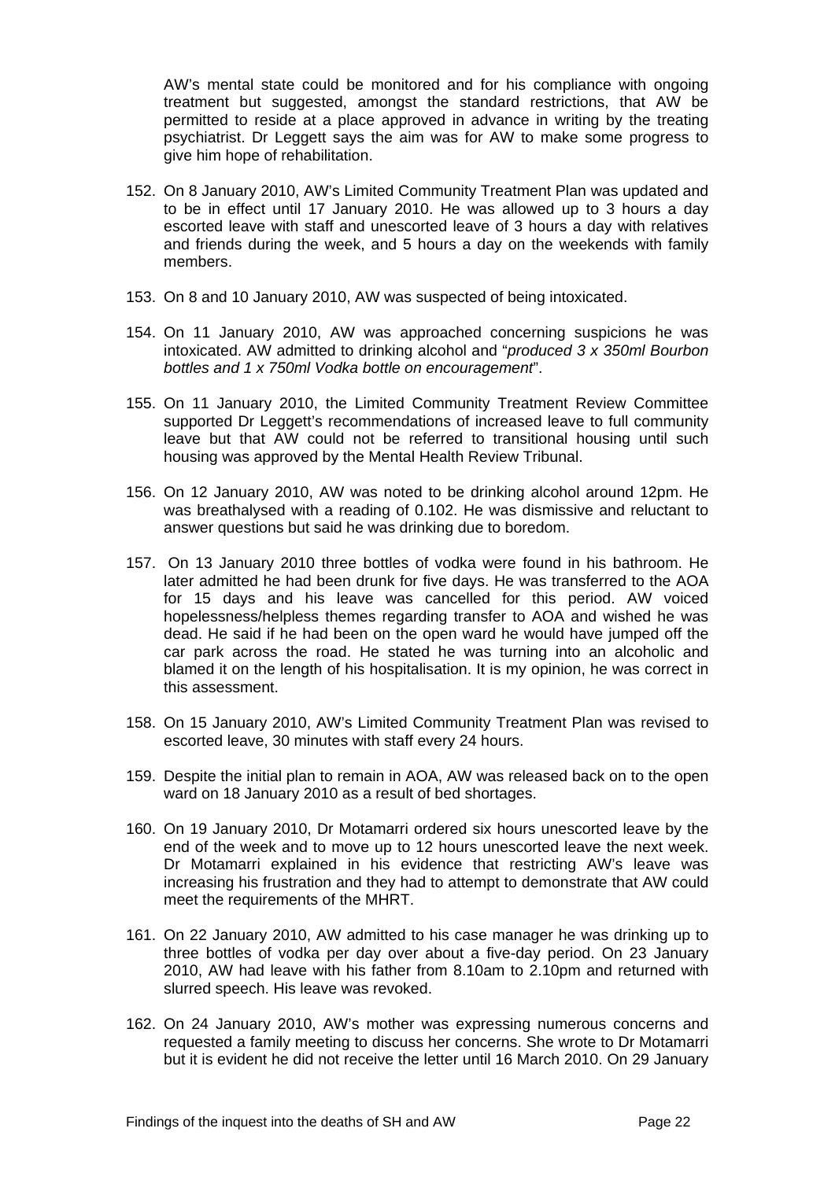AW's mental state could be monitored and for his compliance with ongoing treatment but suggested, amongst the standard restrictions, that AW be permitted to reside at a place approved in advance in writing by the treating psychiatrist. Dr Leggett says the aim was for AW to make some progress to give him hope of rehabilitation.

152. On 8 January 2010, AW's Limited Community Treatment Plan was updated and to be in effect until 17 January 2010. He was allowed up to 3 hours a day escorted leave with staff and unescorted leave of 3 hours a day with relatives and friends during the week, and 5 hours a day on the weekends with family members.

153. On 8 and 10 January 2010, AW was suspected of being intoxicated.

154. On 11 January 2010, AW was approached concerning suspicions he was intoxicated. AW admitted to drinking alcohol and "*produced 3 x 350ml Bourbon bottles and 1 x 750ml Vodka bottle on encouragement*".

155. On 11 January 2010, the Limited Community Treatment Review Committee supported Dr Leggett's recommendations of increased leave to full community leave but that AW could not be referred to transitional housing until such housing was approved by the Mental Health Review Tribunal.

156. On 12 January 2010, AW was noted to be drinking alcohol around 12pm. He was breathalysed with a reading of 0.102. He was dismissive and reluctant to answer questions but said he was drinking due to boredom.

157. On 13 January 2010 three bottles of vodka were found in his bathroom. He later admitted he had been drunk for five days. He was transferred to the AOA for 15 days and his leave was cancelled for this period. AW voiced hopelessness/helpless themes regarding transfer to AOA and wished he was dead. He said if he had been on the open ward he would have jumped off the car park across the road. He stated he was turning into an alcoholic and blamed it on the length of his hospitalisation. It is my opinion, he was correct in this assessment.

158. On 15 January 2010, AW's Limited Community Treatment Plan was revised to escorted leave, 30 minutes with staff every 24 hours.

159. Despite the initial plan to remain in AOA, AW was released back on to the open ward on 18 January 2010 as a result of bed shortages.

160. On 19 January 2010, Dr Motamarri ordered six hours unescorted leave by the end of the week and to move up to 12 hours unescorted leave the next week. Dr Motamarri explained in his evidence that restricting AW's leave was increasing his frustration and they had to attempt to demonstrate that AW could meet the requirements of the MHRT.

161. On 22 January 2010, AW admitted to his case manager he was drinking up to three bottles of vodka per day over about a five-day period. On 23 January 2010, AW had leave with his father from 8.10am to 2.10pm and returned with slurred speech. His leave was revoked.

162. On 24 January 2010, AW's mother was expressing numerous concerns and requested a family meeting to discuss her concerns. She wrote to Dr Motamarri but it is evident he did not receive the letter until 16 March 2010. On 29 January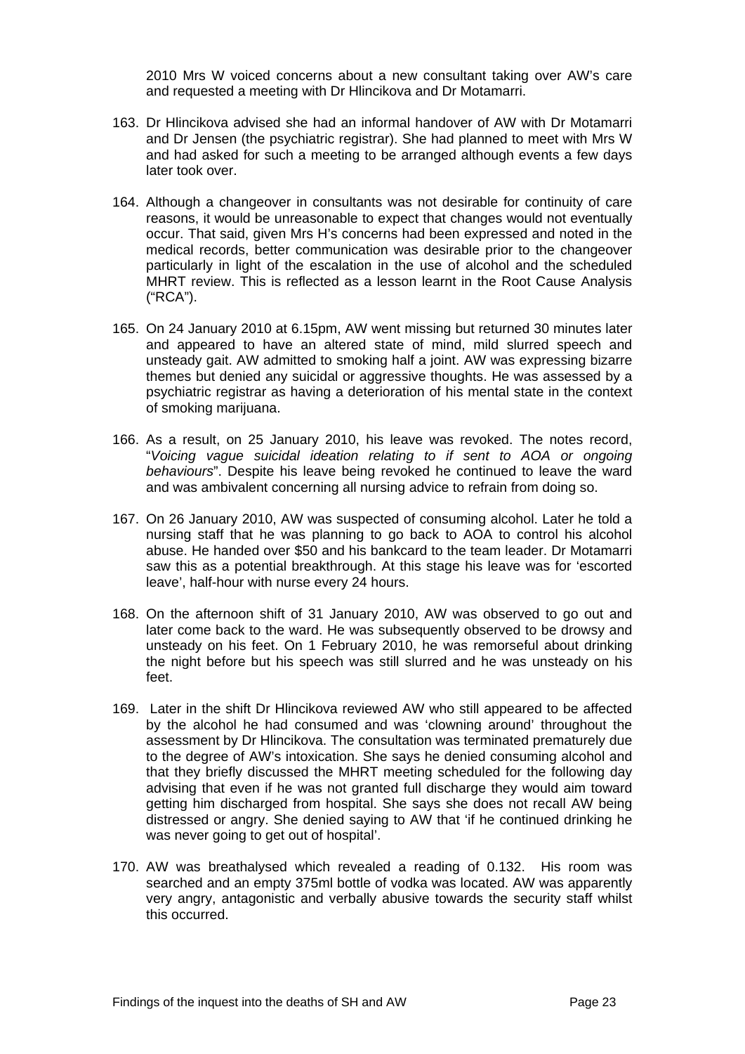2010 Mrs W voiced concerns about a new consultant taking over AW's care and requested a meeting with Dr Hlincikova and Dr Motamarri.

163. Dr Hlincikova advised she had an informal handover of AW with Dr Motamarri and Dr Jensen (the psychiatric registrar). She had planned to meet with Mrs W and had asked for such a meeting to be arranged although events a few days later took over.

164. Although a changeover in consultants was not desirable for continuity of care reasons, it would be unreasonable to expect that changes would not eventually occur. That said, given Mrs H's concerns had been expressed and noted in the medical records, better communication was desirable prior to the changeover particularly in light of the escalation in the use of alcohol and the scheduled MHRT review. This is reflected as a lesson learnt in the Root Cause Analysis ("RCA").

165. On 24 January 2010 at 6.15pm, AW went missing but returned 30 minutes later and appeared to have an altered state of mind, mild slurred speech and unsteady gait. AW admitted to smoking half a joint. AW was expressing bizarre themes but denied any suicidal or aggressive thoughts. He was assessed by a psychiatric registrar as having a deterioration of his mental state in the context of smoking marijuana.

166. As a result, on 25 January 2010, his leave was revoked. The notes record, "*Voicing vague suicidal ideation relating to if sent to AOA or ongoing behaviours*". Despite his leave being revoked he continued to leave the ward and was ambivalent concerning all nursing advice to refrain from doing so.

167. On 26 January 2010, AW was suspected of consuming alcohol. Later he told a nursing staff that he was planning to go back to AOA to control his alcohol abuse. He handed over $50 and his bankcard to the team leader. Dr Motamarri saw this as a potential breakthrough. At this stage his leave was for 'escorted leave', half-hour with nurse every 24 hours.

168. On the afternoon shift of 31 January 2010, AW was observed to go out and later come back to the ward. He was subsequently observed to be drowsy and unsteady on his feet. On 1 February 2010, he was remorseful about drinking the night before but his speech was still slurred and he was unsteady on his feet.

169. Later in the shift Dr Hlincikova reviewed AW who still appeared to be affected by the alcohol he had consumed and was 'clowning around' throughout the assessment by Dr Hlincikova. The consultation was terminated prematurely due to the degree of AW's intoxication. She says he denied consuming alcohol and that they briefly discussed the MHRT meeting scheduled for the following day advising that even if he was not granted full discharge they would aim toward getting him discharged from hospital. She says she does not recall AW being distressed or angry. She denied saying to AW that 'if he continued drinking he was never going to get out of hospital'.

170. AW was breathalysed which revealed a reading of 0.132. His room was searched and an empty 375ml bottle of vodka was located. AW was apparently very angry, antagonistic and verbally abusive towards the security staff whilst this occurred.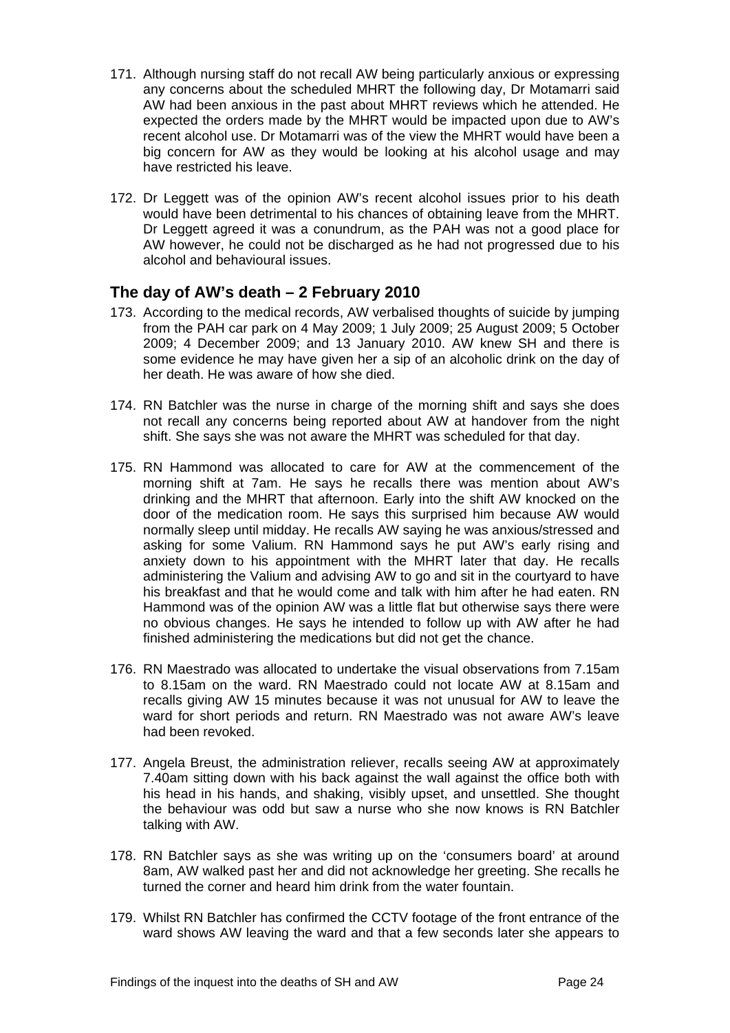171. Although nursing staff do not recall AW being particularly anxious or expressing any concerns about the scheduled MHRT the following day, Dr Motamarri said AW had been anxious in the past about MHRT reviews which he attended. He expected the orders made by the MHRT would be impacted upon due to AW's recent alcohol use. Dr Motamarri was of the view the MHRT would have been a big concern for AW as they would be looking at his alcohol usage and may have restricted his leave.

172. Dr Leggett was of the opinion AW's recent alcohol issues prior to his death would have been detrimental to his chances of obtaining leave from the MHRT. Dr Leggett agreed it was a conundrum, as the PAH was not a good place for AW however, he could not be discharged as he had not progressed due to his alcohol and behavioural issues.

## The day of AW's death – 2 February 2010

173. According to the medical records, AW verbalised thoughts of suicide by jumping from the PAH car park on 4 May 2009; 1 July 2009; 25 August 2009; 5 October 2009; 4 December 2009; and 13 January 2010. AW knew SH and there is some evidence he may have given her a sip of an alcoholic drink on the day of her death. He was aware of how she died.

174. RN Batchler was the nurse in charge of the morning shift and says she does not recall any concerns being reported about AW at handover from the night shift. She says she was not aware the MHRT was scheduled for that day.

175. RN Hammond was allocated to care for AW at the commencement of the morning shift at 7am. He says he recalls there was mention about AW's drinking and the MHRT that afternoon. Early into the shift AW knocked on the door of the medication room. He says this surprised him because AW would normally sleep until midday. He recalls AW saying he was anxious/stressed and asking for some Valium. RN Hammond says he put AW's early rising and anxiety down to his appointment with the MHRT later that day. He recalls administering the Valium and advising AW to go and sit in the courtyard to have his breakfast and that he would come and talk with him after he had eaten. RN Hammond was of the opinion AW was a little flat but otherwise says there were no obvious changes. He says he intended to follow up with AW after he had finished administering the medications but did not get the chance.

176. RN Maestrado was allocated to undertake the visual observations from 7.15am to 8.15am on the ward. RN Maestrado could not locate AW at 8.15am and recalls giving AW 15 minutes because it was not unusual for AW to leave the ward for short periods and return. RN Maestrado was not aware AW's leave had been revoked.

177. Angela Breust, the administration reliever, recalls seeing AW at approximately 7.40am sitting down with his back against the wall against the office both with his head in his hands, and shaking, visibly upset, and unsettled. She thought the behaviour was odd but saw a nurse who she now knows is RN Batchler talking with AW.

178. RN Batchler says as she was writing up on the 'consumers board' at around 8am, AW walked past her and did not acknowledge her greeting. She recalls he turned the corner and heard him drink from the water fountain.

179. Whilst RN Batchler has confirmed the CCTV footage of the front entrance of the ward shows AW leaving the ward and that a few seconds later she appears to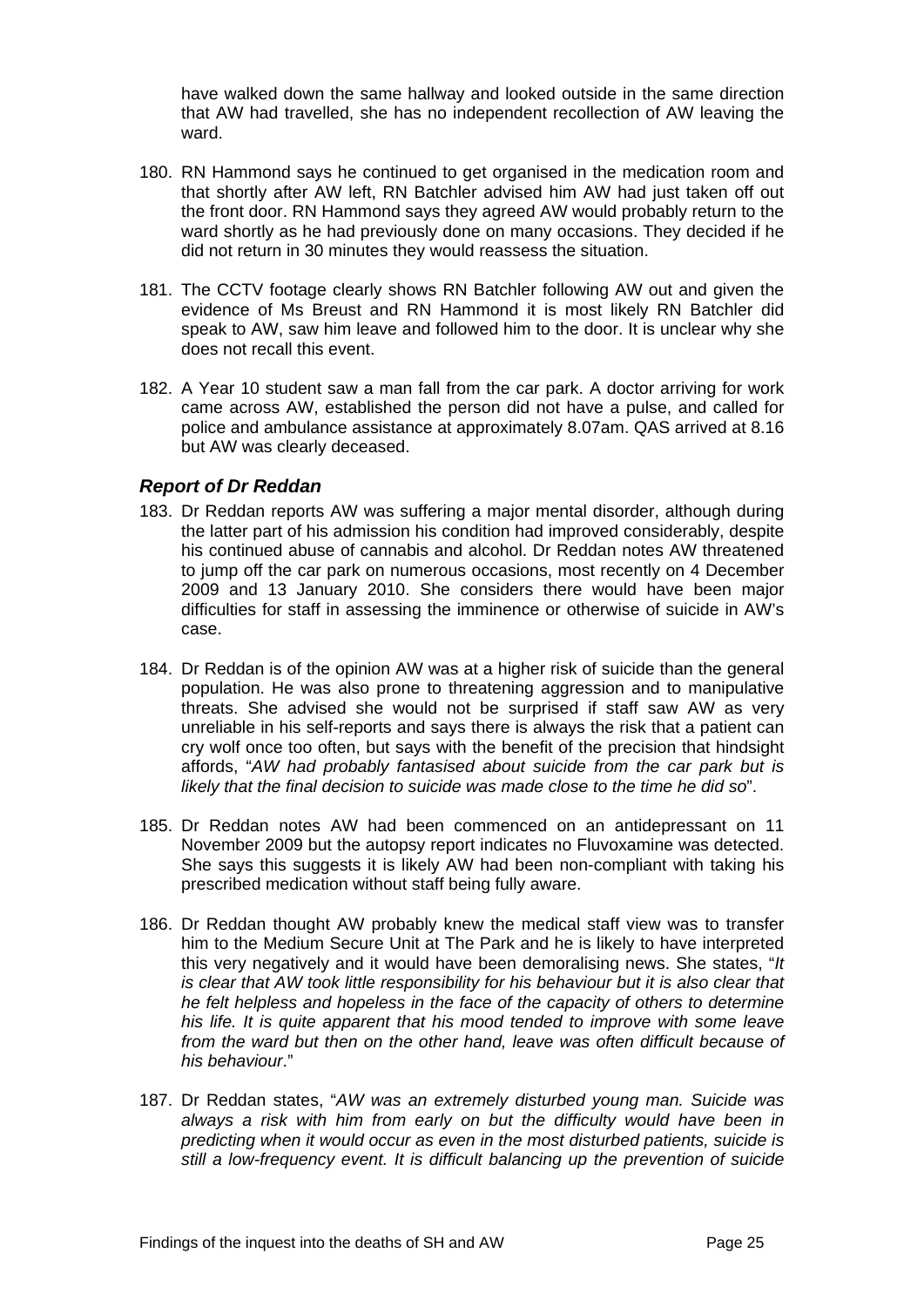have walked down the same hallway and looked outside in the same direction that AW had travelled, she has no independent recollection of AW leaving the ward.

180. RN Hammond says he continued to get organised in the medication room and that shortly after AW left, RN Batchler advised him AW had just taken off out the front door. RN Hammond says they agreed AW would probably return to the ward shortly as he had previously done on many occasions. They decided if he did not return in 30 minutes they would reassess the situation.

181. The CCTV footage clearly shows RN Batchler following AW out and given the evidence of Ms Breust and RN Hammond it is most likely RN Batchler did speak to AW, saw him leave and followed him to the door. It is unclear why she does not recall this event.

182. A Year 10 student saw a man fall from the car park. A doctor arriving for work came across AW, established the person did not have a pulse, and called for police and ambulance assistance at approximately 8.07am. QAS arrived at 8.16 but AW was clearly deceased.

### *Report of Dr Reddan*

183. Dr Reddan reports AW was suffering a major mental disorder, although during the latter part of his admission his condition had improved considerably, despite his continued abuse of cannabis and alcohol. Dr Reddan notes AW threatened to jump off the car park on numerous occasions, most recently on 4 December 2009 and 13 January 2010. She considers there would have been major difficulties for staff in assessing the imminence or otherwise of suicide in AW's case.

184. Dr Reddan is of the opinion AW was at a higher risk of suicide than the general population. He was also prone to threatening aggression and to manipulative threats. She advised she would not be surprised if staff saw AW as very unreliable in his self-reports and says there is always the risk that a patient can cry wolf once too often, but says with the benefit of the precision that hindsight affords, "*AW had probably fantasised about suicide from the car park but is likely that the final decision to suicide was made close to the time he did so*".

185. Dr Reddan notes AW had been commenced on an antidepressant on 11 November 2009 but the autopsy report indicates no Fluvoxamine was detected. She says this suggests it is likely AW had been non-compliant with taking his prescribed medication without staff being fully aware.

186. Dr Reddan thought AW probably knew the medical staff view was to transfer him to the Medium Secure Unit at The Park and he is likely to have interpreted this very negatively and it would have been demoralising news. She states, "*It is clear that AW took little responsibility for his behaviour but it is also clear that he felt helpless and hopeless in the face of the capacity of others to determine his life. It is quite apparent that his mood tended to improve with some leave from the ward but then on the other hand, leave was often difficult because of his behaviour*."

187. Dr Reddan states, "*AW was an extremely disturbed young man. Suicide was always a risk with him from early on but the difficulty would have been in predicting when it would occur as even in the most disturbed patients, suicide is still a low-frequency event. It is difficult balancing up the prevention of suicide*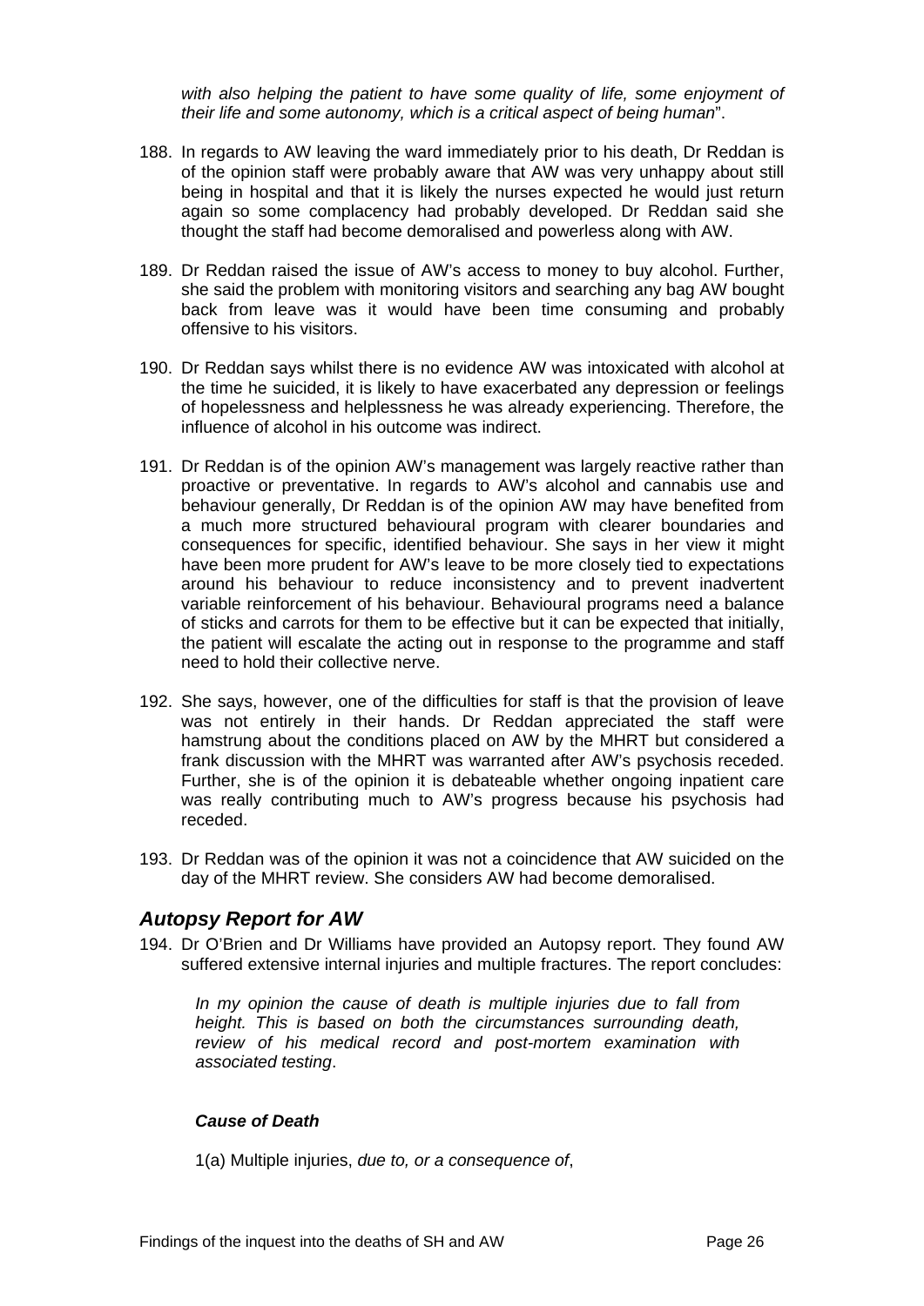*with also helping the patient to have some quality of life, some enjoyment of their life and some autonomy, which is a critical aspect of being human*".

188. In regards to AW leaving the ward immediately prior to his death, Dr Reddan is of the opinion staff were probably aware that AW was very unhappy about still being in hospital and that it is likely the nurses expected he would just return again so some complacency had probably developed. Dr Reddan said she thought the staff had become demoralised and powerless along with AW.

189. Dr Reddan raised the issue of AW's access to money to buy alcohol. Further, she said the problem with monitoring visitors and searching any bag AW bought back from leave was it would have been time consuming and probably offensive to his visitors.

190. Dr Reddan says whilst there is no evidence AW was intoxicated with alcohol at the time he suicided, it is likely to have exacerbated any depression or feelings of hopelessness and helplessness he was already experiencing. Therefore, the influence of alcohol in his outcome was indirect.

191. Dr Reddan is of the opinion AW's management was largely reactive rather than proactive or preventative. In regards to AW's alcohol and cannabis use and behaviour generally, Dr Reddan is of the opinion AW may have benefited from a much more structured behavioural program with clearer boundaries and consequences for specific, identified behaviour. She says in her view it might have been more prudent for AW's leave to be more closely tied to expectations around his behaviour to reduce inconsistency and to prevent inadvertent variable reinforcement of his behaviour. Behavioural programs need a balance of sticks and carrots for them to be effective but it can be expected that initially, the patient will escalate the acting out in response to the programme and staff need to hold their collective nerve.

192. She says, however, one of the difficulties for staff is that the provision of leave was not entirely in their hands. Dr Reddan appreciated the staff were hamstrung about the conditions placed on AW by the MHRT but considered a frank discussion with the MHRT was warranted after AW's psychosis receded. Further, she is of the opinion it is debateable whether ongoing inpatient care was really contributing much to AW's progress because his psychosis had receded.

193. Dr Reddan was of the opinion it was not a coincidence that AW suicided on the day of the MHRT review. She considers AW had become demoralised.

## *Autopsy Report for AW*

194. Dr O'Brien and Dr Williams have provided an Autopsy report. They found AW suffered extensive internal injuries and multiple fractures. The report concludes:

*In my opinion the cause of death is multiple injuries due to fall from height. This is based on both the circumstances surrounding death, review of his medical record and post-mortem examination with associated testing*.

***Cause of Death***

1(a) Multiple injuries, *due to, or a consequence of*,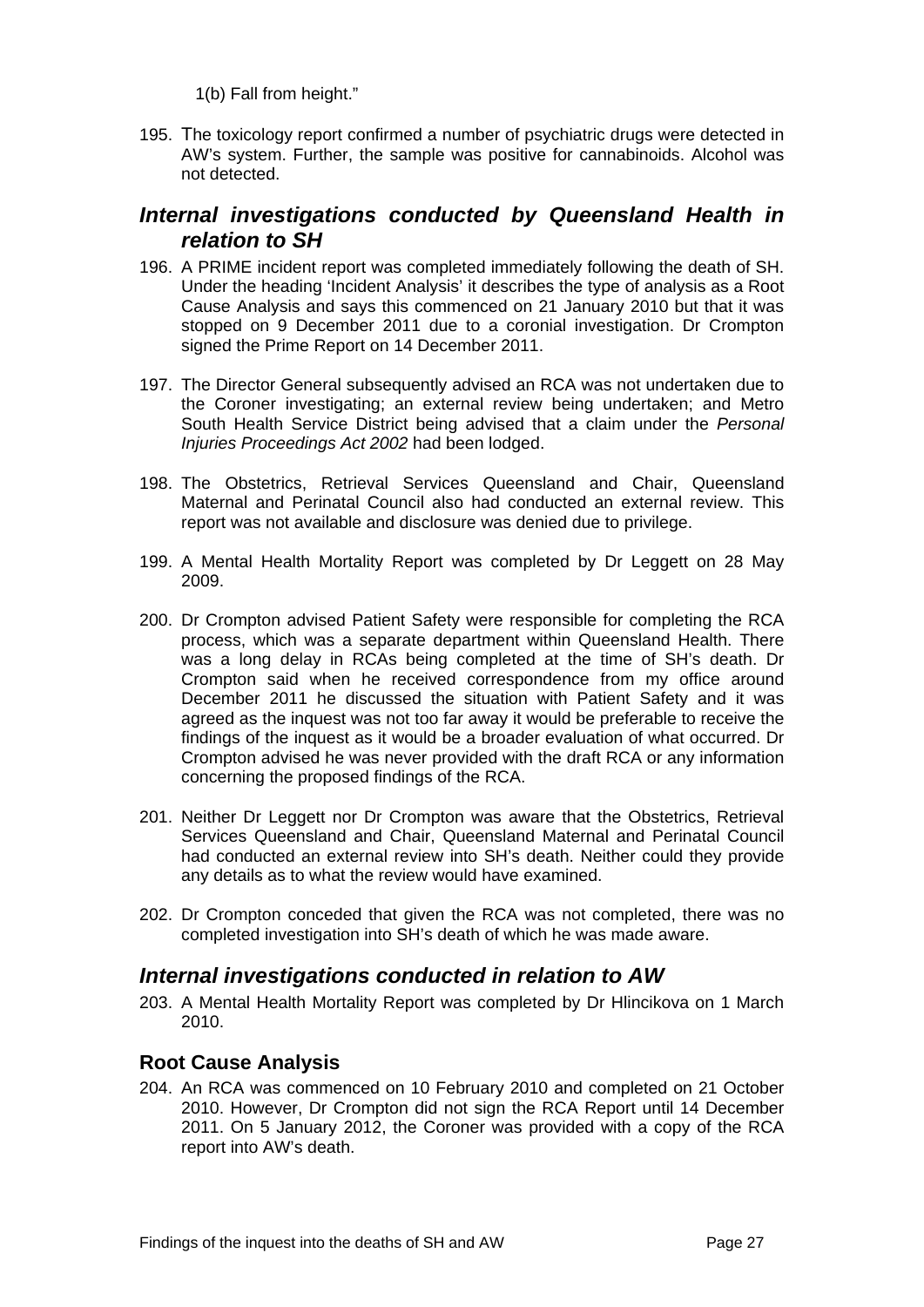1(b) Fall from height."

195. The toxicology report confirmed a number of psychiatric drugs were detected in AW's system. Further, the sample was positive for cannabinoids. Alcohol was not detected.

## *Internal investigations conducted by Queensland Health in relation to SH*

196. A PRIME incident report was completed immediately following the death of SH. Under the heading 'Incident Analysis' it describes the type of analysis as a Root Cause Analysis and says this commenced on 21 January 2010 but that it was stopped on 9 December 2011 due to a coronial investigation. Dr Crompton signed the Prime Report on 14 December 2011.

197. The Director General subsequently advised an RCA was not undertaken due to the Coroner investigating; an external review being undertaken; and Metro South Health Service District being advised that a claim under the *Personal Injuries Proceedings Act 2002* had been lodged.

198. The Obstetrics, Retrieval Services Queensland and Chair, Queensland Maternal and Perinatal Council also had conducted an external review. This report was not available and disclosure was denied due to privilege.

199. A Mental Health Mortality Report was completed by Dr Leggett on 28 May 2009.

200. Dr Crompton advised Patient Safety were responsible for completing the RCA process, which was a separate department within Queensland Health. There was a long delay in RCAs being completed at the time of SH's death. Dr Crompton said when he received correspondence from my office around December 2011 he discussed the situation with Patient Safety and it was agreed as the inquest was not too far away it would be preferable to receive the findings of the inquest as it would be a broader evaluation of what occurred. Dr Crompton advised he was never provided with the draft RCA or any information concerning the proposed findings of the RCA.

201. Neither Dr Leggett nor Dr Crompton was aware that the Obstetrics, Retrieval Services Queensland and Chair, Queensland Maternal and Perinatal Council had conducted an external review into SH's death. Neither could they provide any details as to what the review would have examined.

202. Dr Crompton conceded that given the RCA was not completed, there was no completed investigation into SH's death of which he was made aware.

## *Internal investigations conducted in relation to AW*

203. A Mental Health Mortality Report was completed by Dr Hlincikova on 1 March 2010.

### Root Cause Analysis

204. An RCA was commenced on 10 February 2010 and completed on 21 October 2010. However, Dr Crompton did not sign the RCA Report until 14 December 2011. On 5 January 2012, the Coroner was provided with a copy of the RCA report into AW's death.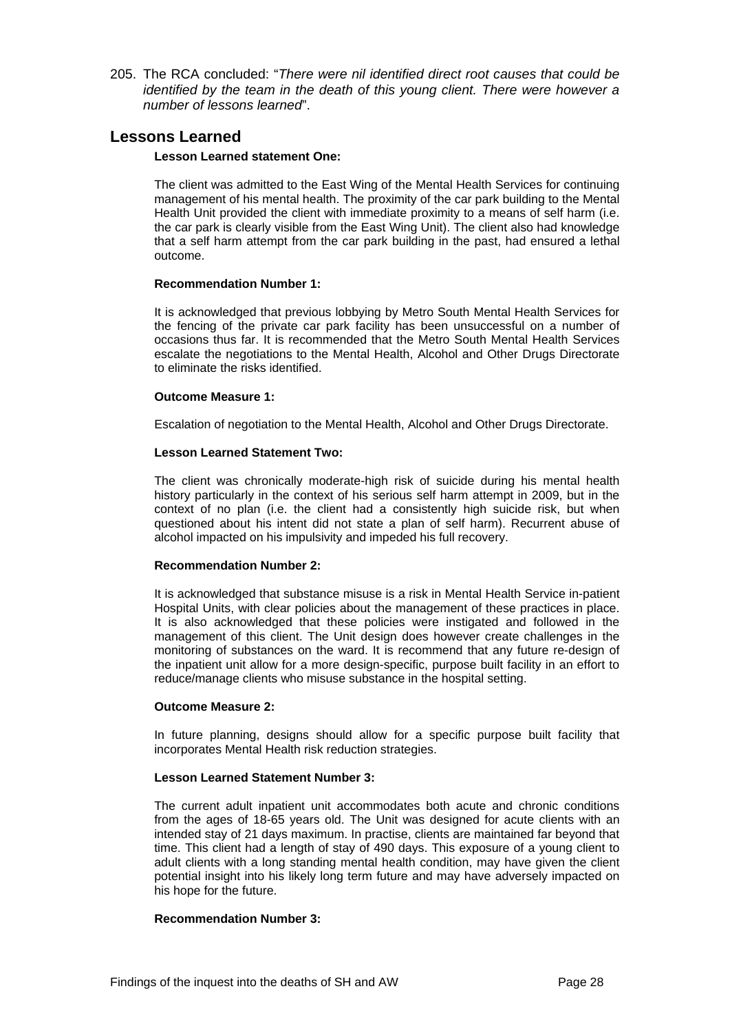205. The RCA concluded: "*There were nil identified direct root causes that could be identified by the team in the death of this young client. There were however a number of lessons learned*".

## Lessons Learned

**Lesson Learned statement One:**

The client was admitted to the East Wing of the Mental Health Services for continuing management of his mental health. The proximity of the car park building to the Mental Health Unit provided the client with immediate proximity to a means of self harm (i.e. the car park is clearly visible from the East Wing Unit). The client also had knowledge that a self harm attempt from the car park building in the past, had ensured a lethal outcome.

**Recommendation Number 1:**

It is acknowledged that previous lobbying by Metro South Mental Health Services for the fencing of the private car park facility has been unsuccessful on a number of occasions thus far. It is recommended that the Metro South Mental Health Services escalate the negotiations to the Mental Health, Alcohol and Other Drugs Directorate to eliminate the risks identified.

**Outcome Measure 1:**

Escalation of negotiation to the Mental Health, Alcohol and Other Drugs Directorate.

**Lesson Learned Statement Two:**

The client was chronically moderate-high risk of suicide during his mental health history particularly in the context of his serious self harm attempt in 2009, but in the context of no plan (i.e. the client had a consistently high suicide risk, but when questioned about his intent did not state a plan of self harm). Recurrent abuse of alcohol impacted on his impulsivity and impeded his full recovery.

**Recommendation Number 2:**

It is acknowledged that substance misuse is a risk in Mental Health Service in-patient Hospital Units, with clear policies about the management of these practices in place. It is also acknowledged that these policies were instigated and followed in the management of this client. The Unit design does however create challenges in the monitoring of substances on the ward. It is recommend that any future re-design of the inpatient unit allow for a more design-specific, purpose built facility in an effort to reduce/manage clients who misuse substance in the hospital setting.

**Outcome Measure 2:**

In future planning, designs should allow for a specific purpose built facility that incorporates Mental Health risk reduction strategies.

**Lesson Learned Statement Number 3:**

The current adult inpatient unit accommodates both acute and chronic conditions from the ages of 18-65 years old. The Unit was designed for acute clients with an intended stay of 21 days maximum. In practise, clients are maintained far beyond that time. This client had a length of stay of 490 days. This exposure of a young client to adult clients with a long standing mental health condition, may have given the client potential insight into his likely long term future and may have adversely impacted on his hope for the future.

**Recommendation Number 3:**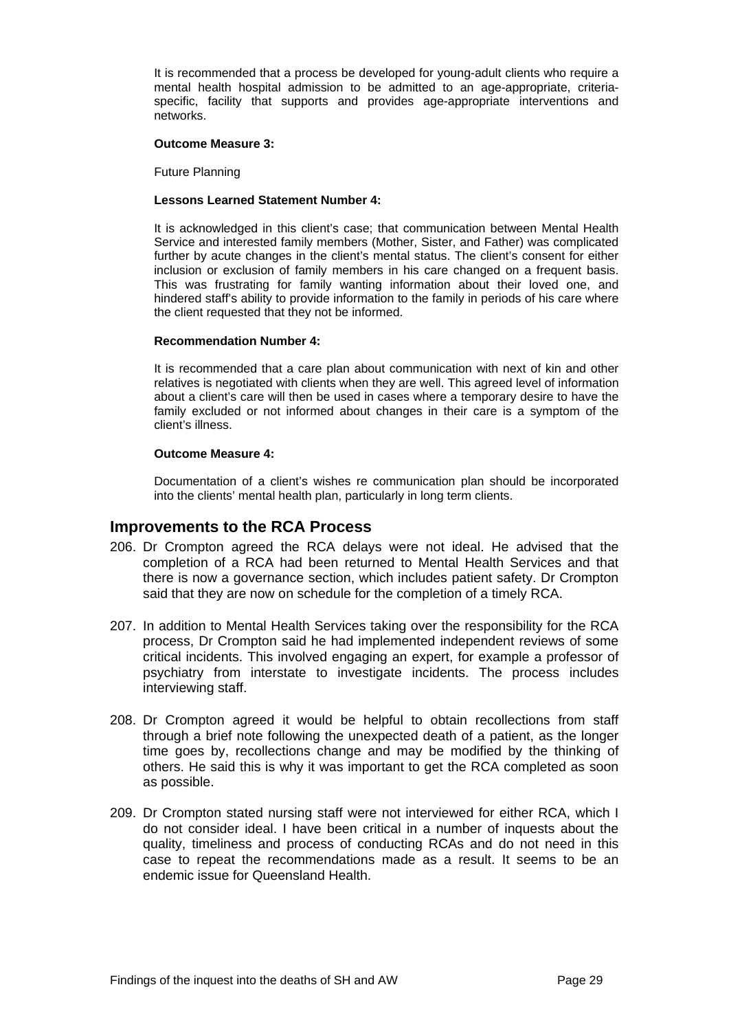It is recommended that a process be developed for young-adult clients who require a mental health hospital admission to be admitted to an age-appropriate, criteria-specific, facility that supports and provides age-appropriate interventions and networks.

**Outcome Measure 3:**

Future Planning

**Lessons Learned Statement Number 4:**

It is acknowledged in this client's case; that communication between Mental Health Service and interested family members (Mother, Sister, and Father) was complicated further by acute changes in the client's mental status. The client's consent for either inclusion or exclusion of family members in his care changed on a frequent basis. This was frustrating for family wanting information about their loved one, and hindered staff's ability to provide information to the family in periods of his care where the client requested that they not be informed.

**Recommendation Number 4:**

It is recommended that a care plan about communication with next of kin and other relatives is negotiated with clients when they are well. This agreed level of information about a client's care will then be used in cases where a temporary desire to have the family excluded or not informed about changes in their care is a symptom of the client's illness.

**Outcome Measure 4:**

Documentation of a client's wishes re communication plan should be incorporated into the clients' mental health plan, particularly in long term clients.

## Improvements to the RCA Process

206. Dr Crompton agreed the RCA delays were not ideal. He advised that the completion of a RCA had been returned to Mental Health Services and that there is now a governance section, which includes patient safety. Dr Crompton said that they are now on schedule for the completion of a timely RCA.

207. In addition to Mental Health Services taking over the responsibility for the RCA process, Dr Crompton said he had implemented independent reviews of some critical incidents. This involved engaging an expert, for example a professor of psychiatry from interstate to investigate incidents. The process includes interviewing staff.

208. Dr Crompton agreed it would be helpful to obtain recollections from staff through a brief note following the unexpected death of a patient, as the longer time goes by, recollections change and may be modified by the thinking of others. He said this is why it was important to get the RCA completed as soon as possible.

209. Dr Crompton stated nursing staff were not interviewed for either RCA, which I do not consider ideal. I have been critical in a number of inquests about the quality, timeliness and process of conducting RCAs and do not need in this case to repeat the recommendations made as a result. It seems to be an endemic issue for Queensland Health.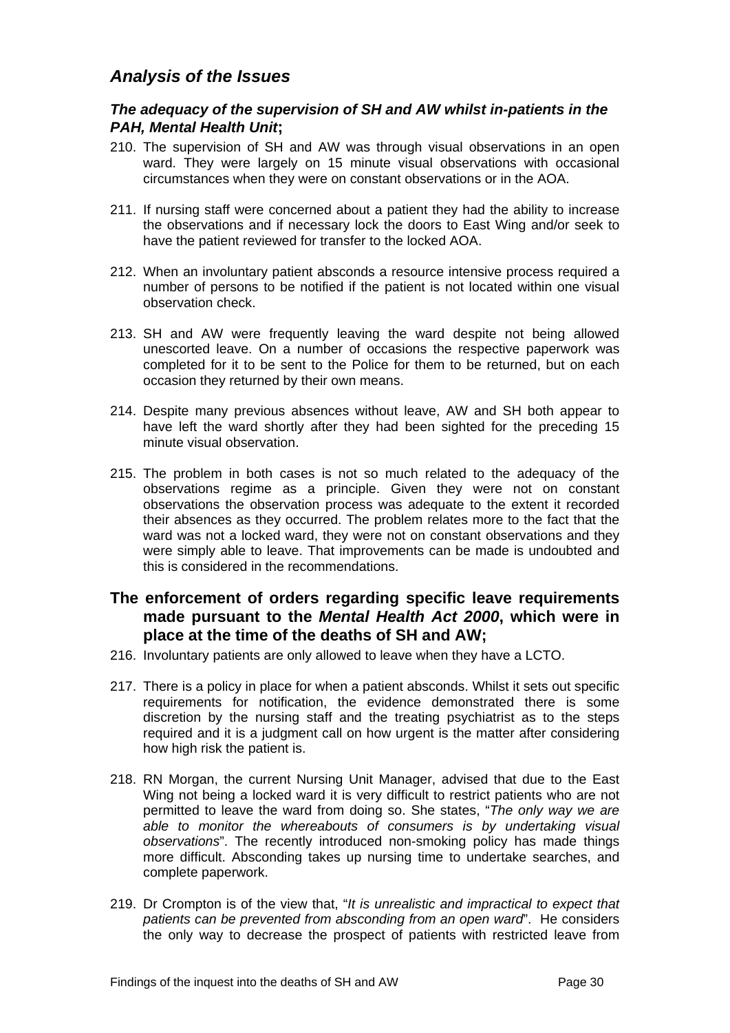## *Analysis of the Issues*

### *The adequacy of the supervision of SH and AW whilst in-patients in the PAH, Mental Health Unit*;

210. The supervision of SH and AW was through visual observations in an open ward. They were largely on 15 minute visual observations with occasional circumstances when they were on constant observations or in the AOA.

211. If nursing staff were concerned about a patient they had the ability to increase the observations and if necessary lock the doors to East Wing and/or seek to have the patient reviewed for transfer to the locked AOA.

212. When an involuntary patient absconds a resource intensive process required a number of persons to be notified if the patient is not located within one visual observation check.

213. SH and AW were frequently leaving the ward despite not being allowed unescorted leave. On a number of occasions the respective paperwork was completed for it to be sent to the Police for them to be returned, but on each occasion they returned by their own means.

214. Despite many previous absences without leave, AW and SH both appear to have left the ward shortly after they had been sighted for the preceding 15 minute visual observation.

215. The problem in both cases is not so much related to the adequacy of the observations regime as a principle. Given they were not on constant observations the observation process was adequate to the extent it recorded their absences as they occurred. The problem relates more to the fact that the ward was not a locked ward, they were not on constant observations and they were simply able to leave. That improvements can be made is undoubted and this is considered in the recommendations.

## The enforcement of orders regarding specific leave requirements made pursuant to the *Mental Health Act 2000*, which were in place at the time of the deaths of SH and AW;

216. Involuntary patients are only allowed to leave when they have a LCTO.

217. There is a policy in place for when a patient absconds. Whilst it sets out specific requirements for notification, the evidence demonstrated there is some discretion by the nursing staff and the treating psychiatrist as to the steps required and it is a judgment call on how urgent is the matter after considering how high risk the patient is.

218. RN Morgan, the current Nursing Unit Manager, advised that due to the East Wing not being a locked ward it is very difficult to restrict patients who are not permitted to leave the ward from doing so. She states, "*The only way we are able to monitor the whereabouts of consumers is by undertaking visual observations*". The recently introduced non-smoking policy has made things more difficult. Absconding takes up nursing time to undertake searches, and complete paperwork.

219. Dr Crompton is of the view that, "*It is unrealistic and impractical to expect that patients can be prevented from absconding from an open ward*". He considers the only way to decrease the prospect of patients with restricted leave from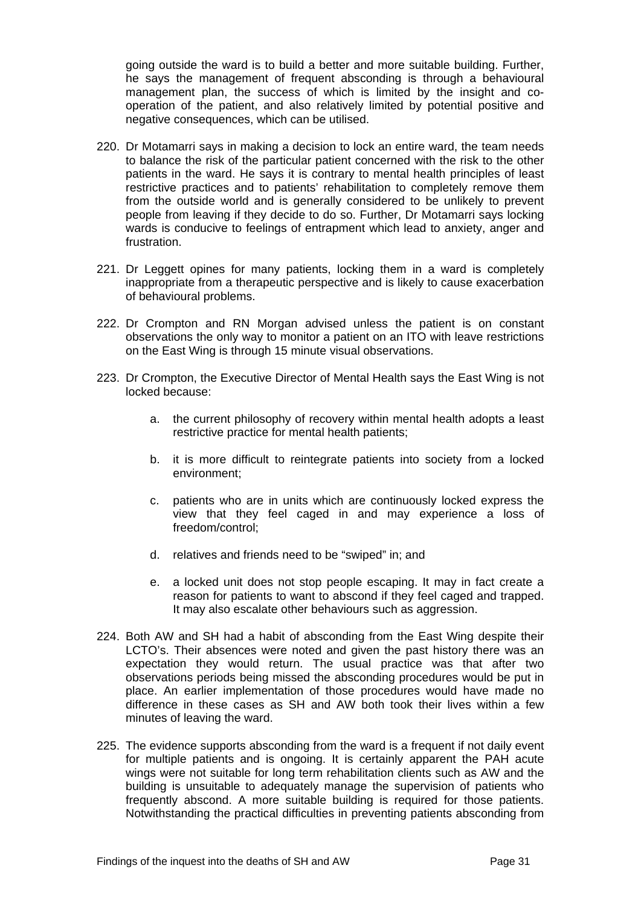going outside the ward is to build a better and more suitable building. Further, he says the management of frequent absconding is through a behavioural management plan, the success of which is limited by the insight and co-operation of the patient, and also relatively limited by potential positive and negative consequences, which can be utilised.

220. Dr Motamarri says in making a decision to lock an entire ward, the team needs to balance the risk of the particular patient concerned with the risk to the other patients in the ward. He says it is contrary to mental health principles of least restrictive practices and to patients' rehabilitation to completely remove them from the outside world and is generally considered to be unlikely to prevent people from leaving if they decide to do so. Further, Dr Motamarri says locking wards is conducive to feelings of entrapment which lead to anxiety, anger and frustration.

221. Dr Leggett opines for many patients, locking them in a ward is completely inappropriate from a therapeutic perspective and is likely to cause exacerbation of behavioural problems.

222. Dr Crompton and RN Morgan advised unless the patient is on constant observations the only way to monitor a patient on an ITO with leave restrictions on the East Wing is through 15 minute visual observations.

223. Dr Crompton, the Executive Director of Mental Health says the East Wing is not locked because:

    a. the current philosophy of recovery within mental health adopts a least restrictive practice for mental health patients;

    b. it is more difficult to reintegrate patients into society from a locked environment;

    c. patients who are in units which are continuously locked express the view that they feel caged in and may experience a loss of freedom/control;

    d. relatives and friends need to be "swiped" in; and

    e. a locked unit does not stop people escaping. It may in fact create a reason for patients to want to abscond if they feel caged and trapped. It may also escalate other behaviours such as aggression.

224. Both AW and SH had a habit of absconding from the East Wing despite their LCTO's. Their absences were noted and given the past history there was an expectation they would return. The usual practice was that after two observations periods being missed the absconding procedures would be put in place. An earlier implementation of those procedures would have made no difference in these cases as SH and AW both took their lives within a few minutes of leaving the ward.

225. The evidence supports absconding from the ward is a frequent if not daily event for multiple patients and is ongoing. It is certainly apparent the PAH acute wings were not suitable for long term rehabilitation clients such as AW and the building is unsuitable to adequately manage the supervision of patients who frequently abscond. A more suitable building is required for those patients. Notwithstanding the practical difficulties in preventing patients absconding from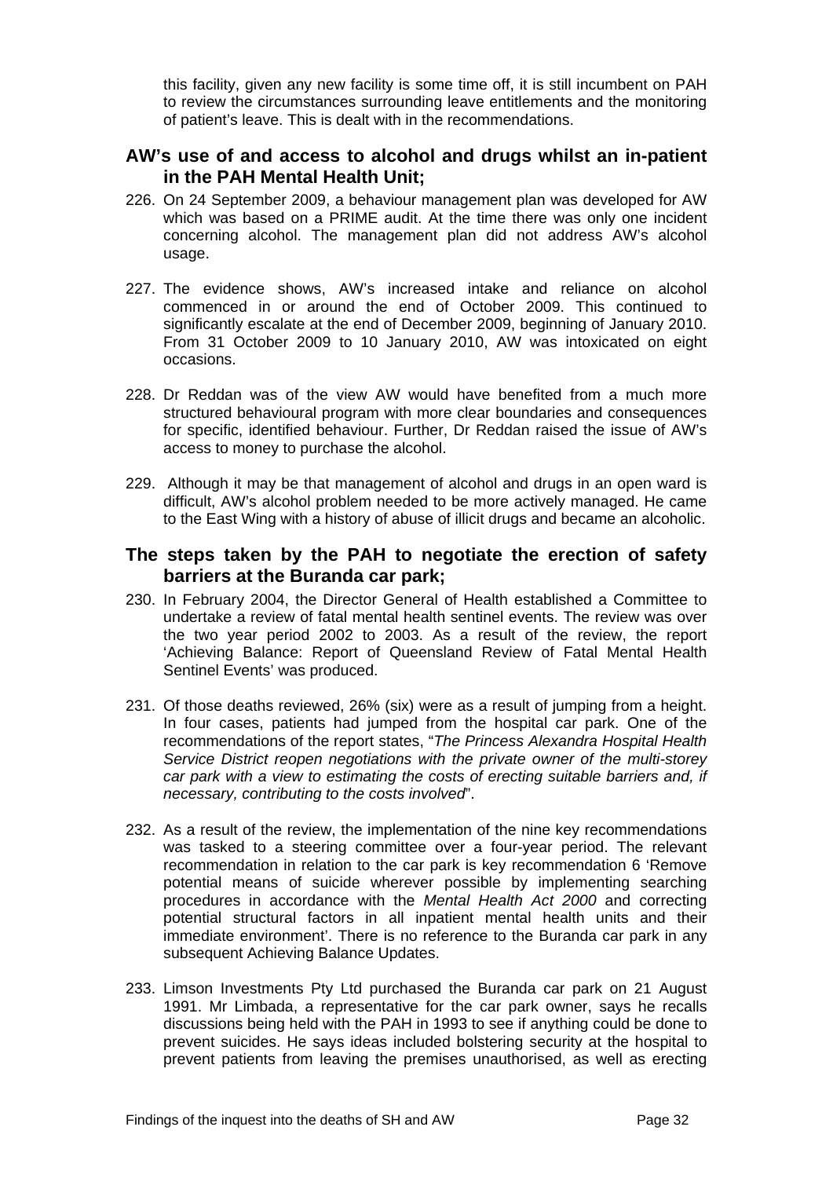this facility, given any new facility is some time off, it is still incumbent on PAH to review the circumstances surrounding leave entitlements and the monitoring of patient's leave. This is dealt with in the recommendations.

## AW's use of and access to alcohol and drugs whilst an in-patient in the PAH Mental Health Unit;

226. On 24 September 2009, a behaviour management plan was developed for AW which was based on a PRIME audit. At the time there was only one incident concerning alcohol. The management plan did not address AW's alcohol usage.

227. The evidence shows, AW's increased intake and reliance on alcohol commenced in or around the end of October 2009. This continued to significantly escalate at the end of December 2009, beginning of January 2010. From 31 October 2009 to 10 January 2010, AW was intoxicated on eight occasions.

228. Dr Reddan was of the view AW would have benefited from a much more structured behavioural program with more clear boundaries and consequences for specific, identified behaviour. Further, Dr Reddan raised the issue of AW's access to money to purchase the alcohol.

229. Although it may be that management of alcohol and drugs in an open ward is difficult, AW's alcohol problem needed to be more actively managed. He came to the East Wing with a history of abuse of illicit drugs and became an alcoholic.

## The steps taken by the PAH to negotiate the erection of safety barriers at the Buranda car park;

230. In February 2004, the Director General of Health established a Committee to undertake a review of fatal mental health sentinel events. The review was over the two year period 2002 to 2003. As a result of the review, the report 'Achieving Balance: Report of Queensland Review of Fatal Mental Health Sentinel Events' was produced.

231. Of those deaths reviewed, 26% (six) were as a result of jumping from a height. In four cases, patients had jumped from the hospital car park. One of the recommendations of the report states, "*The Princess Alexandra Hospital Health Service District reopen negotiations with the private owner of the multi-storey car park with a view to estimating the costs of erecting suitable barriers and, if necessary, contributing to the costs involved*".

232. As a result of the review, the implementation of the nine key recommendations was tasked to a steering committee over a four-year period. The relevant recommendation in relation to the car park is key recommendation 6 'Remove potential means of suicide wherever possible by implementing searching procedures in accordance with the *Mental Health Act 2000* and correcting potential structural factors in all inpatient mental health units and their immediate environment'. There is no reference to the Buranda car park in any subsequent Achieving Balance Updates.

233. Limson Investments Pty Ltd purchased the Buranda car park on 21 August 1991. Mr Limbada, a representative for the car park owner, says he recalls discussions being held with the PAH in 1993 to see if anything could be done to prevent suicides. He says ideas included bolstering security at the hospital to prevent patients from leaving the premises unauthorised, as well as erecting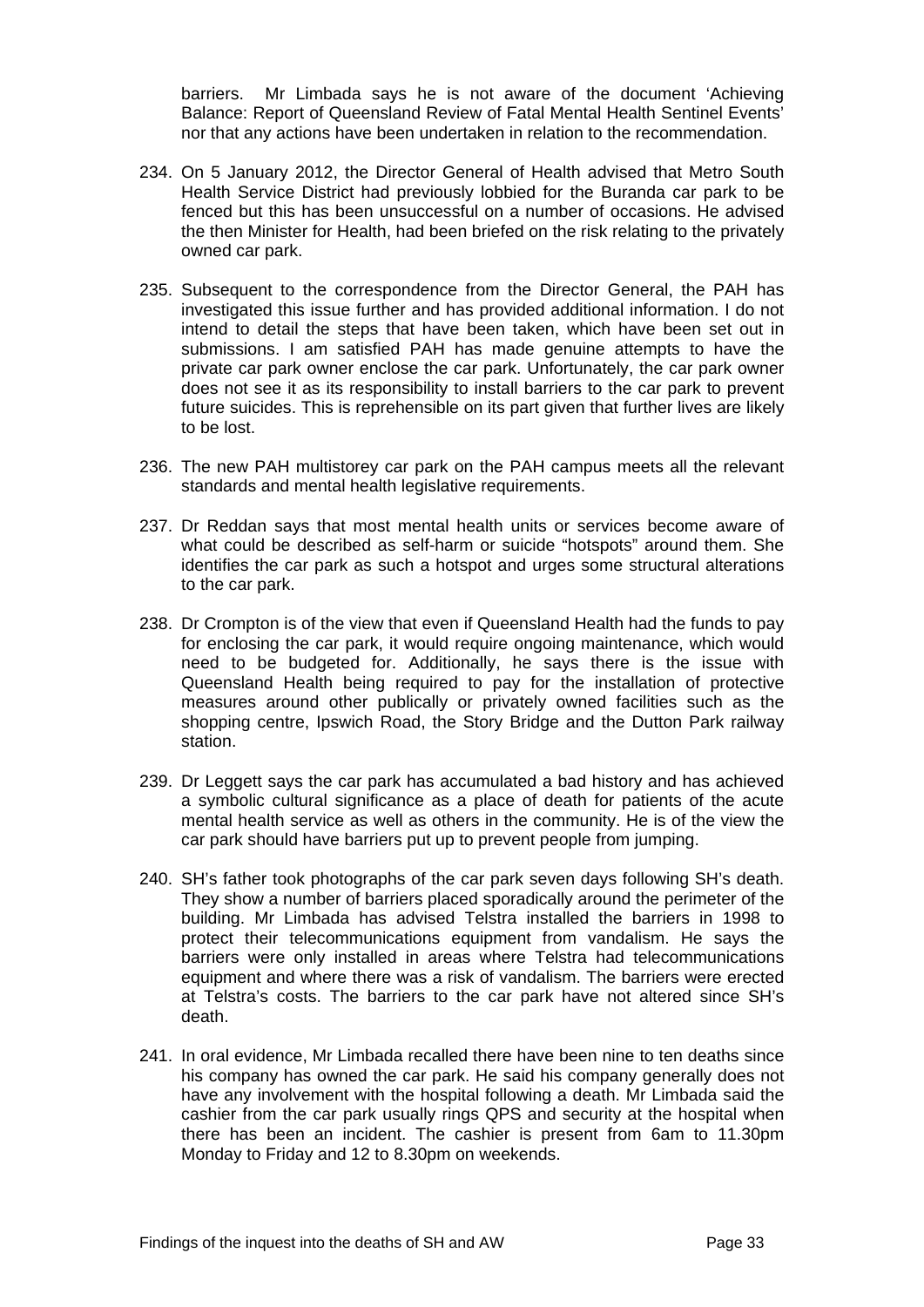barriers. Mr Limbada says he is not aware of the document 'Achieving Balance: Report of Queensland Review of Fatal Mental Health Sentinel Events' nor that any actions have been undertaken in relation to the recommendation.

234. On 5 January 2012, the Director General of Health advised that Metro South Health Service District had previously lobbied for the Buranda car park to be fenced but this has been unsuccessful on a number of occasions. He advised the then Minister for Health, had been briefed on the risk relating to the privately owned car park.

235. Subsequent to the correspondence from the Director General, the PAH has investigated this issue further and has provided additional information. I do not intend to detail the steps that have been taken, which have been set out in submissions. I am satisfied PAH has made genuine attempts to have the private car park owner enclose the car park. Unfortunately, the car park owner does not see it as its responsibility to install barriers to the car park to prevent future suicides. This is reprehensible on its part given that further lives are likely to be lost.

236. The new PAH multistorey car park on the PAH campus meets all the relevant standards and mental health legislative requirements.

237. Dr Reddan says that most mental health units or services become aware of what could be described as self-harm or suicide "hotspots" around them. She identifies the car park as such a hotspot and urges some structural alterations to the car park.

238. Dr Crompton is of the view that even if Queensland Health had the funds to pay for enclosing the car park, it would require ongoing maintenance, which would need to be budgeted for. Additionally, he says there is the issue with Queensland Health being required to pay for the installation of protective measures around other publically or privately owned facilities such as the shopping centre, Ipswich Road, the Story Bridge and the Dutton Park railway station.

239. Dr Leggett says the car park has accumulated a bad history and has achieved a symbolic cultural significance as a place of death for patients of the acute mental health service as well as others in the community. He is of the view the car park should have barriers put up to prevent people from jumping.

240. SH's father took photographs of the car park seven days following SH's death. They show a number of barriers placed sporadically around the perimeter of the building. Mr Limbada has advised Telstra installed the barriers in 1998 to protect their telecommunications equipment from vandalism. He says the barriers were only installed in areas where Telstra had telecommunications equipment and where there was a risk of vandalism. The barriers were erected at Telstra's costs. The barriers to the car park have not altered since SH's death.

241. In oral evidence, Mr Limbada recalled there have been nine to ten deaths since his company has owned the car park. He said his company generally does not have any involvement with the hospital following a death. Mr Limbada said the cashier from the car park usually rings QPS and security at the hospital when there has been an incident. The cashier is present from 6am to 11.30pm Monday to Friday and 12 to 8.30pm on weekends.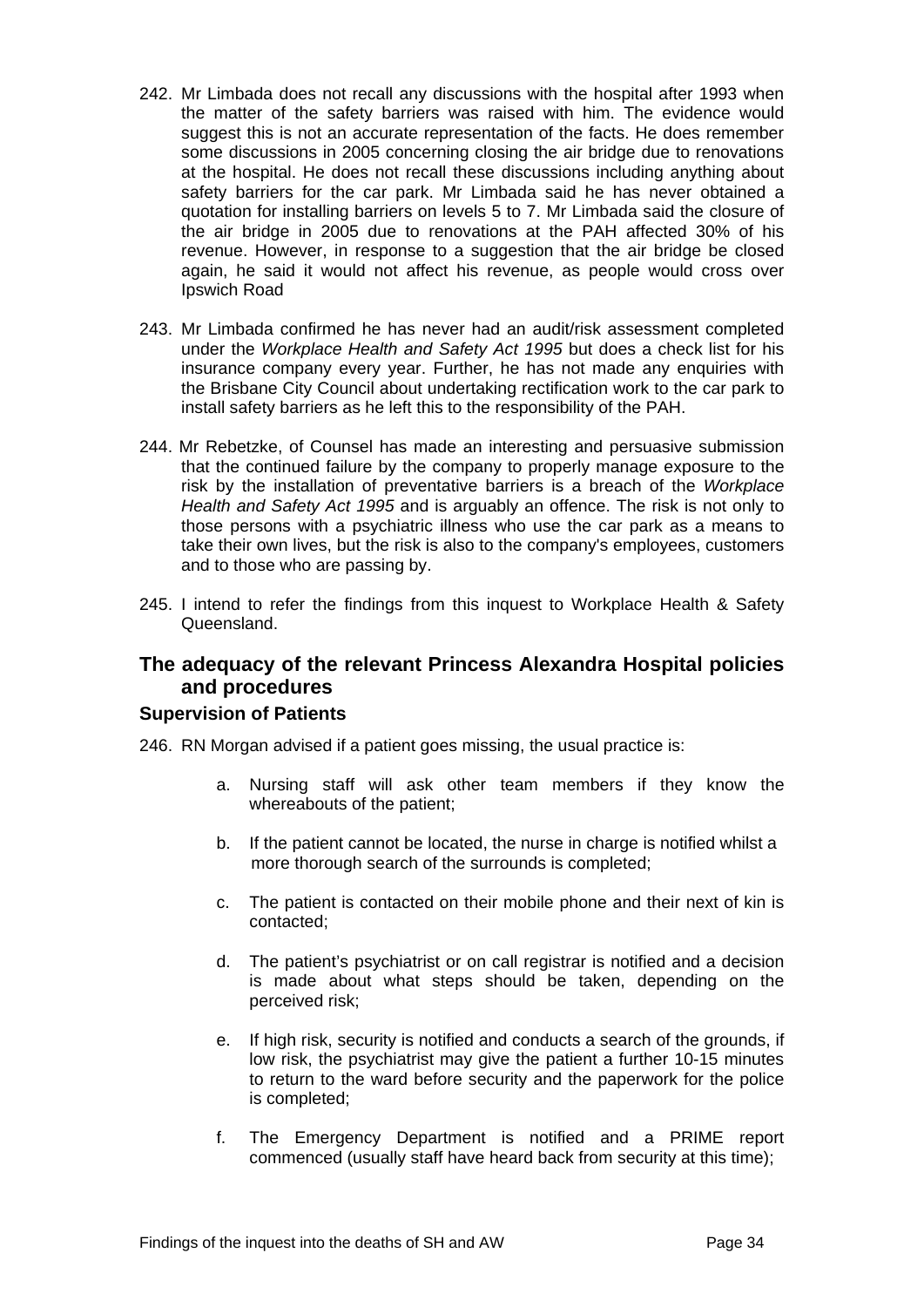242. Mr Limbada does not recall any discussions with the hospital after 1993 when the matter of the safety barriers was raised with him. The evidence would suggest this is not an accurate representation of the facts. He does remember some discussions in 2005 concerning closing the air bridge due to renovations at the hospital. He does not recall these discussions including anything about safety barriers for the car park. Mr Limbada said he has never obtained a quotation for installing barriers on levels 5 to 7. Mr Limbada said the closure of the air bridge in 2005 due to renovations at the PAH affected 30% of his revenue. However, in response to a suggestion that the air bridge be closed again, he said it would not affect his revenue, as people would cross over Ipswich Road

243. Mr Limbada confirmed he has never had an audit/risk assessment completed under the *Workplace Health and Safety Act 1995* but does a check list for his insurance company every year. Further, he has not made any enquiries with the Brisbane City Council about undertaking rectification work to the car park to install safety barriers as he left this to the responsibility of the PAH.

244. Mr Rebetzke, of Counsel has made an interesting and persuasive submission that the continued failure by the company to properly manage exposure to the risk by the installation of preventative barriers is a breach of the *Workplace Health and Safety Act 1995* and is arguably an offence. The risk is not only to those persons with a psychiatric illness who use the car park as a means to take their own lives, but the risk is also to the company's employees, customers and to those who are passing by.

245. I intend to refer the findings from this inquest to Workplace Health & Safety Queensland.

## The adequacy of the relevant Princess Alexandra Hospital policies and procedures

### Supervision of Patients

246. RN Morgan advised if a patient goes missing, the usual practice is:

   a. Nursing staff will ask other team members if they know the whereabouts of the patient;

   b. If the patient cannot be located, the nurse in charge is notified whilst a more thorough search of the surrounds is completed;

   c. The patient is contacted on their mobile phone and their next of kin is contacted;

   d. The patient's psychiatrist or on call registrar is notified and a decision is made about what steps should be taken, depending on the perceived risk;

   e. If high risk, security is notified and conducts a search of the grounds, if low risk, the psychiatrist may give the patient a further 10-15 minutes to return to the ward before security and the paperwork for the police is completed;

   f. The Emergency Department is notified and a PRIME report commenced (usually staff have heard back from security at this time);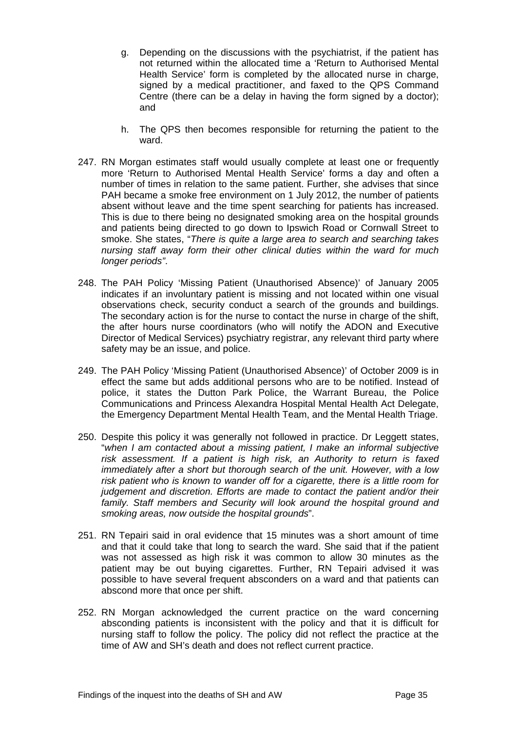g. Depending on the discussions with the psychiatrist, if the patient has not returned within the allocated time a 'Return to Authorised Mental Health Service' form is completed by the allocated nurse in charge, signed by a medical practitioner, and faxed to the QPS Command Centre (there can be a delay in having the form signed by a doctor); and

h. The QPS then becomes responsible for returning the patient to the ward.

247. RN Morgan estimates staff would usually complete at least one or frequently more 'Return to Authorised Mental Health Service' forms a day and often a number of times in relation to the same patient. Further, she advises that since PAH became a smoke free environment on 1 July 2012, the number of patients absent without leave and the time spent searching for patients has increased. This is due to there being no designated smoking area on the hospital grounds and patients being directed to go down to Ipswich Road or Cornwall Street to smoke. She states, "*There is quite a large area to search and searching takes nursing staff away form their other clinical duties within the ward for much longer periods"*.

248. The PAH Policy 'Missing Patient (Unauthorised Absence)' of January 2005 indicates if an involuntary patient is missing and not located within one visual observations check, security conduct a search of the grounds and buildings. The secondary action is for the nurse to contact the nurse in charge of the shift, the after hours nurse coordinators (who will notify the ADON and Executive Director of Medical Services) psychiatry registrar, any relevant third party where safety may be an issue, and police.

249. The PAH Policy 'Missing Patient (Unauthorised Absence)' of October 2009 is in effect the same but adds additional persons who are to be notified. Instead of police, it states the Dutton Park Police, the Warrant Bureau, the Police Communications and Princess Alexandra Hospital Mental Health Act Delegate, the Emergency Department Mental Health Team, and the Mental Health Triage.

250. Despite this policy it was generally not followed in practice. Dr Leggett states, "*when I am contacted about a missing patient, I make an informal subjective risk assessment. If a patient is high risk, an Authority to return is faxed immediately after a short but thorough search of the unit. However, with a low risk patient who is known to wander off for a cigarette, there is a little room for judgement and discretion. Efforts are made to contact the patient and/or their family. Staff members and Security will look around the hospital ground and smoking areas, now outside the hospital grounds*".

251. RN Tepairi said in oral evidence that 15 minutes was a short amount of time and that it could take that long to search the ward. She said that if the patient was not assessed as high risk it was common to allow 30 minutes as the patient may be out buying cigarettes. Further, RN Tepairi advised it was possible to have several frequent absconders on a ward and that patients can abscond more that once per shift.

252. RN Morgan acknowledged the current practice on the ward concerning absconding patients is inconsistent with the policy and that it is difficult for nursing staff to follow the policy. The policy did not reflect the practice at the time of AW and SH's death and does not reflect current practice.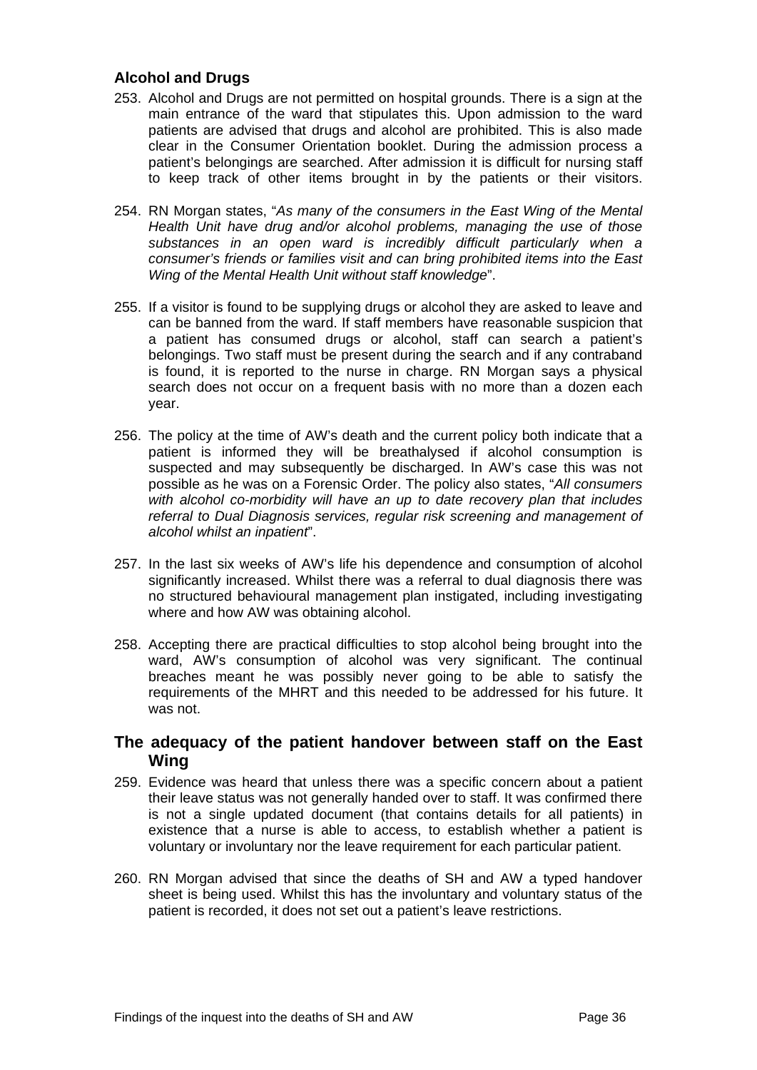### Alcohol and Drugs

253. Alcohol and Drugs are not permitted on hospital grounds. There is a sign at the main entrance of the ward that stipulates this. Upon admission to the ward patients are advised that drugs and alcohol are prohibited. This is also made clear in the Consumer Orientation booklet. During the admission process a patient's belongings are searched. After admission it is difficult for nursing staff to keep track of other items brought in by the patients or their visitors.

254. RN Morgan states, "*As many of the consumers in the East Wing of the Mental Health Unit have drug and/or alcohol problems, managing the use of those substances in an open ward is incredibly difficult particularly when a consumer's friends or families visit and can bring prohibited items into the East Wing of the Mental Health Unit without staff knowledge*".

255. If a visitor is found to be supplying drugs or alcohol they are asked to leave and can be banned from the ward. If staff members have reasonable suspicion that a patient has consumed drugs or alcohol, staff can search a patient's belongings. Two staff must be present during the search and if any contraband is found, it is reported to the nurse in charge. RN Morgan says a physical search does not occur on a frequent basis with no more than a dozen each year.

256. The policy at the time of AW's death and the current policy both indicate that a patient is informed they will be breathalysed if alcohol consumption is suspected and may subsequently be discharged. In AW's case this was not possible as he was on a Forensic Order. The policy also states, "*All consumers with alcohol co-morbidity will have an up to date recovery plan that includes referral to Dual Diagnosis services, regular risk screening and management of alcohol whilst an inpatient*".

257. In the last six weeks of AW's life his dependence and consumption of alcohol significantly increased. Whilst there was a referral to dual diagnosis there was no structured behavioural management plan instigated, including investigating where and how AW was obtaining alcohol.

258. Accepting there are practical difficulties to stop alcohol being brought into the ward, AW's consumption of alcohol was very significant. The continual breaches meant he was possibly never going to be able to satisfy the requirements of the MHRT and this needed to be addressed for his future. It was not.

## The adequacy of the patient handover between staff on the East Wing

259. Evidence was heard that unless there was a specific concern about a patient their leave status was not generally handed over to staff. It was confirmed there is not a single updated document (that contains details for all patients) in existence that a nurse is able to access, to establish whether a patient is voluntary or involuntary nor the leave requirement for each particular patient.

260. RN Morgan advised that since the deaths of SH and AW a typed handover sheet is being used. Whilst this has the involuntary and voluntary status of the patient is recorded, it does not set out a patient's leave restrictions.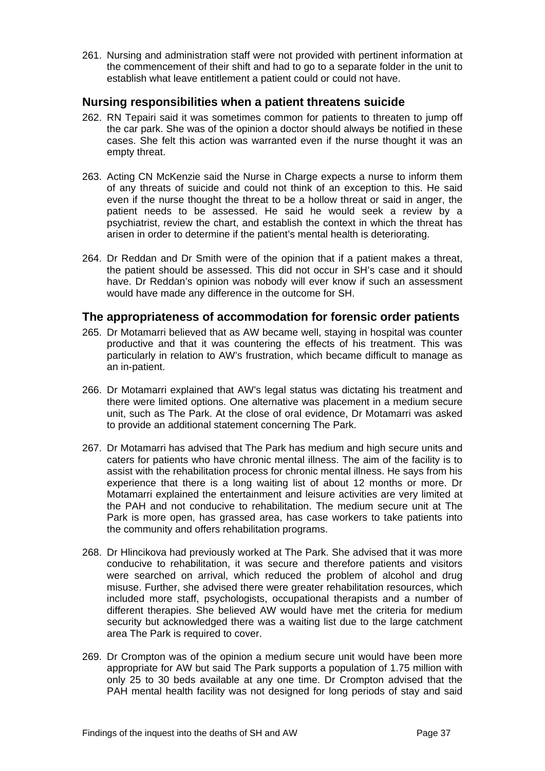261. Nursing and administration staff were not provided with pertinent information at the commencement of their shift and had to go to a separate folder in the unit to establish what leave entitlement a patient could or could not have.

## Nursing responsibilities when a patient threatens suicide

262. RN Tepairi said it was sometimes common for patients to threaten to jump off the car park. She was of the opinion a doctor should always be notified in these cases. She felt this action was warranted even if the nurse thought it was an empty threat.

263. Acting CN McKenzie said the Nurse in Charge expects a nurse to inform them of any threats of suicide and could not think of an exception to this. He said even if the nurse thought the threat to be a hollow threat or said in anger, the patient needs to be assessed. He said he would seek a review by a psychiatrist, review the chart, and establish the context in which the threat has arisen in order to determine if the patient's mental health is deteriorating.

264. Dr Reddan and Dr Smith were of the opinion that if a patient makes a threat, the patient should be assessed. This did not occur in SH's case and it should have. Dr Reddan's opinion was nobody will ever know if such an assessment would have made any difference in the outcome for SH.

## The appropriateness of accommodation for forensic order patients

265. Dr Motamarri believed that as AW became well, staying in hospital was counter productive and that it was countering the effects of his treatment. This was particularly in relation to AW's frustration, which became difficult to manage as an in-patient.

266. Dr Motamarri explained that AW's legal status was dictating his treatment and there were limited options. One alternative was placement in a medium secure unit, such as The Park. At the close of oral evidence, Dr Motamarri was asked to provide an additional statement concerning The Park.

267. Dr Motamarri has advised that The Park has medium and high secure units and caters for patients who have chronic mental illness. The aim of the facility is to assist with the rehabilitation process for chronic mental illness. He says from his experience that there is a long waiting list of about 12 months or more. Dr Motamarri explained the entertainment and leisure activities are very limited at the PAH and not conducive to rehabilitation. The medium secure unit at The Park is more open, has grassed area, has case workers to take patients into the community and offers rehabilitation programs.

268. Dr Hlincikova had previously worked at The Park. She advised that it was more conducive to rehabilitation, it was secure and therefore patients and visitors were searched on arrival, which reduced the problem of alcohol and drug misuse. Further, she advised there were greater rehabilitation resources, which included more staff, psychologists, occupational therapists and a number of different therapies. She believed AW would have met the criteria for medium security but acknowledged there was a waiting list due to the large catchment area The Park is required to cover.

269. Dr Crompton was of the opinion a medium secure unit would have been more appropriate for AW but said The Park supports a population of 1.75 million with only 25 to 30 beds available at any one time. Dr Crompton advised that the PAH mental health facility was not designed for long periods of stay and said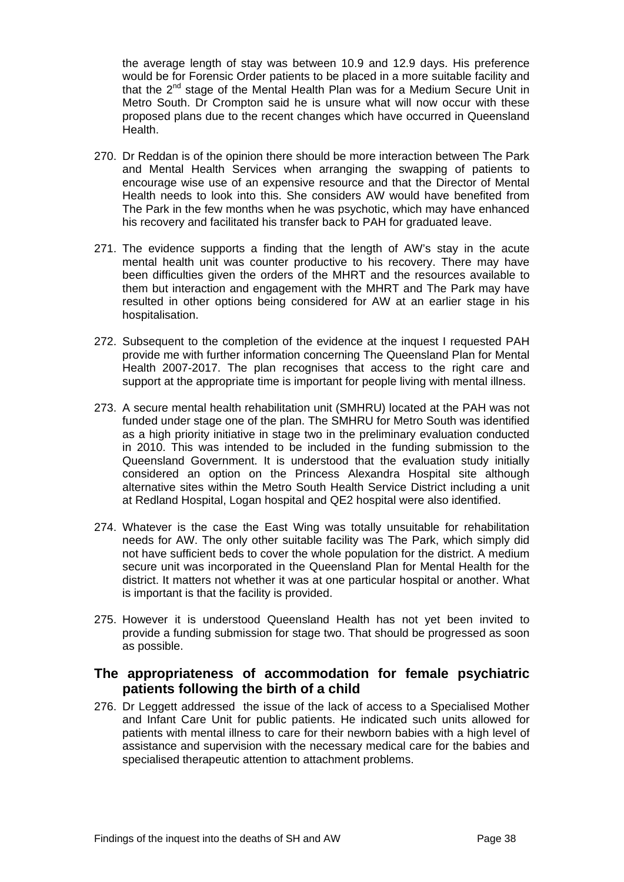the average length of stay was between 10.9 and 12.9 days. His preference would be for Forensic Order patients to be placed in a more suitable facility and that the 2nd stage of the Mental Health Plan was for a Medium Secure Unit in Metro South. Dr Crompton said he is unsure what will now occur with these proposed plans due to the recent changes which have occurred in Queensland Health.

270. Dr Reddan is of the opinion there should be more interaction between The Park and Mental Health Services when arranging the swapping of patients to encourage wise use of an expensive resource and that the Director of Mental Health needs to look into this. She considers AW would have benefited from The Park in the few months when he was psychotic, which may have enhanced his recovery and facilitated his transfer back to PAH for graduated leave.

271. The evidence supports a finding that the length of AW's stay in the acute mental health unit was counter productive to his recovery. There may have been difficulties given the orders of the MHRT and the resources available to them but interaction and engagement with the MHRT and The Park may have resulted in other options being considered for AW at an earlier stage in his hospitalisation.

272. Subsequent to the completion of the evidence at the inquest I requested PAH provide me with further information concerning The Queensland Plan for Mental Health 2007-2017. The plan recognises that access to the right care and support at the appropriate time is important for people living with mental illness.

273. A secure mental health rehabilitation unit (SMHRU) located at the PAH was not funded under stage one of the plan. The SMHRU for Metro South was identified as a high priority initiative in stage two in the preliminary evaluation conducted in 2010. This was intended to be included in the funding submission to the Queensland Government. It is understood that the evaluation study initially considered an option on the Princess Alexandra Hospital site although alternative sites within the Metro South Health Service District including a unit at Redland Hospital, Logan hospital and QE2 hospital were also identified.

274. Whatever is the case the East Wing was totally unsuitable for rehabilitation needs for AW. The only other suitable facility was The Park, which simply did not have sufficient beds to cover the whole population for the district. A medium secure unit was incorporated in the Queensland Plan for Mental Health for the district. It matters not whether it was at one particular hospital or another. What is important is that the facility is provided.

275. However it is understood Queensland Health has not yet been invited to provide a funding submission for stage two. That should be progressed as soon as possible.

## The appropriateness of accommodation for female psychiatric patients following the birth of a child

276. Dr Leggett addressed the issue of the lack of access to a Specialised Mother and Infant Care Unit for public patients. He indicated such units allowed for patients with mental illness to care for their newborn babies with a high level of assistance and supervision with the necessary medical care for the babies and specialised therapeutic attention to attachment problems.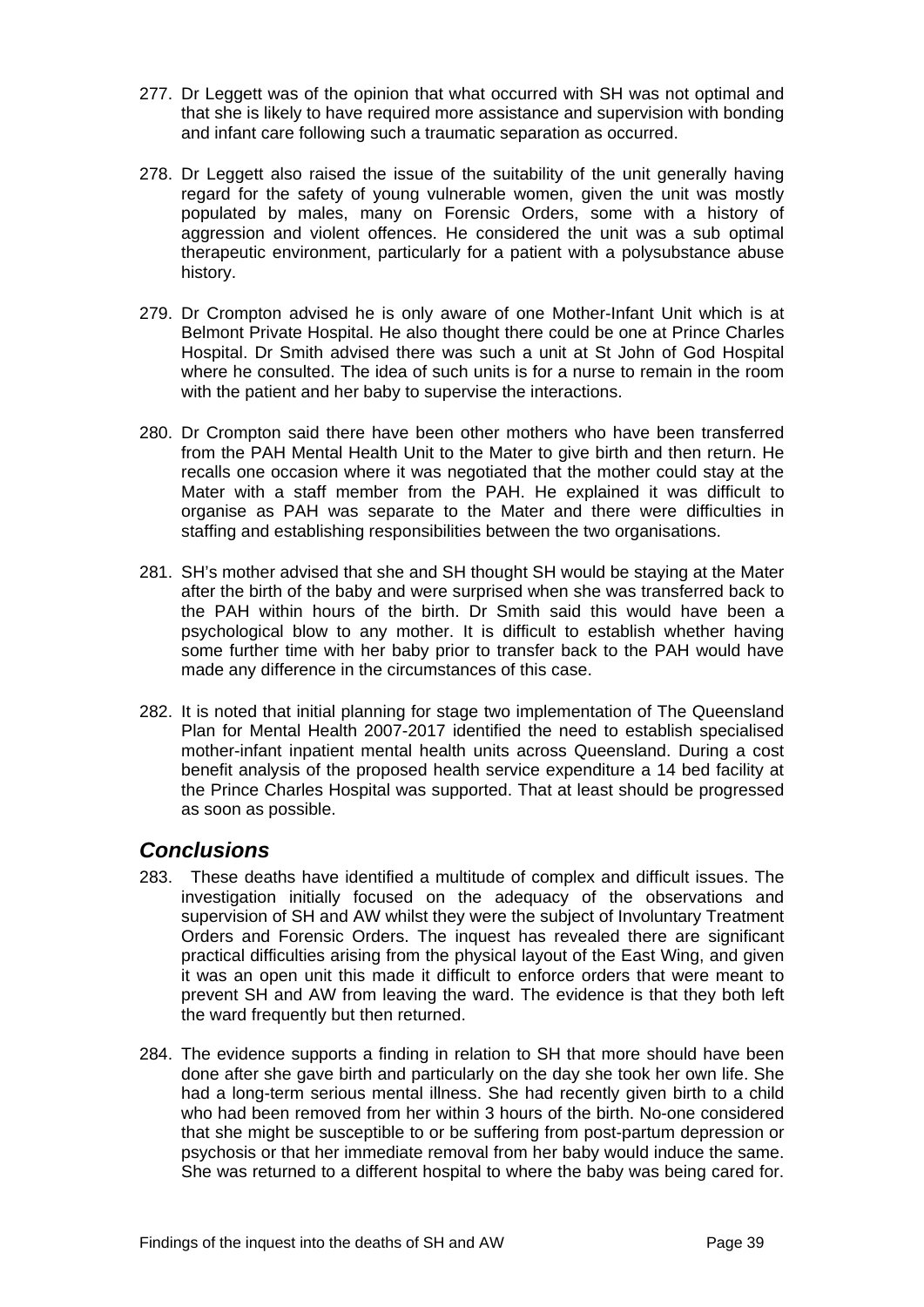277. Dr Leggett was of the opinion that what occurred with SH was not optimal and that she is likely to have required more assistance and supervision with bonding and infant care following such a traumatic separation as occurred.

278. Dr Leggett also raised the issue of the suitability of the unit generally having regard for the safety of young vulnerable women, given the unit was mostly populated by males, many on Forensic Orders, some with a history of aggression and violent offences. He considered the unit was a sub optimal therapeutic environment, particularly for a patient with a polysubstance abuse history.

279. Dr Crompton advised he is only aware of one Mother-Infant Unit which is at Belmont Private Hospital. He also thought there could be one at Prince Charles Hospital. Dr Smith advised there was such a unit at St John of God Hospital where he consulted. The idea of such units is for a nurse to remain in the room with the patient and her baby to supervise the interactions.

280. Dr Crompton said there have been other mothers who have been transferred from the PAH Mental Health Unit to the Mater to give birth and then return. He recalls one occasion where it was negotiated that the mother could stay at the Mater with a staff member from the PAH. He explained it was difficult to organise as PAH was separate to the Mater and there were difficulties in staffing and establishing responsibilities between the two organisations.

281. SH's mother advised that she and SH thought SH would be staying at the Mater after the birth of the baby and were surprised when she was transferred back to the PAH within hours of the birth. Dr Smith said this would have been a psychological blow to any mother. It is difficult to establish whether having some further time with her baby prior to transfer back to the PAH would have made any difference in the circumstances of this case.

282. It is noted that initial planning for stage two implementation of The Queensland Plan for Mental Health 2007-2017 identified the need to establish specialised mother-infant inpatient mental health units across Queensland. During a cost benefit analysis of the proposed health service expenditure a 14 bed facility at the Prince Charles Hospital was supported. That at least should be progressed as soon as possible.

## *Conclusions*

283. These deaths have identified a multitude of complex and difficult issues. The investigation initially focused on the adequacy of the observations and supervision of SH and AW whilst they were the subject of Involuntary Treatment Orders and Forensic Orders. The inquest has revealed there are significant practical difficulties arising from the physical layout of the East Wing, and given it was an open unit this made it difficult to enforce orders that were meant to prevent SH and AW from leaving the ward. The evidence is that they both left the ward frequently but then returned.

284. The evidence supports a finding in relation to SH that more should have been done after she gave birth and particularly on the day she took her own life. She had a long-term serious mental illness. She had recently given birth to a child who had been removed from her within 3 hours of the birth. No-one considered that she might be susceptible to or be suffering from post-partum depression or psychosis or that her immediate removal from her baby would induce the same. She was returned to a different hospital to where the baby was being cared for.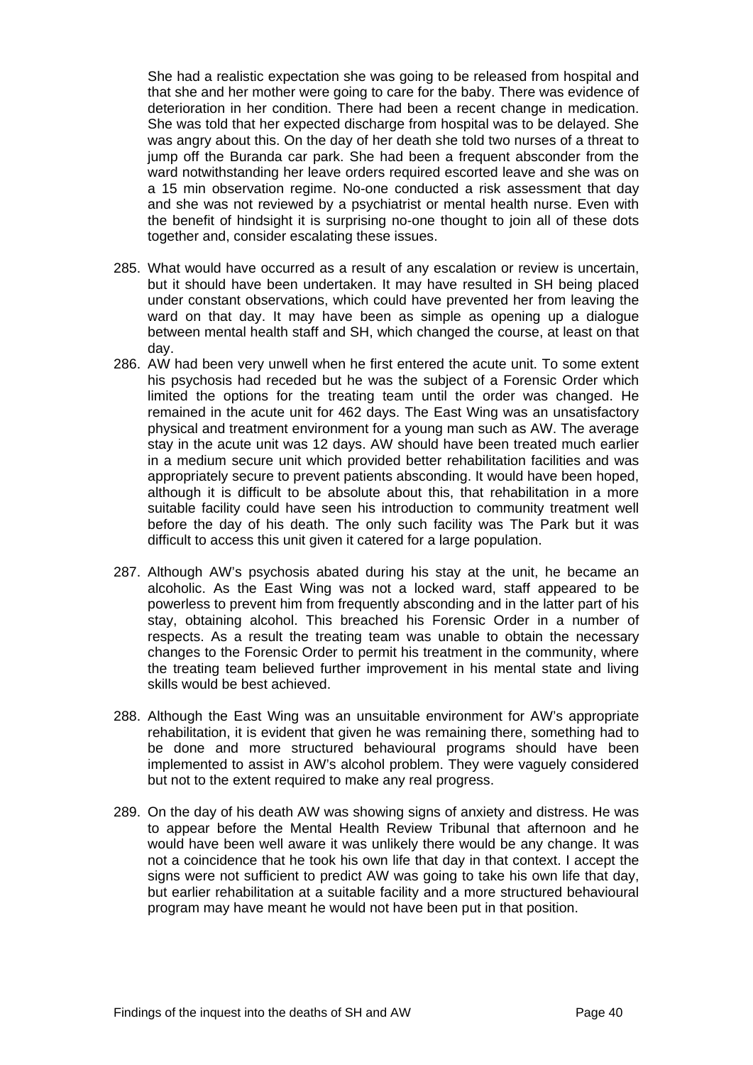She had a realistic expectation she was going to be released from hospital and that she and her mother were going to care for the baby. There was evidence of deterioration in her condition. There had been a recent change in medication. She was told that her expected discharge from hospital was to be delayed. She was angry about this. On the day of her death she told two nurses of a threat to jump off the Buranda car park. She had been a frequent absconder from the ward notwithstanding her leave orders required escorted leave and she was on a 15 min observation regime. No-one conducted a risk assessment that day and she was not reviewed by a psychiatrist or mental health nurse. Even with the benefit of hindsight it is surprising no-one thought to join all of these dots together and, consider escalating these issues.

285. What would have occurred as a result of any escalation or review is uncertain, but it should have been undertaken. It may have resulted in SH being placed under constant observations, which could have prevented her from leaving the ward on that day. It may have been as simple as opening up a dialogue between mental health staff and SH, which changed the course, at least on that day.

286. AW had been very unwell when he first entered the acute unit. To some extent his psychosis had receded but he was the subject of a Forensic Order which limited the options for the treating team until the order was changed. He remained in the acute unit for 462 days. The East Wing was an unsatisfactory physical and treatment environment for a young man such as AW. The average stay in the acute unit was 12 days. AW should have been treated much earlier in a medium secure unit which provided better rehabilitation facilities and was appropriately secure to prevent patients absconding. It would have been hoped, although it is difficult to be absolute about this, that rehabilitation in a more suitable facility could have seen his introduction to community treatment well before the day of his death. The only such facility was The Park but it was difficult to access this unit given it catered for a large population.

287. Although AW's psychosis abated during his stay at the unit, he became an alcoholic. As the East Wing was not a locked ward, staff appeared to be powerless to prevent him from frequently absconding and in the latter part of his stay, obtaining alcohol. This breached his Forensic Order in a number of respects. As a result the treating team was unable to obtain the necessary changes to the Forensic Order to permit his treatment in the community, where the treating team believed further improvement in his mental state and living skills would be best achieved.

288. Although the East Wing was an unsuitable environment for AW's appropriate rehabilitation, it is evident that given he was remaining there, something had to be done and more structured behavioural programs should have been implemented to assist in AW's alcohol problem. They were vaguely considered but not to the extent required to make any real progress.

289. On the day of his death AW was showing signs of anxiety and distress. He was to appear before the Mental Health Review Tribunal that afternoon and he would have been well aware it was unlikely there would be any change. It was not a coincidence that he took his own life that day in that context. I accept the signs were not sufficient to predict AW was going to take his own life that day, but earlier rehabilitation at a suitable facility and a more structured behavioural program may have meant he would not have been put in that position.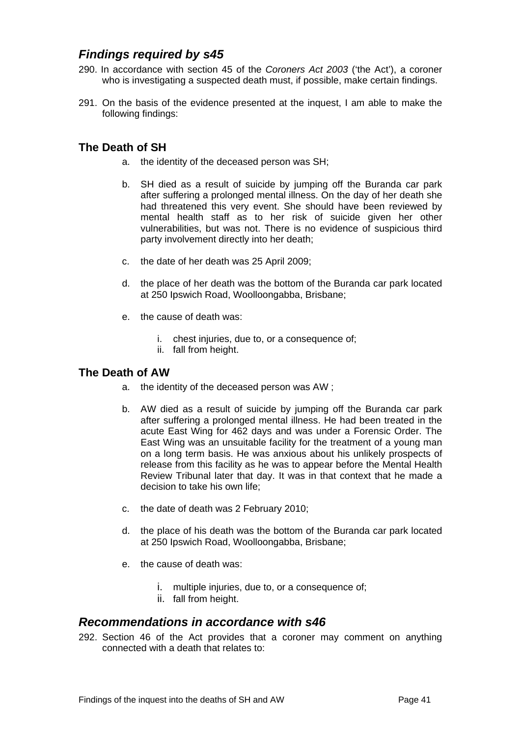## *Findings required by s45*

290. In accordance with section 45 of the *Coroners Act 2003* ('the Act'), a coroner who is investigating a suspected death must, if possible, make certain findings.

291. On the basis of the evidence presented at the inquest, I am able to make the following findings:

### The Death of SH

a. the identity of the deceased person was SH;

b. SH died as a result of suicide by jumping off the Buranda car park after suffering a prolonged mental illness. On the day of her death she had threatened this very event. She should have been reviewed by mental health staff as to her risk of suicide given her other vulnerabilities, but was not. There is no evidence of suspicious third party involvement directly into her death;

c. the date of her death was 25 April 2009;

d. the place of her death was the bottom of the Buranda car park located at 250 Ipswich Road, Woolloongabba, Brisbane;

e. the cause of death was:

   i. chest injuries, due to, or a consequence of;
   ii. fall from height.

### The Death of AW

a. the identity of the deceased person was AW ;

b. AW died as a result of suicide by jumping off the Buranda car park after suffering a prolonged mental illness. He had been treated in the acute East Wing for 462 days and was under a Forensic Order. The East Wing was an unsuitable facility for the treatment of a young man on a long term basis. He was anxious about his unlikely prospects of release from this facility as he was to appear before the Mental Health Review Tribunal later that day. It was in that context that he made a decision to take his own life;

c. the date of death was 2 February 2010;

d. the place of his death was the bottom of the Buranda car park located at 250 Ipswich Road, Woolloongabba, Brisbane;

e. the cause of death was:

   i. multiple injuries, due to, or a consequence of;
   ii. fall from height.

## *Recommendations in accordance with s46*

292. Section 46 of the Act provides that a coroner may comment on anything connected with a death that relates to: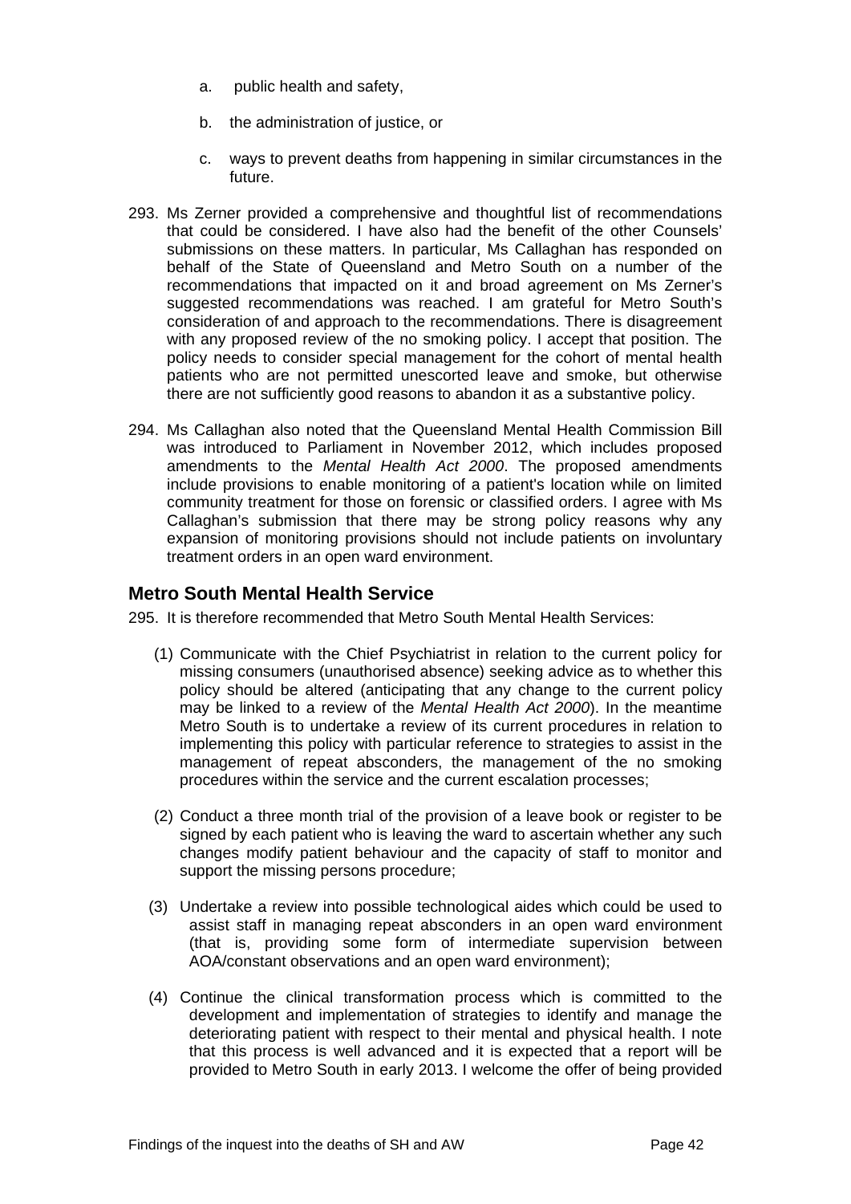a. public health and safety,

b. the administration of justice, or

c. ways to prevent deaths from happening in similar circumstances in the future.

293. Ms Zerner provided a comprehensive and thoughtful list of recommendations that could be considered. I have also had the benefit of the other Counsels' submissions on these matters. In particular, Ms Callaghan has responded on behalf of the State of Queensland and Metro South on a number of the recommendations that impacted on it and broad agreement on Ms Zerner's suggested recommendations was reached. I am grateful for Metro South's consideration of and approach to the recommendations. There is disagreement with any proposed review of the no smoking policy. I accept that position. The policy needs to consider special management for the cohort of mental health patients who are not permitted unescorted leave and smoke, but otherwise there are not sufficiently good reasons to abandon it as a substantive policy.

294. Ms Callaghan also noted that the Queensland Mental Health Commission Bill was introduced to Parliament in November 2012, which includes proposed amendments to the *Mental Health Act 2000*. The proposed amendments include provisions to enable monitoring of a patient's location while on limited community treatment for those on forensic or classified orders. I agree with Ms Callaghan's submission that there may be strong policy reasons why any expansion of monitoring provisions should not include patients on involuntary treatment orders in an open ward environment.

## Metro South Mental Health Service

295. It is therefore recommended that Metro South Mental Health Services:

(1) Communicate with the Chief Psychiatrist in relation to the current policy for missing consumers (unauthorised absence) seeking advice as to whether this policy should be altered (anticipating that any change to the current policy may be linked to a review of the *Mental Health Act 2000*). In the meantime Metro South is to undertake a review of its current procedures in relation to implementing this policy with particular reference to strategies to assist in the management of repeat absconders, the management of the no smoking procedures within the service and the current escalation processes;

(2) Conduct a three month trial of the provision of a leave book or register to be signed by each patient who is leaving the ward to ascertain whether any such changes modify patient behaviour and the capacity of staff to monitor and support the missing persons procedure;

(3) Undertake a review into possible technological aides which could be used to assist staff in managing repeat absconders in an open ward environment (that is, providing some form of intermediate supervision between AOA/constant observations and an open ward environment);

(4) Continue the clinical transformation process which is committed to the development and implementation of strategies to identify and manage the deteriorating patient with respect to their mental and physical health. I note that this process is well advanced and it is expected that a report will be provided to Metro South in early 2013. I welcome the offer of being provided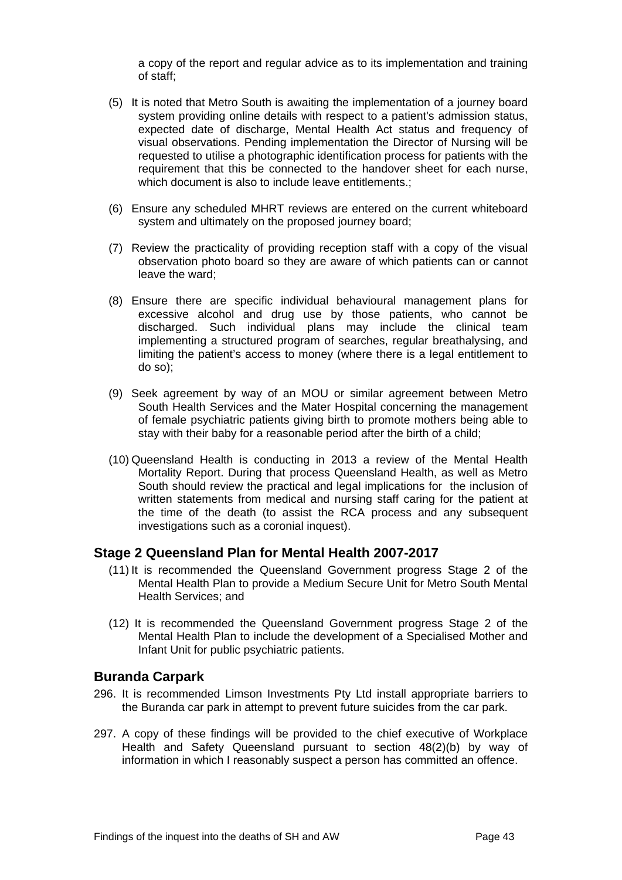a copy of the report and regular advice as to its implementation and training of staff;

(5) It is noted that Metro South is awaiting the implementation of a journey board system providing online details with respect to a patient's admission status, expected date of discharge, Mental Health Act status and frequency of visual observations. Pending implementation the Director of Nursing will be requested to utilise a photographic identification process for patients with the requirement that this be connected to the handover sheet for each nurse, which document is also to include leave entitlements.;

(6) Ensure any scheduled MHRT reviews are entered on the current whiteboard system and ultimately on the proposed journey board;

(7) Review the practicality of providing reception staff with a copy of the visual observation photo board so they are aware of which patients can or cannot leave the ward;

(8) Ensure there are specific individual behavioural management plans for excessive alcohol and drug use by those patients, who cannot be discharged. Such individual plans may include the clinical team implementing a structured program of searches, regular breathalysing, and limiting the patient's access to money (where there is a legal entitlement to do so);

(9) Seek agreement by way of an MOU or similar agreement between Metro South Health Services and the Mater Hospital concerning the management of female psychiatric patients giving birth to promote mothers being able to stay with their baby for a reasonable period after the birth of a child;

(10) Queensland Health is conducting in 2013 a review of the Mental Health Mortality Report. During that process Queensland Health, as well as Metro South should review the practical and legal implications for the inclusion of written statements from medical and nursing staff caring for the patient at the time of the death (to assist the RCA process and any subsequent investigations such as a coronial inquest).

## Stage 2 Queensland Plan for Mental Health 2007-2017

(11) It is recommended the Queensland Government progress Stage 2 of the Mental Health Plan to provide a Medium Secure Unit for Metro South Mental Health Services; and

(12) It is recommended the Queensland Government progress Stage 2 of the Mental Health Plan to include the development of a Specialised Mother and Infant Unit for public psychiatric patients.

## Buranda Carpark

296. It is recommended Limson Investments Pty Ltd install appropriate barriers to the Buranda car park in attempt to prevent future suicides from the car park.

297. A copy of these findings will be provided to the chief executive of Workplace Health and Safety Queensland pursuant to section 48(2)(b) by way of information in which I reasonably suspect a person has committed an offence.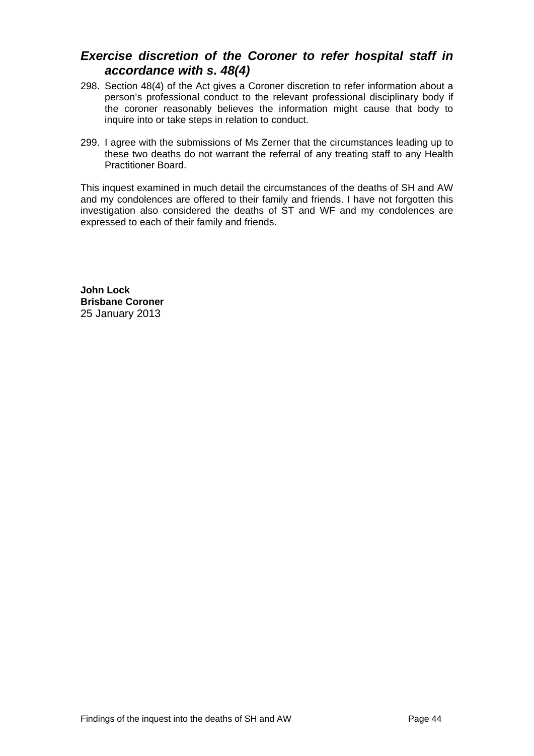### *Exercise discretion of the Coroner to refer hospital staff in accordance with s. 48(4)*

298. Section 48(4) of the Act gives a Coroner discretion to refer information about a person's professional conduct to the relevant professional disciplinary body if the coroner reasonably believes the information might cause that body to inquire into or take steps in relation to conduct.

299. I agree with the submissions of Ms Zerner that the circumstances leading up to these two deaths do not warrant the referral of any treating staff to any Health Practitioner Board.

This inquest examined in much detail the circumstances of the deaths of SH and AW and my condolences are offered to their family and friends. I have not forgotten this investigation also considered the deaths of ST and WF and my condolences are expressed to each of their family and friends.

**John Lock**
**Brisbane Coroner**
25 January 2013